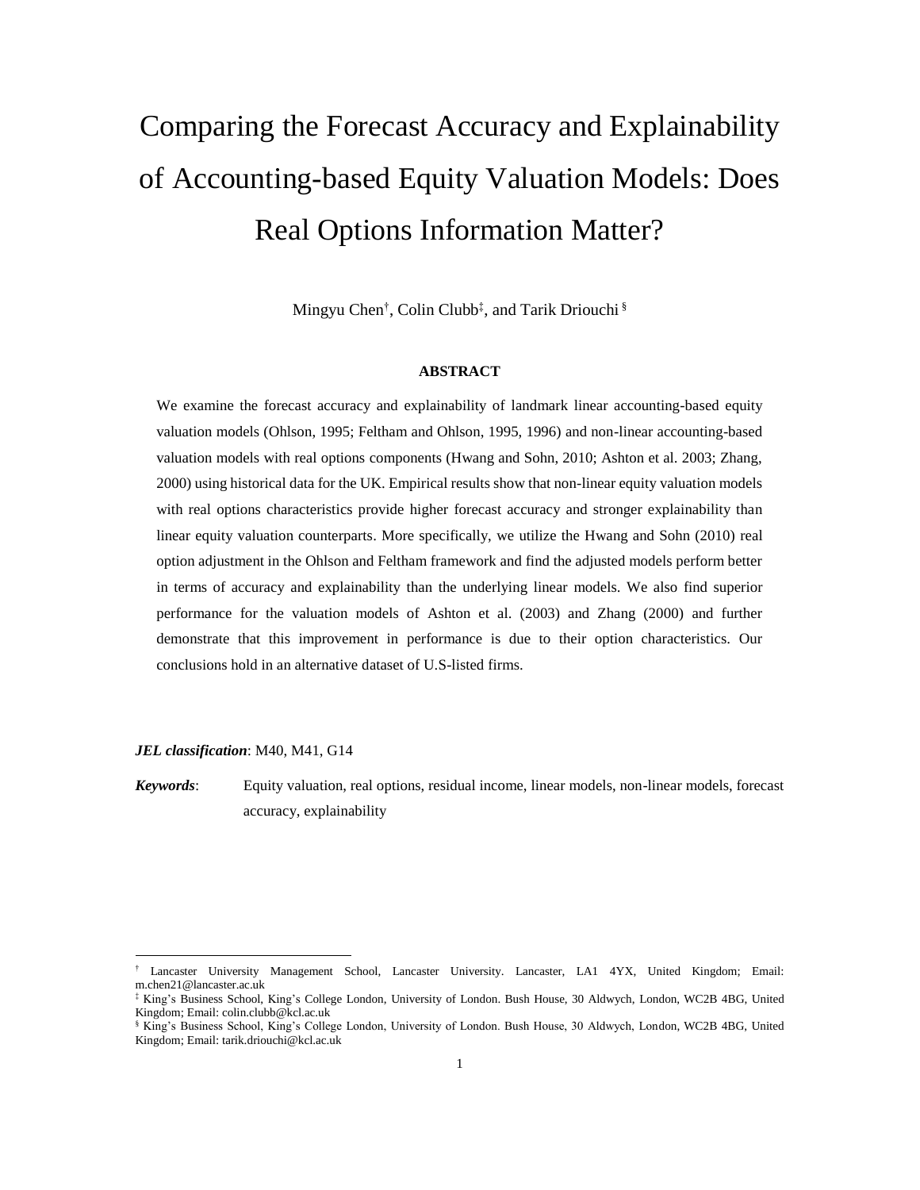# Comparing the Forecast Accuracy and Explainability of Accounting-based Equity Valuation Models: Does Real Options Information Matter?

Mingyu Chen[†], Colin Clubb[‡], and Tarik Driouchi[§]

**ABSTRACT**

We examine the forecast accuracy and explainability of landmark linear accounting-based equity valuation models (Ohlson, 1995; Feltham and Ohlson, 1995, 1996) and non-linear accounting-based valuation models with real options components (Hwang and Sohn, 2010; Ashton et al. 2003; Zhang, 2000) using historical data for the UK. Empirical results show that non-linear equity valuation models with real options characteristics provide higher forecast accuracy and stronger explainability than linear equity valuation counterparts. More specifically, we utilize the Hwang and Sohn (2010) real option adjustment in the Ohlson and Feltham framework and find the adjusted models perform better in terms of accuracy and explainability than the underlying linear models. We also find superior performance for the valuation models of Ashton et al. (2003) and Zhang (2000) and further demonstrate that this improvement in performance is due to their option characteristics. Our conclusions hold in an alternative dataset of U.S-listed firms.

***JEL classification***: M40, M41, G14

***Keywords***: Equity valuation, real options, residual income, linear models, non-linear models, forecast accuracy, explainability

---

[†] Lancaster University Management School, Lancaster University. Lancaster, LA1 4YX, United Kingdom; Email: m.chen21@lancaster.ac.uk

[‡] King's Business School, King's College London, University of London. Bush House, 30 Aldwych, London, WC2B 4BG, United Kingdom; Email: colin.clubb@kcl.ac.uk

[§] King's Business School, King's College London, University of London. Bush House, 30 Aldwych, London, WC2B 4BG, United Kingdom; Email: tarik.driouchi@kcl.ac.uk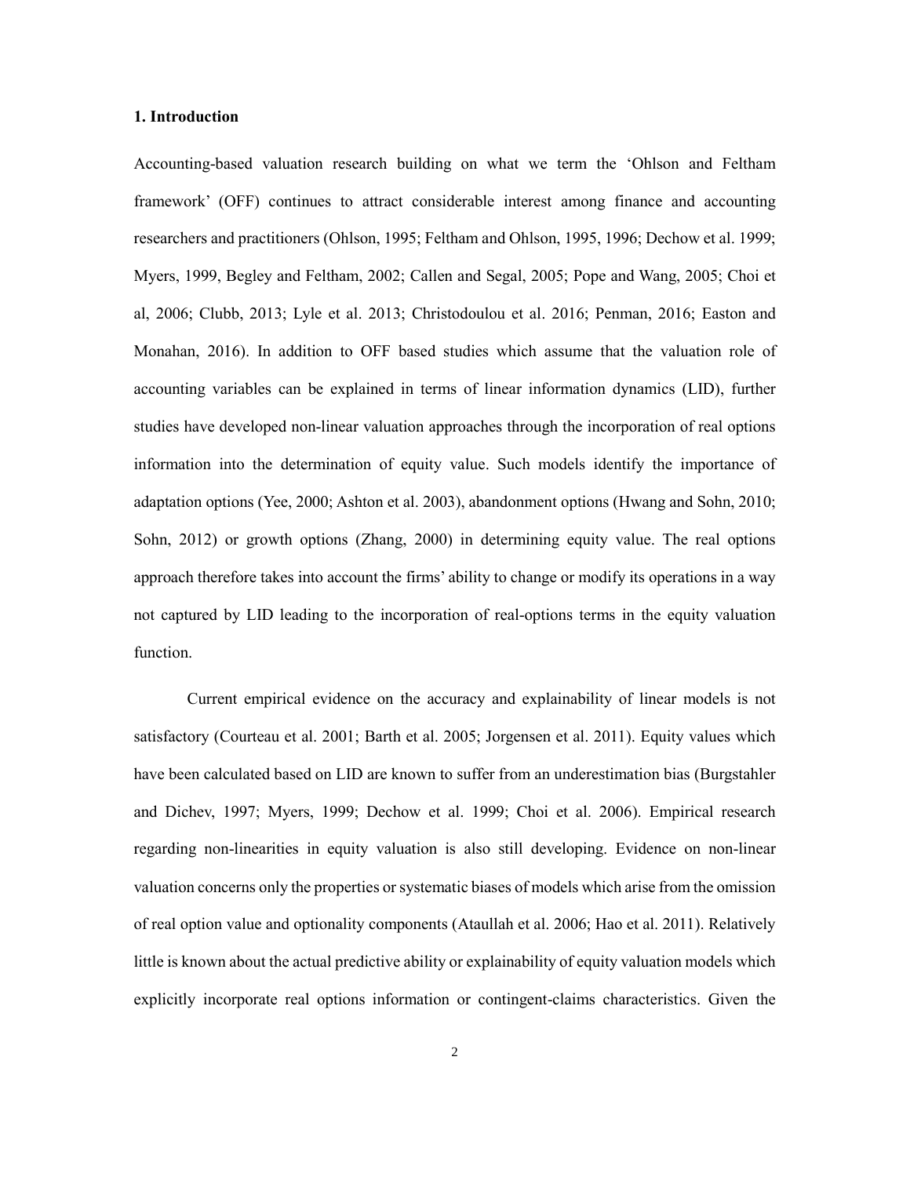## 1. Introduction

Accounting-based valuation research building on what we term the 'Ohlson and Feltham framework' (OFF) continues to attract considerable interest among finance and accounting researchers and practitioners (Ohlson, 1995; Feltham and Ohlson, 1995, 1996; Dechow et al. 1999; Myers, 1999, Begley and Feltham, 2002; Callen and Segal, 2005; Pope and Wang, 2005; Choi et al, 2006; Clubb, 2013; Lyle et al. 2013; Christodoulou et al. 2016; Penman, 2016; Easton and Monahan, 2016). In addition to OFF based studies which assume that the valuation role of accounting variables can be explained in terms of linear information dynamics (LID), further studies have developed non-linear valuation approaches through the incorporation of real options information into the determination of equity value. Such models identify the importance of adaptation options (Yee, 2000; Ashton et al. 2003), abandonment options (Hwang and Sohn, 2010; Sohn, 2012) or growth options (Zhang, 2000) in determining equity value. The real options approach therefore takes into account the firms' ability to change or modify its operations in a way not captured by LID leading to the incorporation of real-options terms in the equity valuation function.

Current empirical evidence on the accuracy and explainability of linear models is not satisfactory (Courteau et al. 2001; Barth et al. 2005; Jorgensen et al. 2011). Equity values which have been calculated based on LID are known to suffer from an underestimation bias (Burgstahler and Dichev, 1997; Myers, 1999; Dechow et al. 1999; Choi et al. 2006). Empirical research regarding non-linearities in equity valuation is also still developing. Evidence on non-linear valuation concerns only the properties or systematic biases of models which arise from the omission of real option value and optionality components (Ataullah et al. 2006; Hao et al. 2011). Relatively little is known about the actual predictive ability or explainability of equity valuation models which explicitly incorporate real options information or contingent-claims characteristics. Given the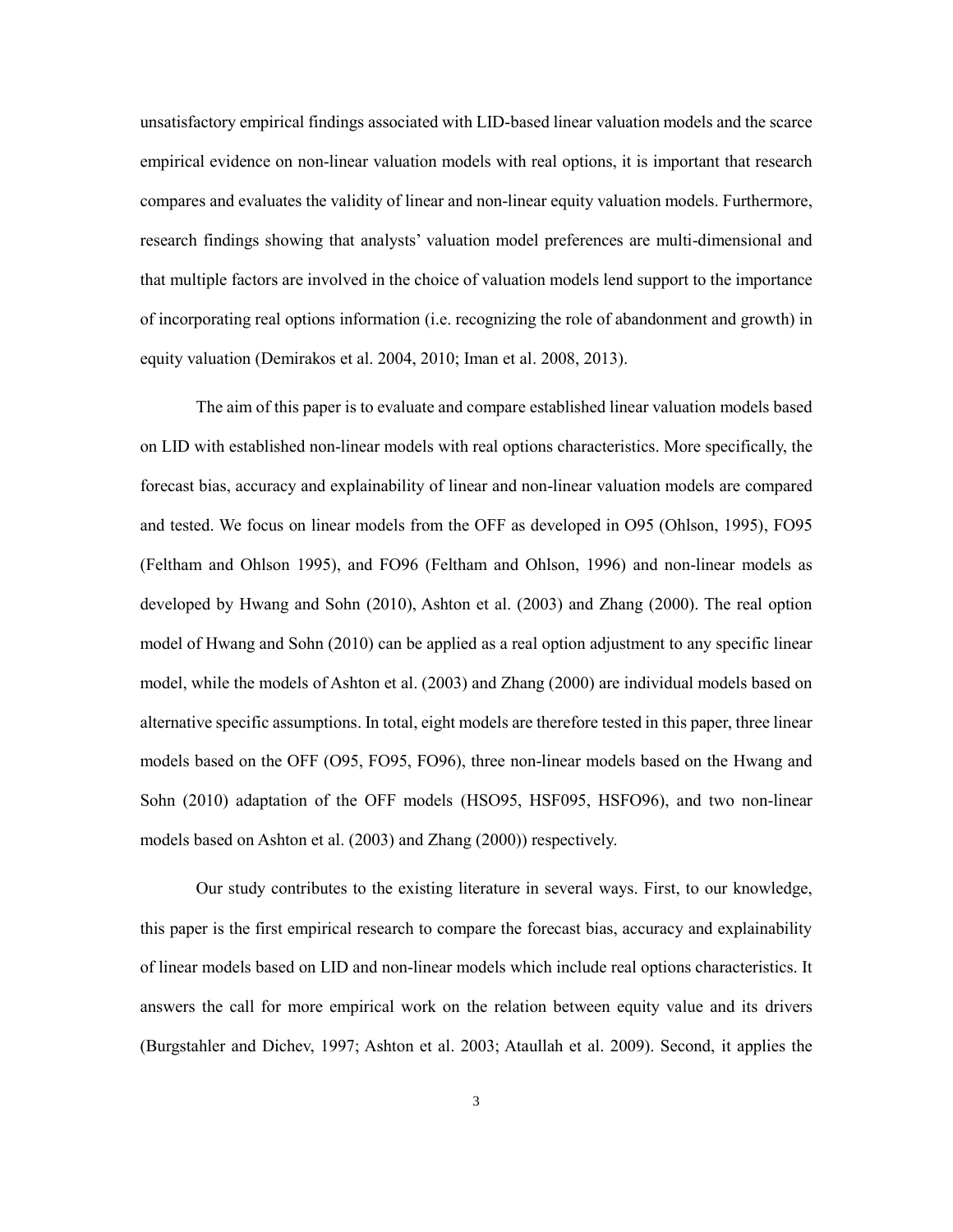unsatisfactory empirical findings associated with LID-based linear valuation models and the scarce empirical evidence on non-linear valuation models with real options, it is important that research compares and evaluates the validity of linear and non-linear equity valuation models. Furthermore, research findings showing that analysts' valuation model preferences are multi-dimensional and that multiple factors are involved in the choice of valuation models lend support to the importance of incorporating real options information (i.e. recognizing the role of abandonment and growth) in equity valuation (Demirakos et al. 2004, 2010; Iman et al. 2008, 2013).

The aim of this paper is to evaluate and compare established linear valuation models based on LID with established non-linear models with real options characteristics. More specifically, the forecast bias, accuracy and explainability of linear and non-linear valuation models are compared and tested. We focus on linear models from the OFF as developed in O95 (Ohlson, 1995), FO95 (Feltham and Ohlson 1995), and FO96 (Feltham and Ohlson, 1996) and non-linear models as developed by Hwang and Sohn (2010), Ashton et al. (2003) and Zhang (2000). The real option model of Hwang and Sohn (2010) can be applied as a real option adjustment to any specific linear model, while the models of Ashton et al. (2003) and Zhang (2000) are individual models based on alternative specific assumptions. In total, eight models are therefore tested in this paper, three linear models based on the OFF (O95, FO95, FO96), three non-linear models based on the Hwang and Sohn (2010) adaptation of the OFF models (HSO95, HSF095, HSFO96), and two non-linear models based on Ashton et al. (2003) and Zhang (2000)) respectively.

Our study contributes to the existing literature in several ways. First, to our knowledge, this paper is the first empirical research to compare the forecast bias, accuracy and explainability of linear models based on LID and non-linear models which include real options characteristics. It answers the call for more empirical work on the relation between equity value and its drivers (Burgstahler and Dichev, 1997; Ashton et al. 2003; Ataullah et al. 2009). Second, it applies the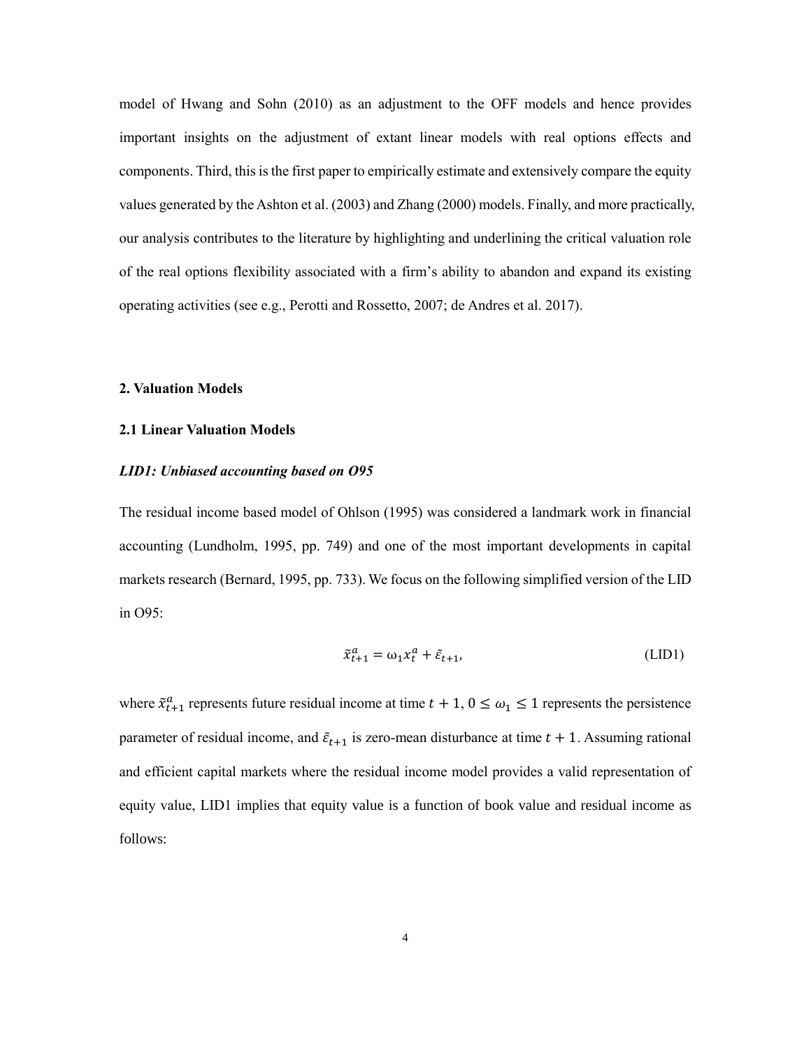model of Hwang and Sohn (2010) as an adjustment to the OFF models and hence provides important insights on the adjustment of extant linear models with real options effects and components. Third, this is the first paper to empirically estimate and extensively compare the equity values generated by the Ashton et al. (2003) and Zhang (2000) models. Finally, and more practically, our analysis contributes to the literature by highlighting and underlining the critical valuation role of the real options flexibility associated with a firm's ability to abandon and expand its existing operating activities (see e.g., Perotti and Rossetto, 2007; de Andres et al. 2017).

## 2. Valuation Models

### 2.1 Linear Valuation Models

#### *LID1: Unbiased accounting based on O95*

The residual income based model of Ohlson (1995) was considered a landmark work in financial accounting (Lundholm, 1995, pp. 749) and one of the most important developments in capital markets research (Bernard, 1995, pp. 733). We focus on the following simplified version of the LID in O95:

$$\tilde{x}^a_{t+1} = \omega_1 x^a_t + \tilde{\varepsilon}_{t+1}, \tag{LID1}$$

where $\tilde{x}^a_{t+1}$ represents future residual income at time $t+1$, $0 \leq \omega_1 \leq 1$ represents the persistence parameter of residual income, and $\tilde{\varepsilon}_{t+1}$ is zero-mean disturbance at time $t+1$. Assuming rational and efficient capital markets where the residual income model provides a valid representation of equity value, LID1 implies that equity value is a function of book value and residual income as follows: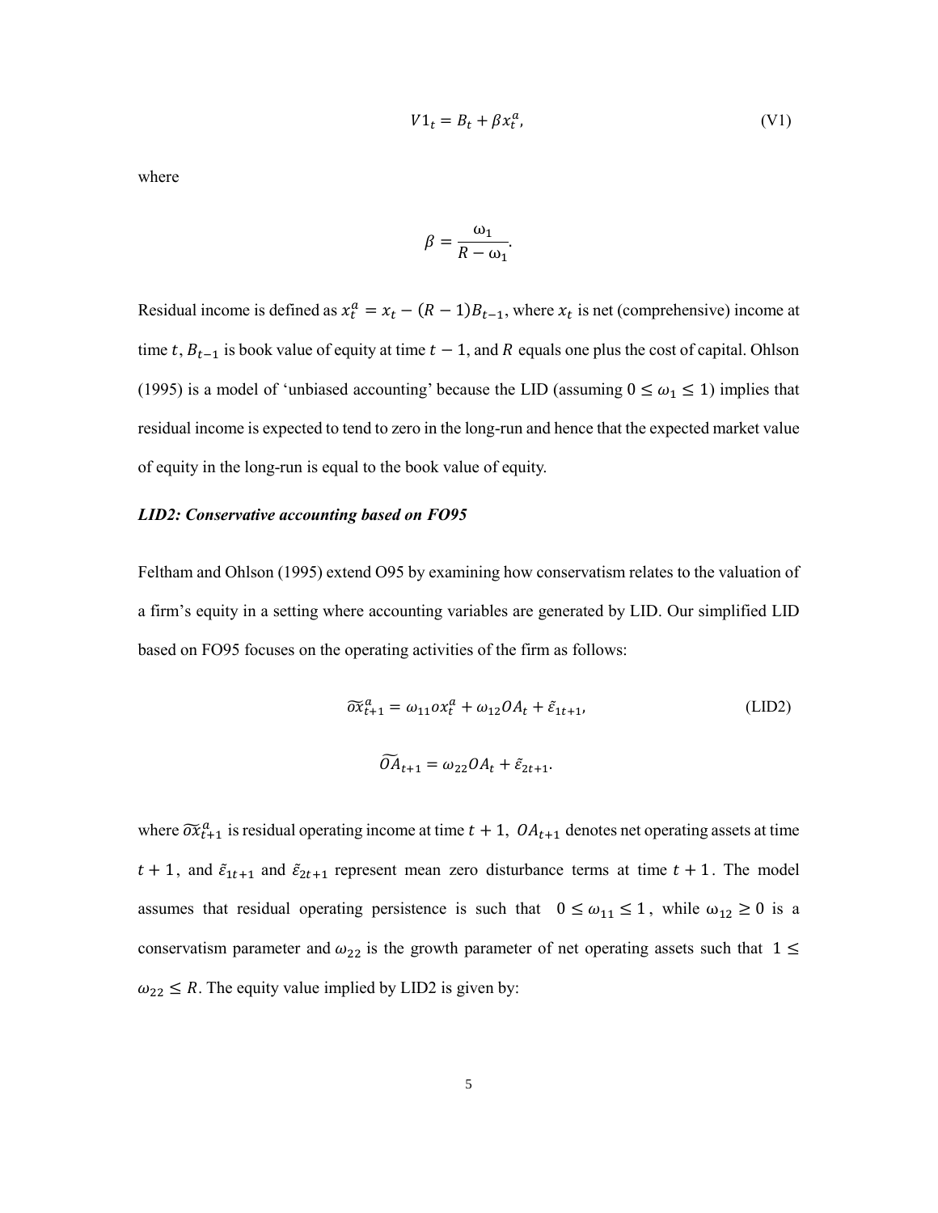$$V1_t = B_t + \beta x_t^a, \tag{V1}$$

where

$$\beta = \frac{\omega_1}{R - \omega_1}.$$

Residual income is defined as $x_t^a = x_t - (R-1)B_{t-1}$, where $x_t$ is net (comprehensive) income at time $t$, $B_{t-1}$ is book value of equity at time $t-1$, and $R$ equals one plus the cost of capital. Ohlson (1995) is a model of 'unbiased accounting' because the LID (assuming $0 \leq \omega_1 \leq 1$) implies that residual income is expected to tend to zero in the long-run and hence that the expected market value of equity in the long-run is equal to the book value of equity.

***LID2: Conservative accounting based on FO95***

Feltham and Ohlson (1995) extend O95 by examining how conservatism relates to the valuation of a firm's equity in a setting where accounting variables are generated by LID. Our simplified LID based on FO95 focuses on the operating activities of the firm as follows:

$$\widetilde{ox}_{t+1}^a = \omega_{11} ox_t^a + \omega_{12} OA_t + \tilde{\varepsilon}_{1t+1}, \tag{LID2}$$

$$\widetilde{OA}_{t+1} = \omega_{22} OA_t + \tilde{\varepsilon}_{2t+1}.$$

where $\widetilde{ox}_{t+1}^a$ is residual operating income at time $t+1$, $OA_{t+1}$ denotes net operating assets at time $t+1$, and $\tilde{\varepsilon}_{1t+1}$ and $\tilde{\varepsilon}_{2t+1}$ represent mean zero disturbance terms at time $t+1$. The model assumes that residual operating persistence is such that $0 \leq \omega_{11} \leq 1$, while $\omega_{12} \geq 0$ is a conservatism parameter and $\omega_{22}$ is the growth parameter of net operating assets such that $1 \leq \omega_{22} \leq R$. The equity value implied by LID2 is given by: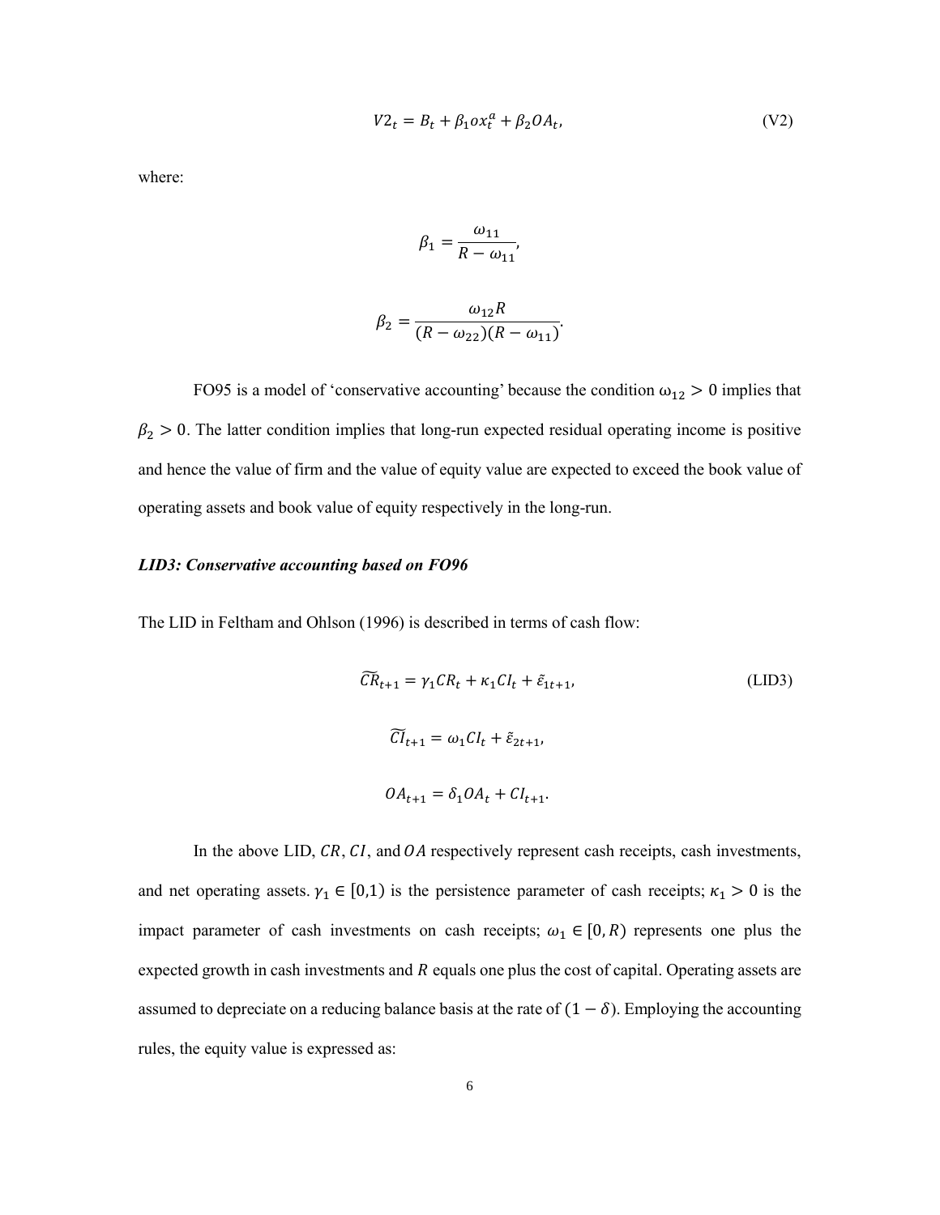$$V2_t = B_t + \beta_1 ox_t^a + \beta_2 OA_t, \tag{V2}$$

where:

$$\beta_1 = \frac{\omega_{11}}{R - \omega_{11}},$$

$$\beta_2 = \frac{\omega_{12} R}{(R - \omega_{22})(R - \omega_{11})}.$$

FO95 is a model of 'conservative accounting' because the condition $\omega_{12} > 0$ implies that $\beta_2 > 0$. The latter condition implies that long-run expected residual operating income is positive and hence the value of firm and the value of equity value are expected to exceed the book value of operating assets and book value of equity respectively in the long-run.

### *LID3: Conservative accounting based on FO96*

The LID in Feltham and Ohlson (1996) is described in terms of cash flow:

$$\widetilde{CR}_{t+1} = \gamma_1 CR_t + \kappa_1 CI_t + \tilde{\varepsilon}_{1t+1}, \tag{LID3}$$

$$\widetilde{CI}_{t+1} = \omega_1 CI_t + \tilde{\varepsilon}_{2t+1},$$

$$OA_{t+1} = \delta_1 OA_t + CI_{t+1}.$$

In the above LID, $CR$, $CI$, and $OA$ respectively represent cash receipts, cash investments, and net operating assets. $\gamma_1 \in [0,1)$ is the persistence parameter of cash receipts; $\kappa_1 > 0$ is the impact parameter of cash investments on cash receipts; $\omega_1 \in [0, R)$ represents one plus the expected growth in cash investments and $R$ equals one plus the cost of capital. Operating assets are assumed to depreciate on a reducing balance basis at the rate of $(1 - \delta)$. Employing the accounting rules, the equity value is expressed as: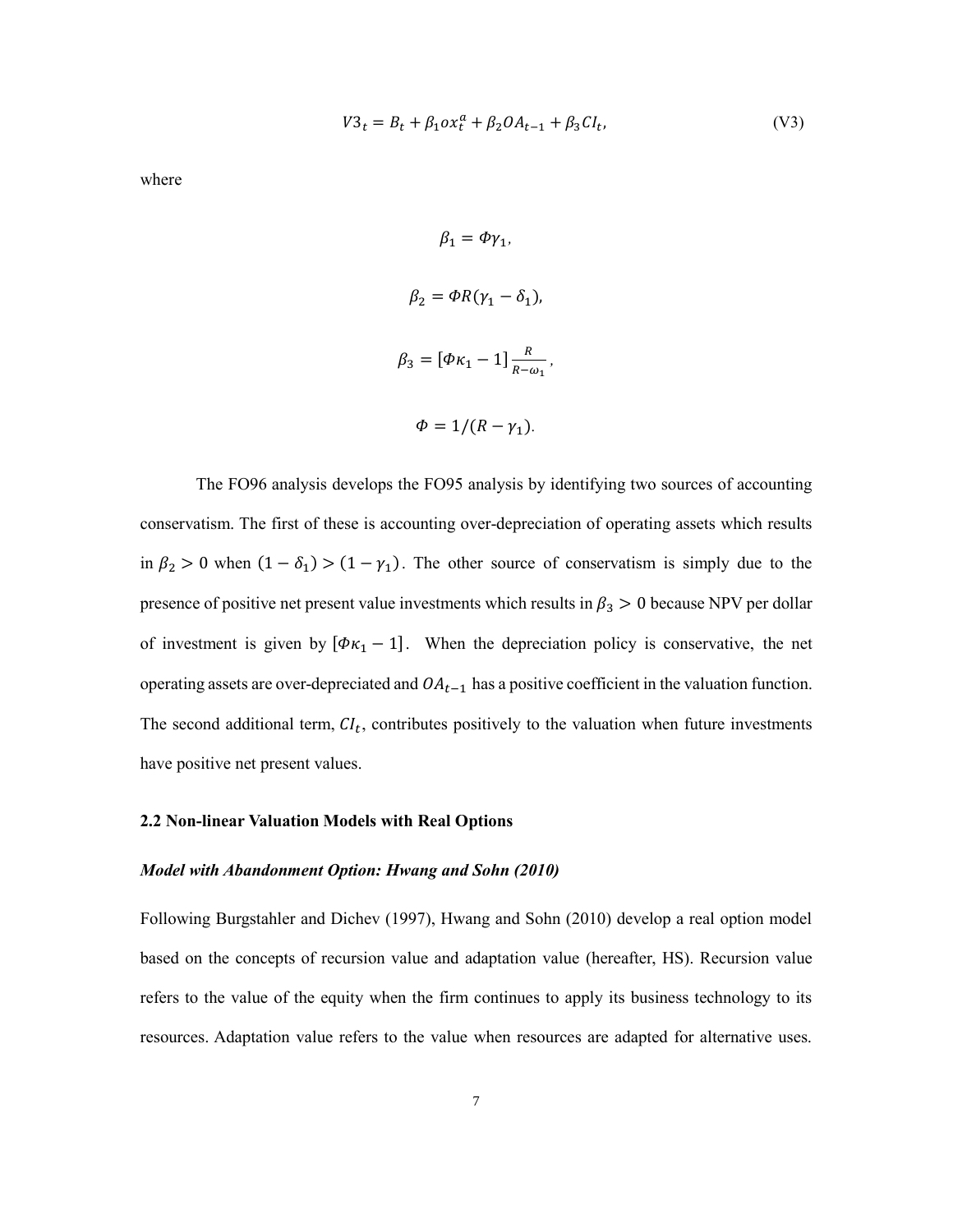$$V3_t = B_t + \beta_1 ox_t^a + \beta_2 OA_{t-1} + \beta_3 CI_t, \tag{V3}$$

where

$$\beta_1 = \Phi\gamma_1,$$

$$\beta_2 = \Phi R(\gamma_1 - \delta_1),$$

$$\beta_3 = [\Phi\kappa_1 - 1]\frac{R}{R-\omega_1},$$

$$\Phi = 1/(R - \gamma_1).$$

The FO96 analysis develops the FO95 analysis by identifying two sources of accounting conservatism. The first of these is accounting over-depreciation of operating assets which results in $\beta_2 > 0$ when $(1 - \delta_1) > (1 - \gamma_1)$. The other source of conservatism is simply due to the presence of positive net present value investments which results in $\beta_3 > 0$ because NPV per dollar of investment is given by $[\Phi\kappa_1 - 1]$. When the depreciation policy is conservative, the net operating assets are over-depreciated and $OA_{t-1}$ has a positive coefficient in the valuation function. The second additional term, $CI_t$, contributes positively to the valuation when future investments have positive net present values.

### 2.2 Non-linear Valuation Models with Real Options

***Model with Abandonment Option: Hwang and Sohn (2010)***

Following Burgstahler and Dichev (1997), Hwang and Sohn (2010) develop a real option model based on the concepts of recursion value and adaptation value (hereafter, HS). Recursion value refers to the value of the equity when the firm continues to apply its business technology to its resources. Adaptation value refers to the value when resources are adapted for alternative uses.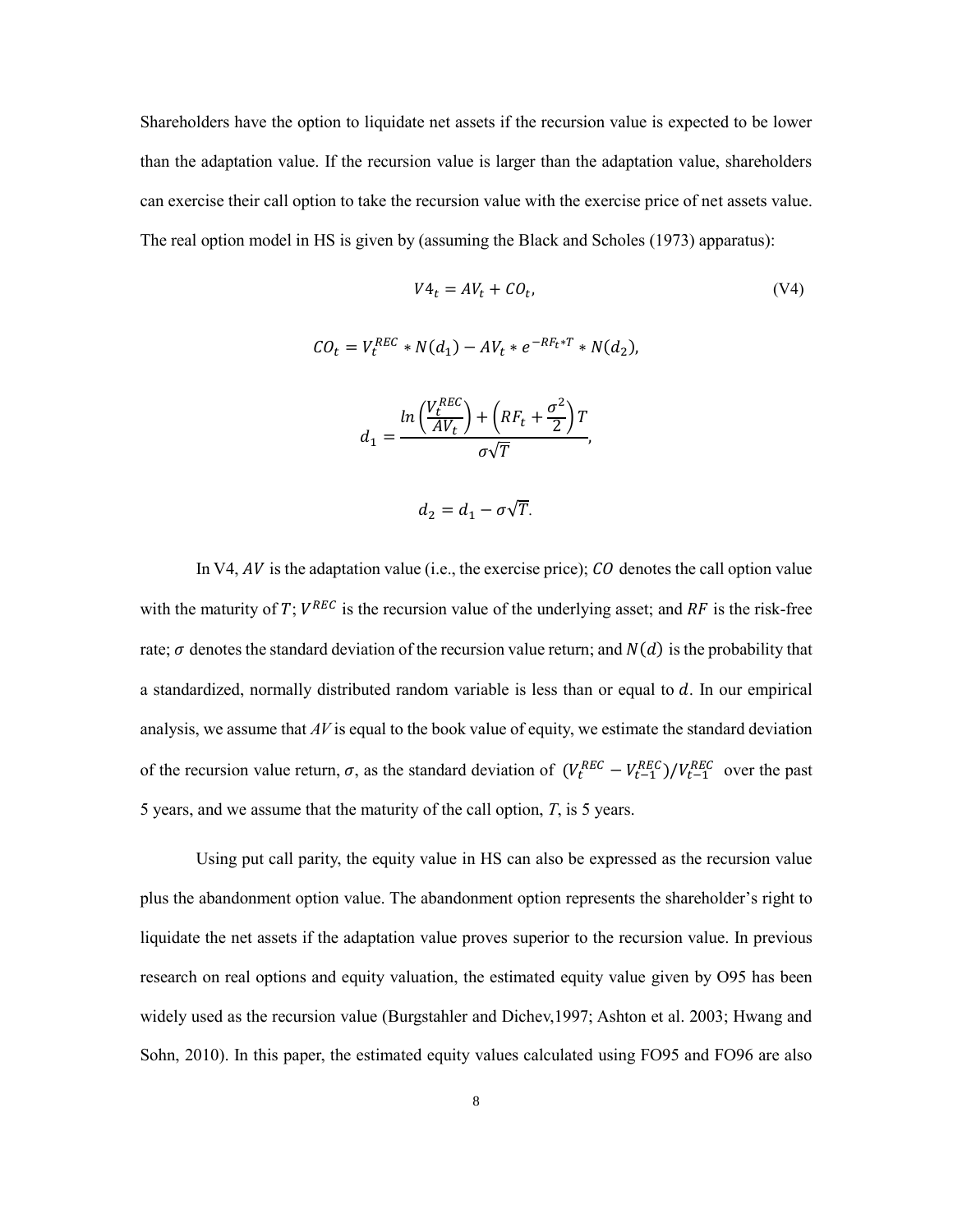Shareholders have the option to liquidate net assets if the recursion value is expected to be lower than the adaptation value. If the recursion value is larger than the adaptation value, shareholders can exercise their call option to take the recursion value with the exercise price of net assets value. The real option model in HS is given by (assuming the Black and Scholes (1973) apparatus):

$$V4_t = AV_t + CO_t, \tag{V4}$$

$$CO_t = V_t^{REC} * N(d_1) - AV_t * e^{-RF_t * T} * N(d_2),$$

$$d_1 = \frac{ln\left(\frac{V_t^{REC}}{AV_t}\right) + \left(RF_t + \frac{\sigma^2}{2}\right)T}{\sigma\sqrt{T}},$$

$$d_2 = d_1 - \sigma\sqrt{T}.$$

In V4, $AV$ is the adaptation value (i.e., the exercise price); $CO$ denotes the call option value with the maturity of $T$; $V^{REC}$ is the recursion value of the underlying asset; and $RF$ is the risk-free rate; $\sigma$ denotes the standard deviation of the recursion value return; and $N(d)$ is the probability that a standardized, normally distributed random variable is less than or equal to $d$. In our empirical analysis, we assume that $AV$ is equal to the book value of equity, we estimate the standard deviation of the recursion value return, $\sigma$, as the standard deviation of $(V_t^{REC} - V_{t-1}^{REC})/V_{t-1}^{REC}$ over the past 5 years, and we assume that the maturity of the call option, $T$, is 5 years.

Using put call parity, the equity value in HS can also be expressed as the recursion value plus the abandonment option value. The abandonment option represents the shareholder's right to liquidate the net assets if the adaptation value proves superior to the recursion value. In previous research on real options and equity valuation, the estimated equity value given by O95 has been widely used as the recursion value (Burgstahler and Dichev,1997; Ashton et al. 2003; Hwang and Sohn, 2010). In this paper, the estimated equity values calculated using FO95 and FO96 are also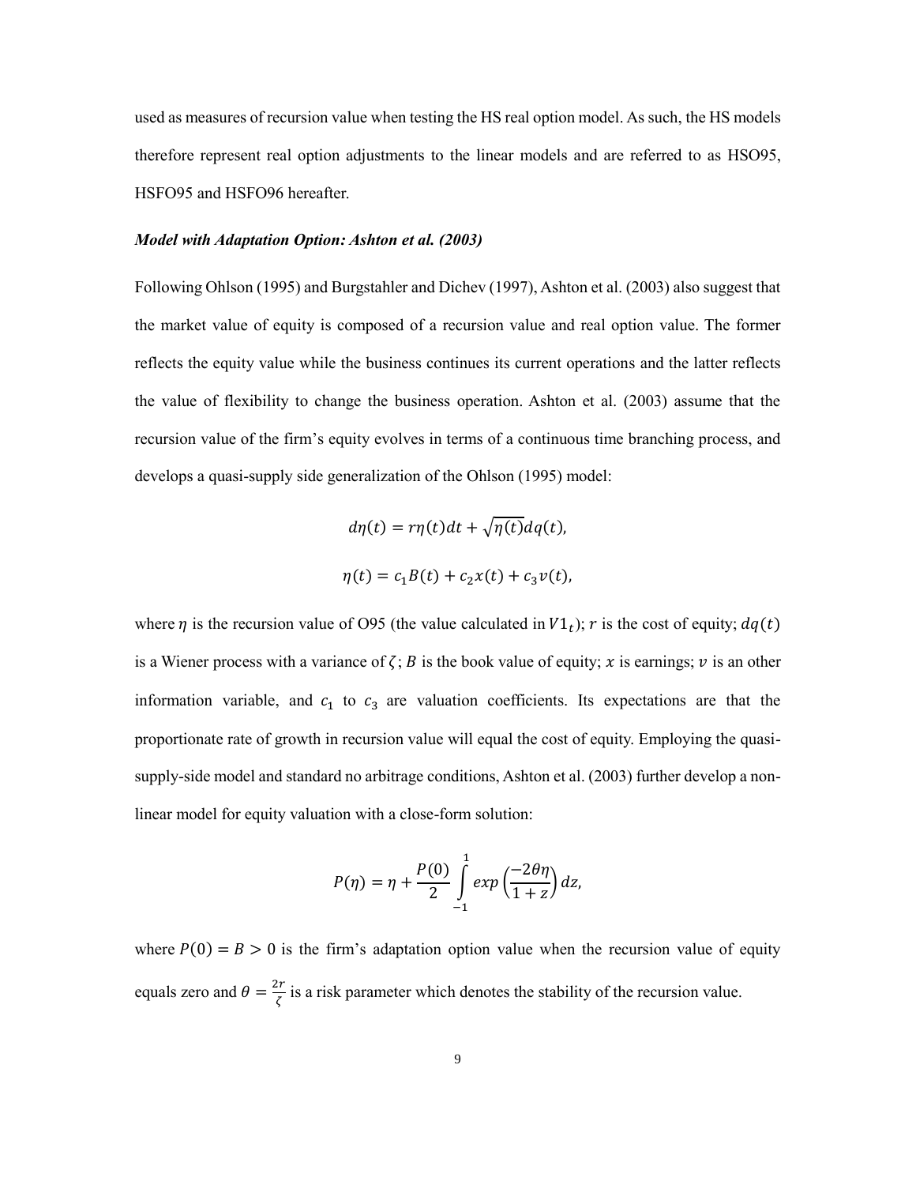used as measures of recursion value when testing the HS real option model. As such, the HS models therefore represent real option adjustments to the linear models and are referred to as HSO95, HSFO95 and HSFO96 hereafter.

***Model with Adaptation Option: Ashton et al. (2003)***

Following Ohlson (1995) and Burgstahler and Dichev (1997), Ashton et al. (2003) also suggest that the market value of equity is composed of a recursion value and real option value. The former reflects the equity value while the business continues its current operations and the latter reflects the value of flexibility to change the business operation. Ashton et al. (2003) assume that the recursion value of the firm's equity evolves in terms of a continuous time branching process, and develops a quasi-supply side generalization of the Ohlson (1995) model:

$$d\eta(t) = r\eta(t)dt + \sqrt{\eta(t)}dq(t),$$

$$\eta(t) = c_1 B(t) + c_2 x(t) + c_3 v(t),$$

where $\eta$ is the recursion value of O95 (the value calculated in $V1_t$); $r$ is the cost of equity; $dq(t)$ is a Wiener process with a variance of $\zeta$; $B$ is the book value of equity; $x$ is earnings; $v$ is an other information variable, and $c_1$ to $c_3$ are valuation coefficients. Its expectations are that the proportionate rate of growth in recursion value will equal the cost of equity. Employing the quasi-supply-side model and standard no arbitrage conditions, Ashton et al. (2003) further develop a non-linear model for equity valuation with a close-form solution:

$$P(\eta) = \eta + \frac{P(0)}{2} \int_{-1}^{1} exp\left(\frac{-2\theta\eta}{1+z}\right) dz,$$

where $P(0) = B > 0$ is the firm's adaptation option value when the recursion value of equity equals zero and $\theta = \frac{2r}{\zeta}$ is a risk parameter which denotes the stability of the recursion value.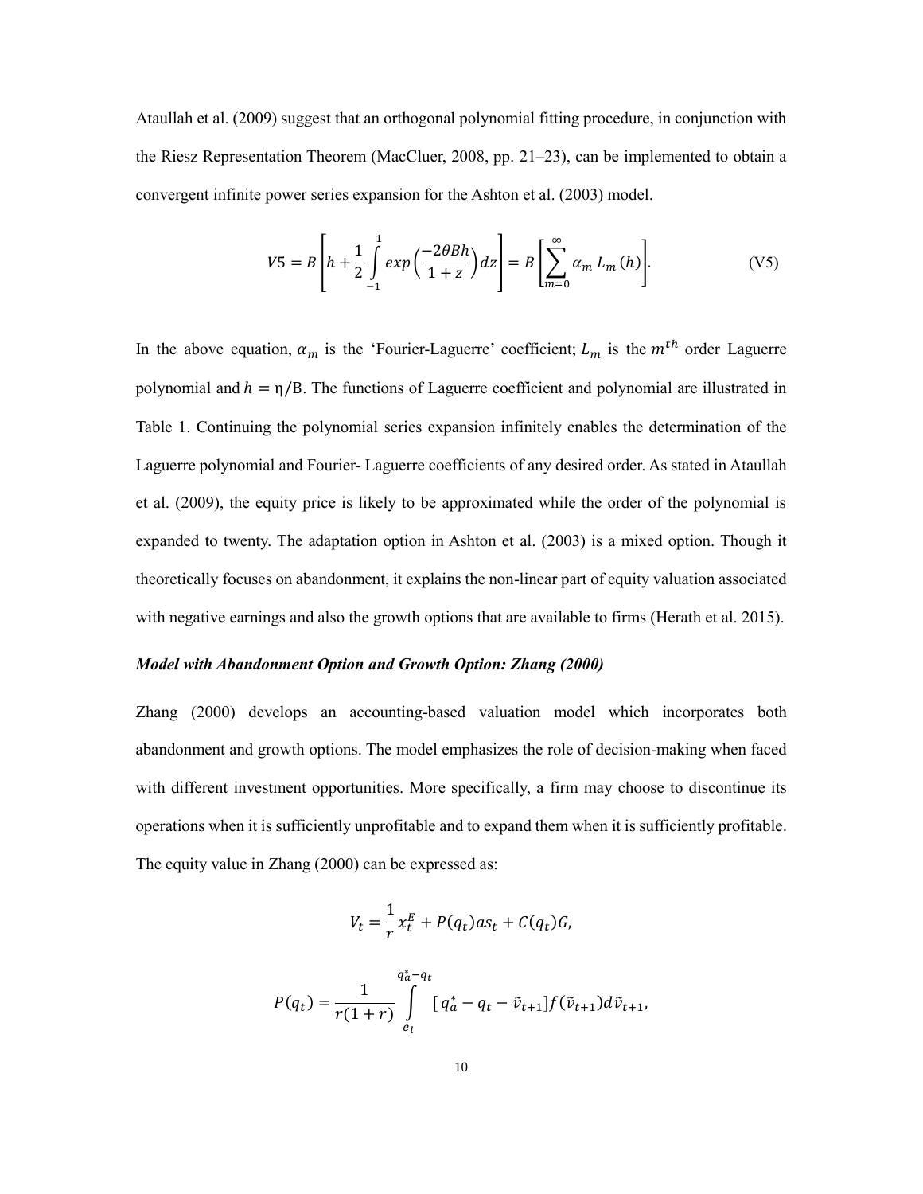Ataullah et al. (2009) suggest that an orthogonal polynomial fitting procedure, in conjunction with the Riesz Representation Theorem (MacCluer, 2008, pp. 21–23), can be implemented to obtain a convergent infinite power series expansion for the Ashton et al. (2003) model.

$$V5 = B\left[h + \frac{1}{2}\int_{-1}^{1} exp\left(\frac{-2\theta Bh}{1+z}\right)dz\right] = B\left[\sum_{m=0}^{\infty} \alpha_m \, L_m\,(h)\right]. \tag{V5}$$

In the above equation, $\alpha_m$ is the 'Fourier-Laguerre' coefficient; $L_m$ is the $m^{th}$ order Laguerre polynomial and $h = \eta/B$. The functions of Laguerre coefficient and polynomial are illustrated in Table 1. Continuing the polynomial series expansion infinitely enables the determination of the Laguerre polynomial and Fourier- Laguerre coefficients of any desired order. As stated in Ataullah et al. (2009), the equity price is likely to be approximated while the order of the polynomial is expanded to twenty. The adaptation option in Ashton et al. (2003) is a mixed option. Though it theoretically focuses on abandonment, it explains the non-linear part of equity valuation associated with negative earnings and also the growth options that are available to firms (Herath et al. 2015).

***Model with Abandonment Option and Growth Option: Zhang (2000)***

Zhang (2000) develops an accounting-based valuation model which incorporates both abandonment and growth options. The model emphasizes the role of decision-making when faced with different investment opportunities. More specifically, a firm may choose to discontinue its operations when it is sufficiently unprofitable and to expand them when it is sufficiently profitable. The equity value in Zhang (2000) can be expressed as:

$$V_t = \frac{1}{r}x_t^E + P(q_t)as_t + C(q_t)G,$$

$$P(q_t) = \frac{1}{r(1+r)}\int_{e_l}^{q_a^*-q_t} [\, q_a^* - q_t - \tilde{v}_{t+1}]f(\tilde{v}_{t+1})d\tilde{v}_{t+1},$$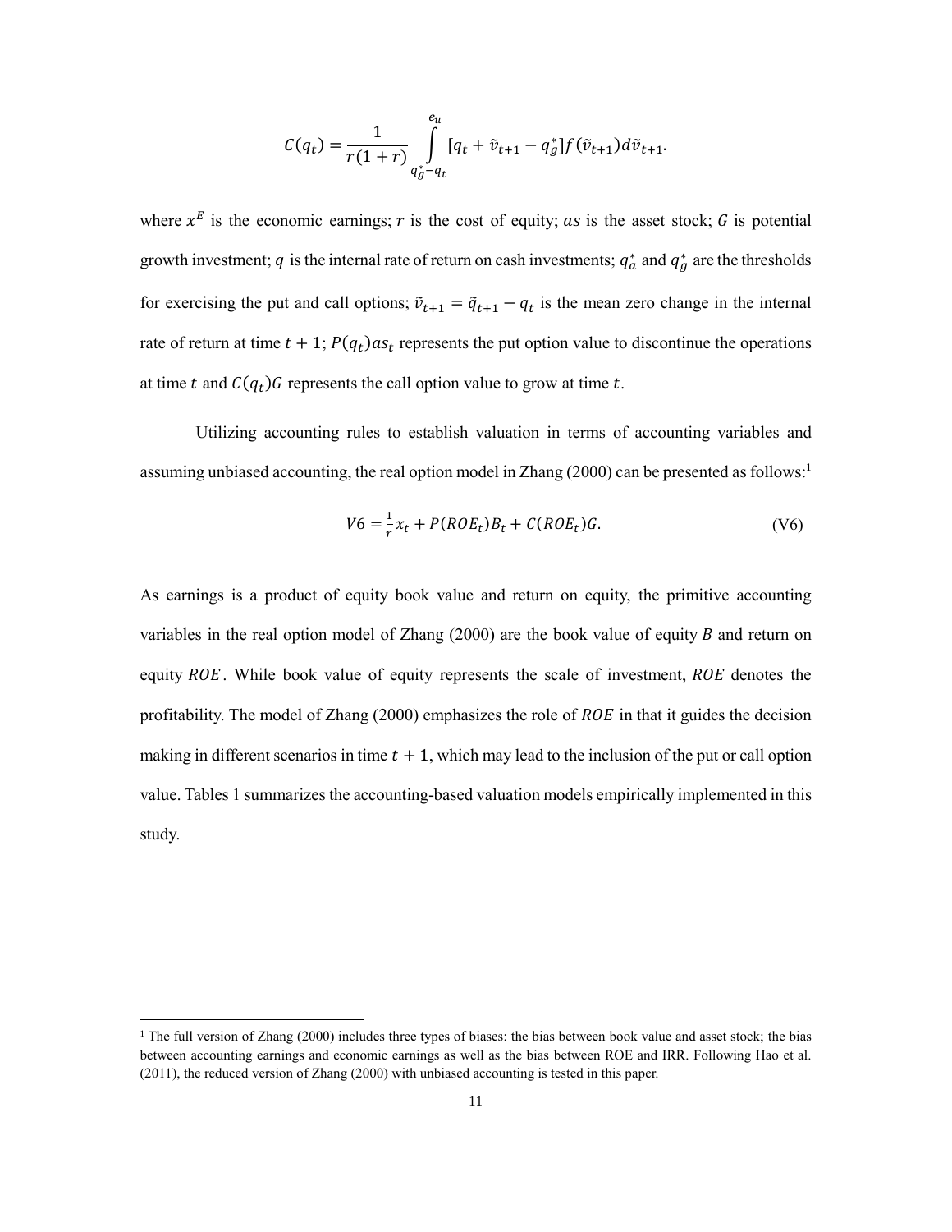$$C(q_t) = \frac{1}{r(1+r)} \int_{q_g^*-q_t}^{e_u} [q_t + \tilde{v}_{t+1} - q_g^*] f(\tilde{v}_{t+1}) d\tilde{v}_{t+1}.$$

where $x^E$ is the economic earnings; $r$ is the cost of equity; $as$ is the asset stock; $G$ is potential growth investment; $q$ is the internal rate of return on cash investments; $q_a^*$ and $q_g^*$ are the thresholds for exercising the put and call options; $\tilde{v}_{t+1} = \tilde{q}_{t+1} - q_t$ is the mean zero change in the internal rate of return at time $t+1$; $P(q_t)as_t$ represents the put option value to discontinue the operations at time $t$ and $C(q_t)G$ represents the call option value to grow at time $t$.

Utilizing accounting rules to establish valuation in terms of accounting variables and assuming unbiased accounting, the real option model in Zhang (2000) can be presented as follows:[1]

$$V6 = \frac{1}{r} x_t + P(ROE_t)B_t + C(ROE_t)G. \tag{V6}$$

As earnings is a product of equity book value and return on equity, the primitive accounting variables in the real option model of Zhang (2000) are the book value of equity $B$ and return on equity $ROE$. While book value of equity represents the scale of investment, $ROE$ denotes the profitability. The model of Zhang (2000) emphasizes the role of $ROE$ in that it guides the decision making in different scenarios in time $t+1$, which may lead to the inclusion of the put or call option value. Tables 1 summarizes the accounting-based valuation models empirically implemented in this study.

---

[1] The full version of Zhang (2000) includes three types of biases: the bias between book value and asset stock; the bias between accounting earnings and economic earnings as well as the bias between ROE and IRR. Following Hao et al. (2011), the reduced version of Zhang (2000) with unbiased accounting is tested in this paper.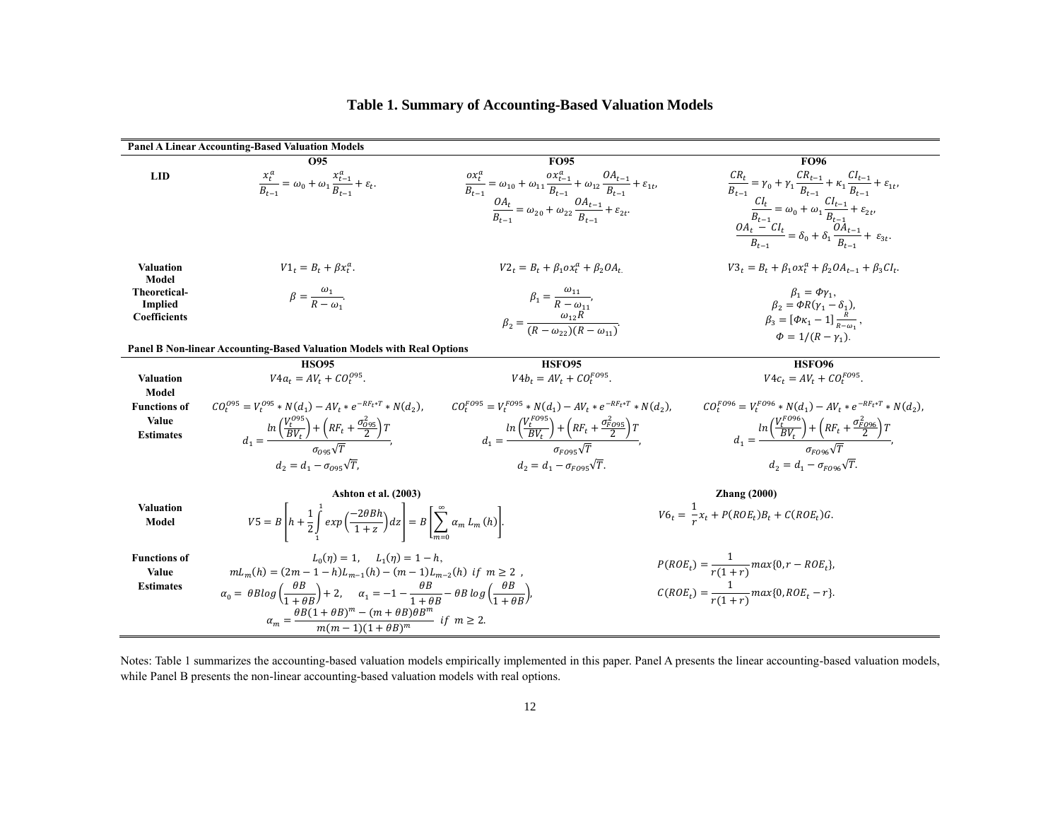**Table 1. Summary of Accounting-Based Valuation Models**

**Panel A Linear Accounting-Based Valuation Models**

| | O95 | FO95 | FO96 |
|---|---|---|---|
| **LID** | $\frac{x_t^a}{B_{t-1}} = \omega_0 + \omega_1 \frac{x_{t-1}^a}{B_{t-1}} + \varepsilon_t.$ | $\frac{ox_t^a}{B_{t-1}} = \omega_{10} + \omega_{11} \frac{ox_{t-1}^a}{B_{t-1}} + \omega_{12} \frac{OA_{t-1}}{B_{t-1}} + \varepsilon_{1t},$ $\frac{OA_t}{B_{t-1}} = \omega_{20} + \omega_{22} \frac{OA_{t-1}}{B_{t-1}} + \varepsilon_{2t}.$ | $\frac{CR_t}{B_{t-1}} = \gamma_0 + \gamma_1 \frac{CR_{t-1}}{B_{t-1}} + \kappa_1 \frac{CI_{t-1}}{B_{t-1}} + \varepsilon_{1t},$ $\frac{CI_t}{B_{t-1}} = \omega_0 + \omega_1 \frac{CI_{t-1}}{B_{t-1}} + \varepsilon_{2t},$ $\frac{OA_t - CI_t}{B_{t-1}} = \delta_0 + \delta_1 \frac{OA_{t-1}}{B_{t-1}} + \varepsilon_{3t}.$ |
| **Valuation Model** | $V1_t = B_t + \beta x_t^a.$ | $V2_t = B_t + \beta_1 ox_t^a + \beta_2 OA_t.$ | $V3_t = B_t + \beta_1 ox_t^a + \beta_2 OA_{t-1} + \beta_3 CI_t.$ |
| **Theoretical-Implied Coefficients** | $\beta = \frac{\omega_1}{R - \omega_1}.$ | $\beta_1 = \frac{\omega_{11}}{R - \omega_{11}},$ $\beta_2 = \frac{\omega_{12} R}{(R - \omega_{22})(R - \omega_{11})}.$ | $\beta_1 = \Phi \gamma_1,$ $\beta_2 = \Phi R(\gamma_1 - \delta_1),$ $\beta_3 = [\Phi \kappa_1 - 1] \frac{R}{R - \omega_1},$ $\Phi = 1/(R - \gamma_1).$ |

**Panel B Non-linear Accounting-Based Valuation Models with Real Options**

| | HSO95 | HSFO95 | HSFO96 |
|---|---|---|---|
| **Valuation Model** | $V4a_t = AV_t + CO_t^{O95}.$ | $V4b_t = AV_t + CO_t^{FO95}.$ | $V4c_t = AV_t + CO_t^{FO95}.$ |
| **Functions of Value Estimates** | $CO_t^{O95} = V_t^{O95} * N(d_1) - AV_t * e^{-RF_t * T} * N(d_2),$ $d_1 = \frac{\ln\left(\frac{V_t^{O95}}{BV_t}\right) + \left(RF_t + \frac{\sigma_{O95}^2}{2}\right)T}{\sigma_{O95}\sqrt{T}},$ $d_2 = d_1 - \sigma_{O95}\sqrt{T},$ | $CO_t^{FO95} = V_t^{FO95} * N(d_1) - AV_t * e^{-RF_t * T} * N(d_2),$ $d_1 = \frac{\ln\left(\frac{V_t^{FO95}}{BV_t}\right) + \left(RF_t + \frac{\sigma_{FO95}^2}{2}\right)T}{\sigma_{FO95}\sqrt{T}},$ $d_2 = d_1 - \sigma_{FO95}\sqrt{T}.$ | $CO_t^{FO96} = V_t^{FO96} * N(d_1) - AV_t * e^{-RF_t * T} * N(d_2),$ $d_1 = \frac{\ln\left(\frac{V_t^{FO96}}{BV_t}\right) + \left(RF_t + \frac{\sigma_{FO96}^2}{2}\right)T}{\sigma_{FO96}\sqrt{T}},$ $d_2 = d_1 - \sigma_{FO96}\sqrt{T}.$ |

| | Ashton et al. (2003) | Zhang (2000) |
|---|---|---|
| **Valuation Model** | $V5 = B\left[h + \frac{1}{2}\int_1^1 exp\left(\frac{-2\theta Bh}{1+z}\right)dz\right] = B\left[\sum_{m=0}^{\infty} \alpha_m L_m(h)\right].$ | $V6_t = \frac{1}{r} x_t + P(ROE_t)B_t + C(ROE_t)G.$ |
| **Functions of Value Estimates** | $L_0(\eta) = 1, \quad L_1(\eta) = 1 - h,$ $mL_m(h) = (2m - 1 - h)L_{m-1}(h) - (m-1)L_{m-2}(h) \;\; if \;\; m \geq 2,$ $\alpha_0 = \theta B log\left(\frac{\theta B}{1+\theta B}\right) + 2, \quad \alpha_1 = -1 - \frac{\theta B}{1+\theta B} - \theta B\, log\left(\frac{\theta B}{1+\theta B}\right),$ $\alpha_m = \frac{\theta B(1+\theta B)^m - (m+\theta B)\theta B^m}{m(m-1)(1+\theta B)^m} \;\; if \;\; m \geq 2.$ | $P(ROE_t) = \frac{1}{r(1+r)} max\{0, r - ROE_t\},$ $C(ROE_t) = \frac{1}{r(1+r)} max\{0, ROE_t - r\}.$ |

Notes: Table 1 summarizes the accounting-based valuation models empirically implemented in this paper. Panel A presents the linear accounting-based valuation models, while Panel B presents the non-linear accounting-based valuation models with real options.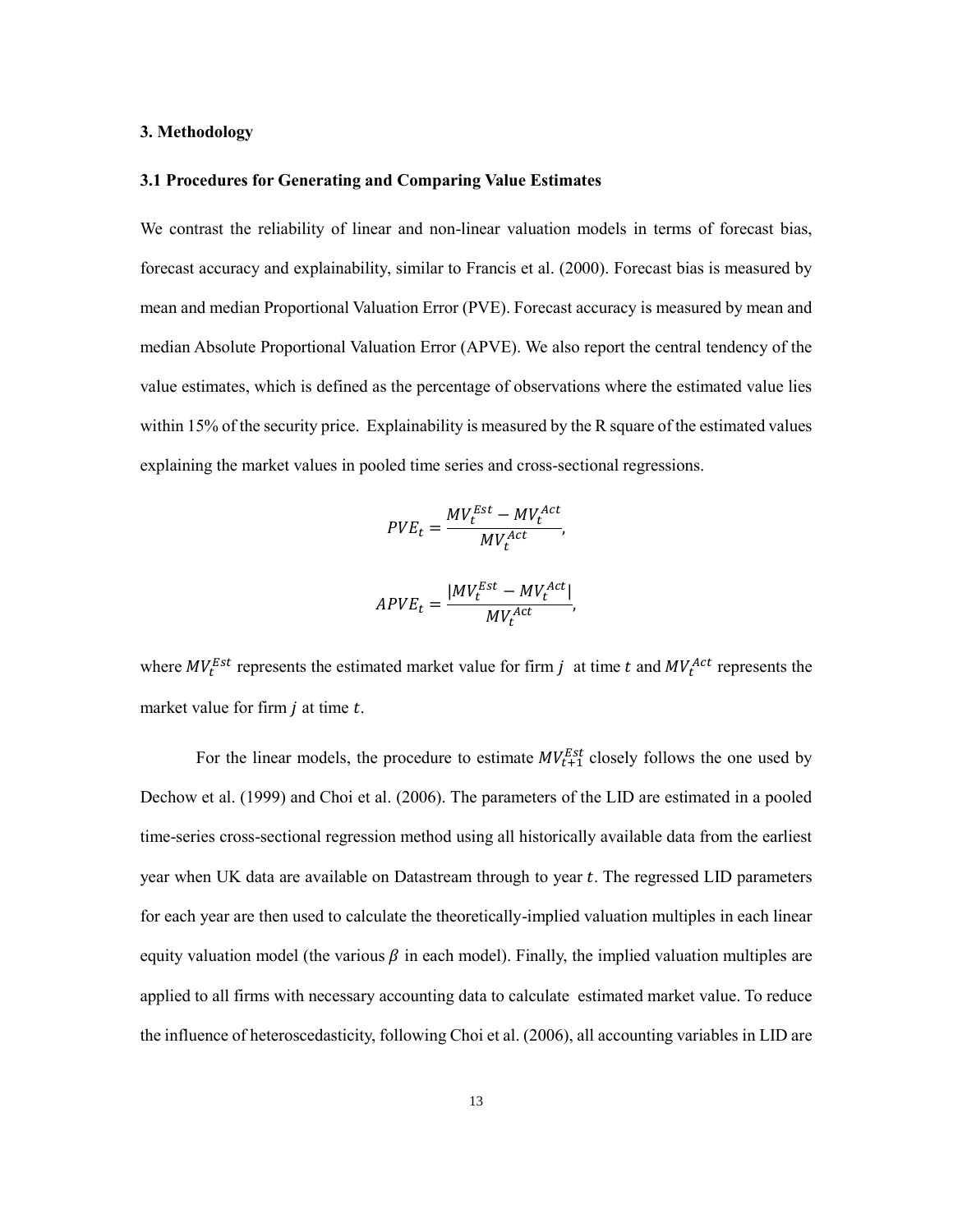## 3. Methodology

### 3.1 Procedures for Generating and Comparing Value Estimates

We contrast the reliability of linear and non-linear valuation models in terms of forecast bias, forecast accuracy and explainability, similar to Francis et al. (2000). Forecast bias is measured by mean and median Proportional Valuation Error (PVE). Forecast accuracy is measured by mean and median Absolute Proportional Valuation Error (APVE). We also report the central tendency of the value estimates, which is defined as the percentage of observations where the estimated value lies within 15% of the security price. Explainability is measured by the R square of the estimated values explaining the market values in pooled time series and cross-sectional regressions.

$$PVE_t = \frac{MV_t^{Est} - MV_t^{Act}}{MV_t^{Act}},$$

$$APVE_t = \frac{|MV_t^{Est} - MV_t^{Act}|}{MV_t^{Act}},$$

where $MV_t^{Est}$ represents the estimated market value for firm $j$ at time $t$ and $MV_t^{Act}$ represents the market value for firm $j$ at time $t$.

For the linear models, the procedure to estimate $MV_{t+1}^{Est}$ closely follows the one used by Dechow et al. (1999) and Choi et al. (2006). The parameters of the LID are estimated in a pooled time-series cross-sectional regression method using all historically available data from the earliest year when UK data are available on Datastream through to year $t$. The regressed LID parameters for each year are then used to calculate the theoretically-implied valuation multiples in each linear equity valuation model (the various $\beta$ in each model). Finally, the implied valuation multiples are applied to all firms with necessary accounting data to calculate estimated market value. To reduce the influence of heteroscedasticity, following Choi et al. (2006), all accounting variables in LID are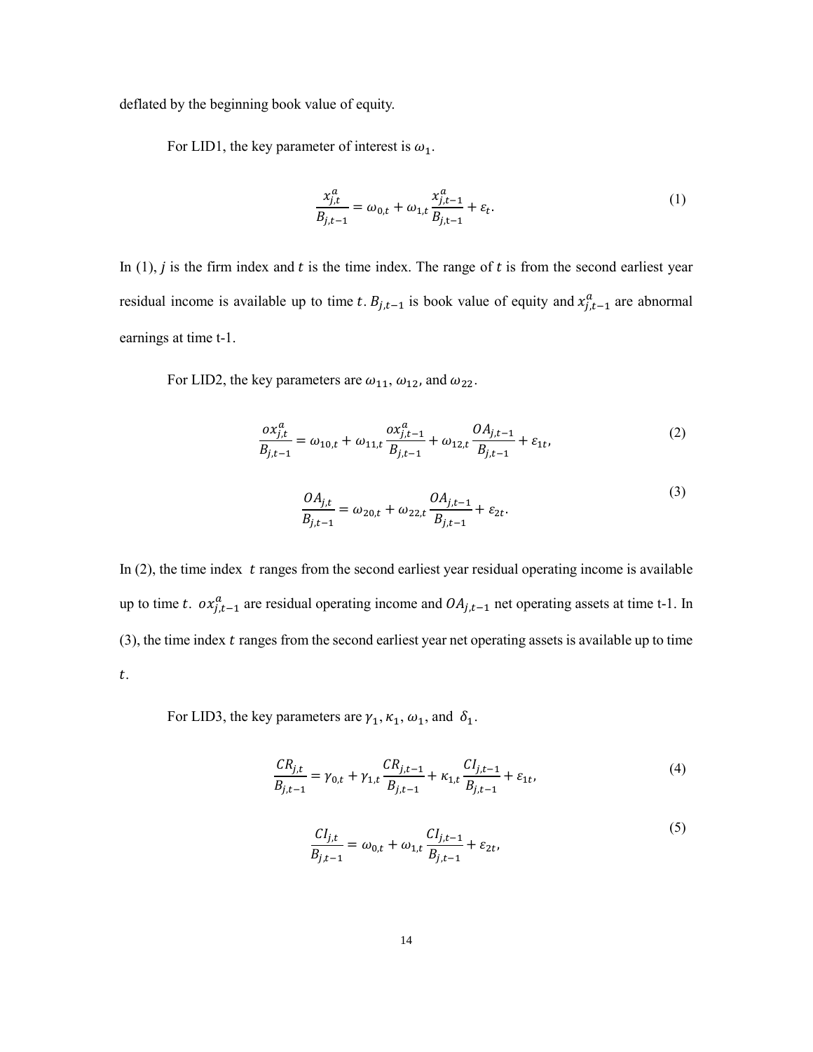deflated by the beginning book value of equity.

For LID1, the key parameter of interest is $\omega_1$.

$$\frac{x_{j,t}^{a}}{B_{j,t-1}} = \omega_{0,t} + \omega_{1,t}\frac{x_{j,t-1}^{a}}{B_{j,t-1}} + \varepsilon_t. \tag{1}$$

In (1), $j$ is the firm index and $t$ is the time index. The range of $t$ is from the second earliest year residual income is available up to time $t$. $B_{j,t-1}$ is book value of equity and $x_{j,t-1}^{a}$ are abnormal earnings at time t-1.

For LID2, the key parameters are $\omega_{11}$, $\omega_{12}$, and $\omega_{22}$.

$$\frac{ox_{j,t}^{a}}{B_{j,t-1}} = \omega_{10,t} + \omega_{11,t}\frac{ox_{j,t-1}^{a}}{B_{j,t-1}} + \omega_{12,t}\frac{OA_{j,t-1}}{B_{j,t-1}} + \varepsilon_{1t}, \tag{2}$$

$$\frac{OA_{j,t}}{B_{j,t-1}} = \omega_{20,t} + \omega_{22,t}\frac{OA_{j,t-1}}{B_{j,t-1}} + \varepsilon_{2t}. \tag{3}$$

In (2), the time index $t$ ranges from the second earliest year residual operating income is available up to time $t$. $ox_{j,t-1}^{a}$ are residual operating income and $OA_{j,t-1}$ net operating assets at time t-1. In (3), the time index $t$ ranges from the second earliest year net operating assets is available up to time $t$.

For LID3, the key parameters are $\gamma_1$, $\kappa_1$, $\omega_1$, and $\delta_1$.

$$\frac{CR_{j,t}}{B_{j,t-1}} = \gamma_{0,t} + \gamma_{1,t}\frac{CR_{j,t-1}}{B_{j,t-1}} + \kappa_{1,t}\frac{CI_{j,t-1}}{B_{j,t-1}} + \varepsilon_{1t}, \tag{4}$$

$$\frac{CI_{j,t}}{B_{j,t-1}} = \omega_{0,t} + \omega_{1,t}\frac{CI_{j,t-1}}{B_{j,t-1}} + \varepsilon_{2t}, \tag{5}$$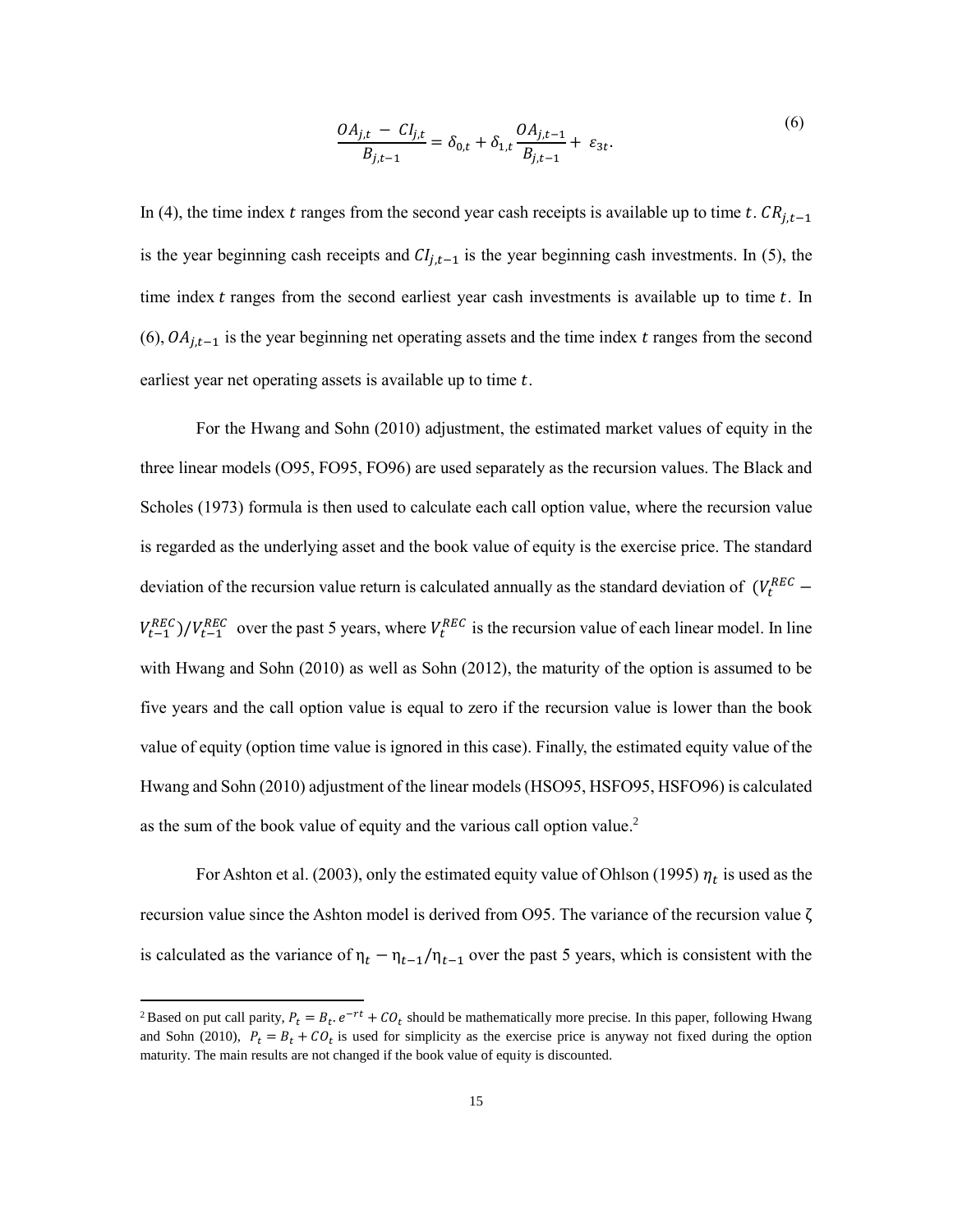$$\frac{OA_{j,t} - CI_{j,t}}{B_{j,t-1}} = \delta_{0,t} + \delta_{1,t}\frac{OA_{j,t-1}}{B_{j,t-1}} + \varepsilon_{3t}. \tag{6}$$

In (4), the time index $t$ ranges from the second year cash receipts is available up to time $t$. $CR_{j,t-1}$ is the year beginning cash receipts and $CI_{j,t-1}$ is the year beginning cash investments. In (5), the time index $t$ ranges from the second earliest year cash investments is available up to time $t$. In (6), $OA_{j,t-1}$ is the year beginning net operating assets and the time index $t$ ranges from the second earliest year net operating assets is available up to time $t$.

For the Hwang and Sohn (2010) adjustment, the estimated market values of equity in the three linear models (O95, FO95, FO96) are used separately as the recursion values. The Black and Scholes (1973) formula is then used to calculate each call option value, where the recursion value is regarded as the underlying asset and the book value of equity is the exercise price. The standard deviation of the recursion value return is calculated annually as the standard deviation of $(V_t^{REC} - V_{t-1}^{REC})/V_{t-1}^{REC}$ over the past 5 years, where $V_t^{REC}$ is the recursion value of each linear model. In line with Hwang and Sohn (2010) as well as Sohn (2012), the maturity of the option is assumed to be five years and the call option value is equal to zero if the recursion value is lower than the book value of equity (option time value is ignored in this case). Finally, the estimated equity value of the Hwang and Sohn (2010) adjustment of the linear models (HSO95, HSFO95, HSFO96) is calculated as the sum of the book value of equity and the various call option value.[2]

For Ashton et al. (2003), only the estimated equity value of Ohlson (1995) $\eta_t$ is used as the recursion value since the Ashton model is derived from O95. The variance of the recursion value ζ is calculated as the variance of $\eta_t - \eta_{t-1}/\eta_{t-1}$ over the past 5 years, which is consistent with the

[2] Based on put call parity, $P_t = B_t . e^{-rt} + CO_t$ should be mathematically more precise. In this paper, following Hwang and Sohn (2010), $P_t = B_t + CO_t$ is used for simplicity as the exercise price is anyway not fixed during the option maturity. The main results are not changed if the book value of equity is discounted.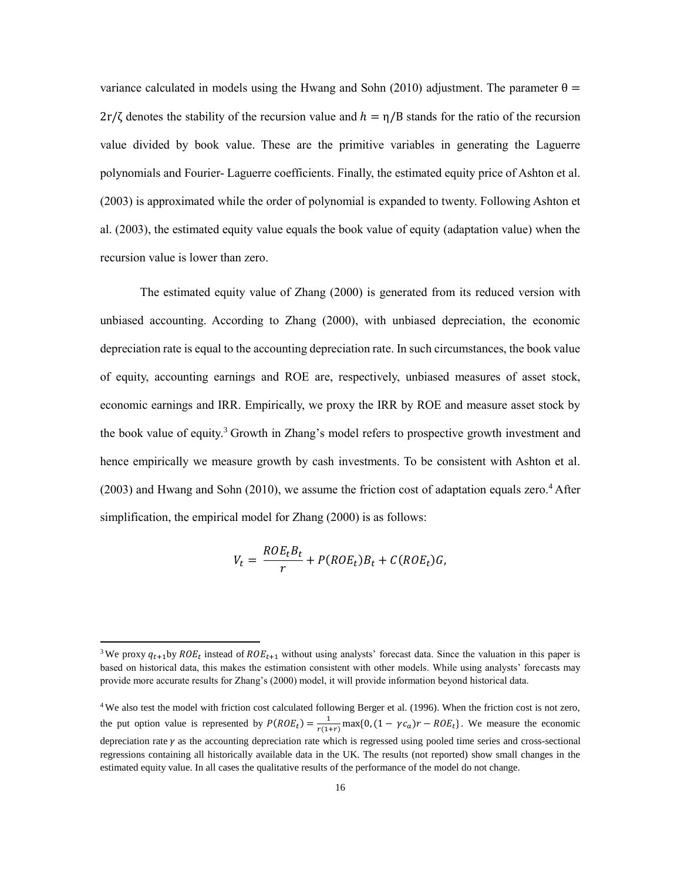variance calculated in models using the Hwang and Sohn (2010) adjustment. The parameter $\theta = 2r/\zeta$ denotes the stability of the recursion value and $h = \eta/B$ stands for the ratio of the recursion value divided by book value. These are the primitive variables in generating the Laguerre polynomials and Fourier- Laguerre coefficients. Finally, the estimated equity price of Ashton et al. (2003) is approximated while the order of polynomial is expanded to twenty. Following Ashton et al. (2003), the estimated equity value equals the book value of equity (adaptation value) when the recursion value is lower than zero.

The estimated equity value of Zhang (2000) is generated from its reduced version with unbiased accounting. According to Zhang (2000), with unbiased depreciation, the economic depreciation rate is equal to the accounting depreciation rate. In such circumstances, the book value of equity, accounting earnings and ROE are, respectively, unbiased measures of asset stock, economic earnings and IRR. Empirically, we proxy the IRR by ROE and measure asset stock by the book value of equity.[3] Growth in Zhang's model refers to prospective growth investment and hence empirically we measure growth by cash investments. To be consistent with Ashton et al. (2003) and Hwang and Sohn (2010), we assume the friction cost of adaptation equals zero.[4] After simplification, the empirical model for Zhang (2000) is as follows:

$$V_t = \frac{ROE_t B_t}{r} + P(ROE_t)B_t + C(ROE_t)G,$$

[3] We proxy $q_{t+1}$ by $ROE_t$ instead of $ROE_{t+1}$ without using analysts' forecast data. Since the valuation in this paper is based on historical data, this makes the estimation consistent with other models. While using analysts' forecasts may provide more accurate results for Zhang's (2000) model, it will provide information beyond historical data.

[4] We also test the model with friction cost calculated following Berger et al. (1996). When the friction cost is not zero, the put option value is represented by $P(ROE_t) = \frac{1}{r(1+r)}\max\{0, (1 - \gamma c_a)r - ROE_t\}$. We measure the economic depreciation rate $\gamma$ as the accounting depreciation rate which is regressed using pooled time series and cross-sectional regressions containing all historically available data in the UK. The results (not reported) show small changes in the estimated equity value. In all cases the qualitative results of the performance of the model do not change.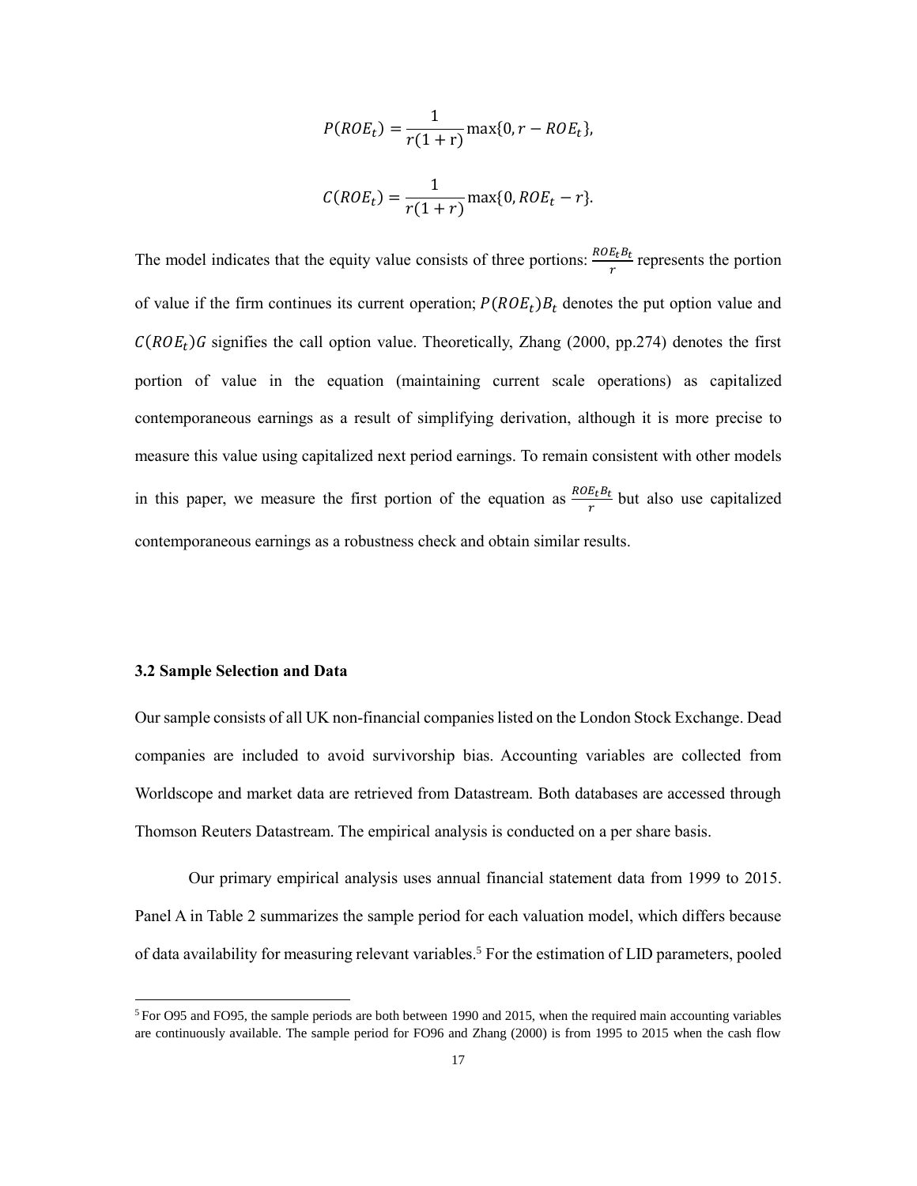$$P(ROE_t) = \frac{1}{r(1+\mathrm{r})}\max\{0, r - ROE_t\},$$

$$C(ROE_t) = \frac{1}{r(1+r)}\max\{0, ROE_t - r\}.$$

The model indicates that the equity value consists of three portions: $\frac{ROE_t B_t}{r}$ represents the portion of value if the firm continues its current operation; $P(ROE_t)B_t$ denotes the put option value and $C(ROE_t)G$ signifies the call option value. Theoretically, Zhang (2000, pp.274) denotes the first portion of value in the equation (maintaining current scale operations) as capitalized contemporaneous earnings as a result of simplifying derivation, although it is more precise to measure this value using capitalized next period earnings. To remain consistent with other models in this paper, we measure the first portion of the equation as $\frac{ROE_t B_t}{r}$ but also use capitalized contemporaneous earnings as a robustness check and obtain similar results.

### 3.2 Sample Selection and Data

Our sample consists of all UK non-financial companies listed on the London Stock Exchange. Dead companies are included to avoid survivorship bias. Accounting variables are collected from Worldscope and market data are retrieved from Datastream. Both databases are accessed through Thomson Reuters Datastream. The empirical analysis is conducted on a per share basis.

Our primary empirical analysis uses annual financial statement data from 1999 to 2015. Panel A in Table 2 summarizes the sample period for each valuation model, which differs because of data availability for measuring relevant variables.[5] For the estimation of LID parameters, pooled

[5] For O95 and FO95, the sample periods are both between 1990 and 2015, when the required main accounting variables are continuously available. The sample period for FO96 and Zhang (2000) is from 1995 to 2015 when the cash flow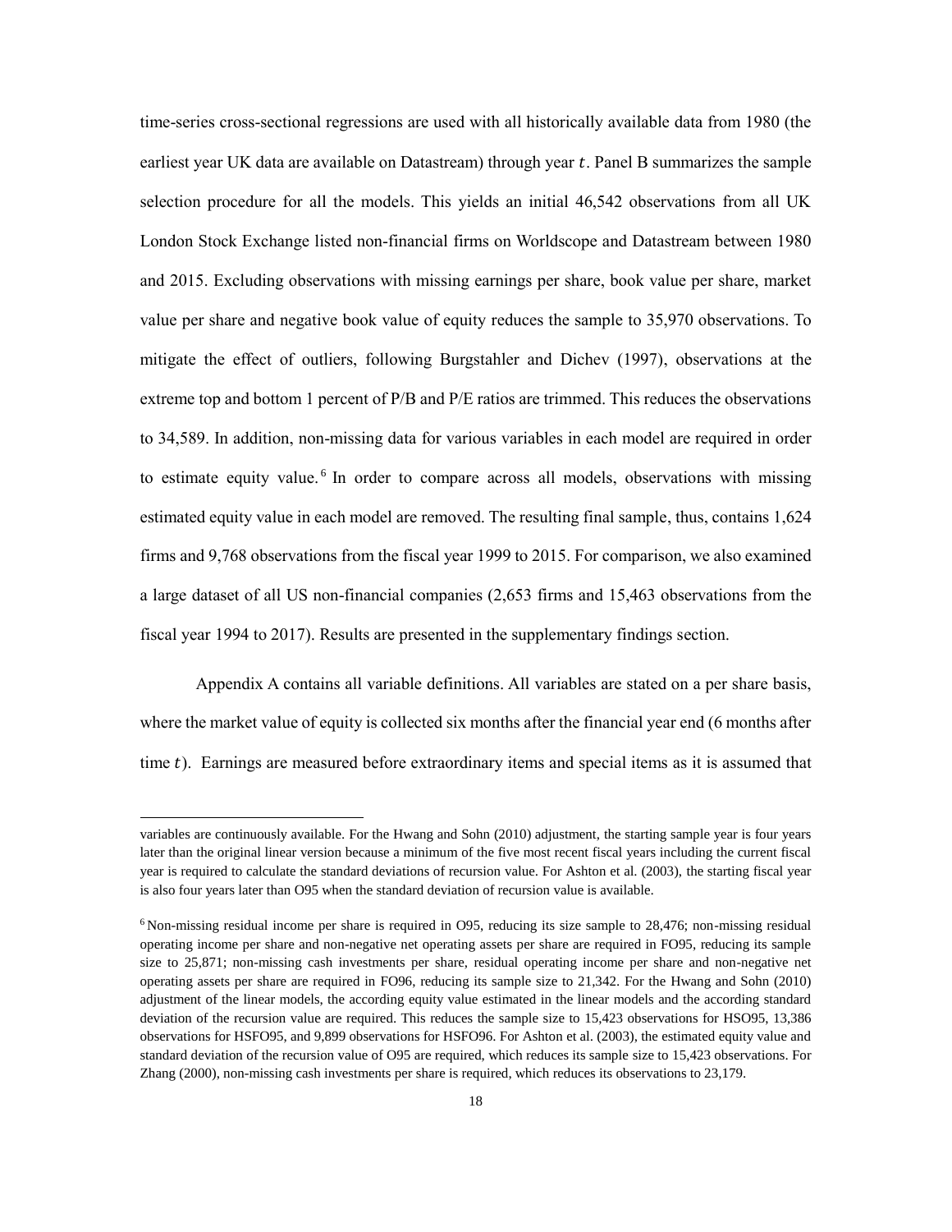time-series cross-sectional regressions are used with all historically available data from 1980 (the earliest year UK data are available on Datastream) through year $t$. Panel B summarizes the sample selection procedure for all the models. This yields an initial 46,542 observations from all UK London Stock Exchange listed non-financial firms on Worldscope and Datastream between 1980 and 2015. Excluding observations with missing earnings per share, book value per share, market value per share and negative book value of equity reduces the sample to 35,970 observations. To mitigate the effect of outliers, following Burgstahler and Dichev (1997), observations at the extreme top and bottom 1 percent of P/B and P/E ratios are trimmed. This reduces the observations to 34,589. In addition, non-missing data for various variables in each model are required in order to estimate equity value.[6] In order to compare across all models, observations with missing estimated equity value in each model are removed. The resulting final sample, thus, contains 1,624 firms and 9,768 observations from the fiscal year 1999 to 2015. For comparison, we also examined a large dataset of all US non-financial companies (2,653 firms and 15,463 observations from the fiscal year 1994 to 2017). Results are presented in the supplementary findings section.

Appendix A contains all variable definitions. All variables are stated on a per share basis, where the market value of equity is collected six months after the financial year end (6 months after time $t$). Earnings are measured before extraordinary items and special items as it is assumed that

---

variables are continuously available. For the Hwang and Sohn (2010) adjustment, the starting sample year is four years later than the original linear version because a minimum of the five most recent fiscal years including the current fiscal year is required to calculate the standard deviations of recursion value. For Ashton et al. (2003), the starting fiscal year is also four years later than O95 when the standard deviation of recursion value is available.

[6] Non-missing residual income per share is required in O95, reducing its size sample to 28,476; non-missing residual operating income per share and non-negative net operating assets per share are required in FO95, reducing its sample size to 25,871; non-missing cash investments per share, residual operating income per share and non-negative net operating assets per share are required in FO96, reducing its sample size to 21,342. For the Hwang and Sohn (2010) adjustment of the linear models, the according equity value estimated in the linear models and the according standard deviation of the recursion value are required. This reduces the sample size to 15,423 observations for HSO95, 13,386 observations for HSFO95, and 9,899 observations for HSFO96. For Ashton et al. (2003), the estimated equity value and standard deviation of the recursion value of O95 are required, which reduces its sample size to 15,423 observations. For Zhang (2000), non-missing cash investments per share is required, which reduces its observations to 23,179.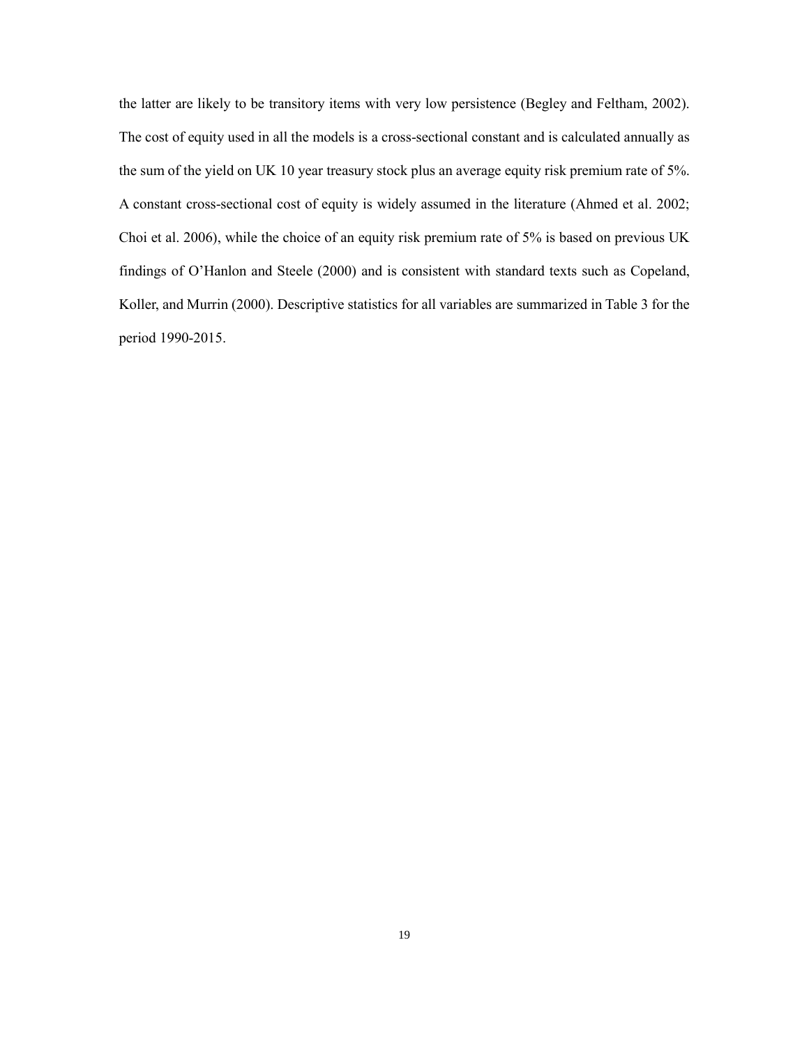the latter are likely to be transitory items with very low persistence (Begley and Feltham, 2002). The cost of equity used in all the models is a cross-sectional constant and is calculated annually as the sum of the yield on UK 10 year treasury stock plus an average equity risk premium rate of 5%. A constant cross-sectional cost of equity is widely assumed in the literature (Ahmed et al. 2002; Choi et al. 2006), while the choice of an equity risk premium rate of 5% is based on previous UK findings of O'Hanlon and Steele (2000) and is consistent with standard texts such as Copeland, Koller, and Murrin (2000). Descriptive statistics for all variables are summarized in Table 3 for the period 1990-2015.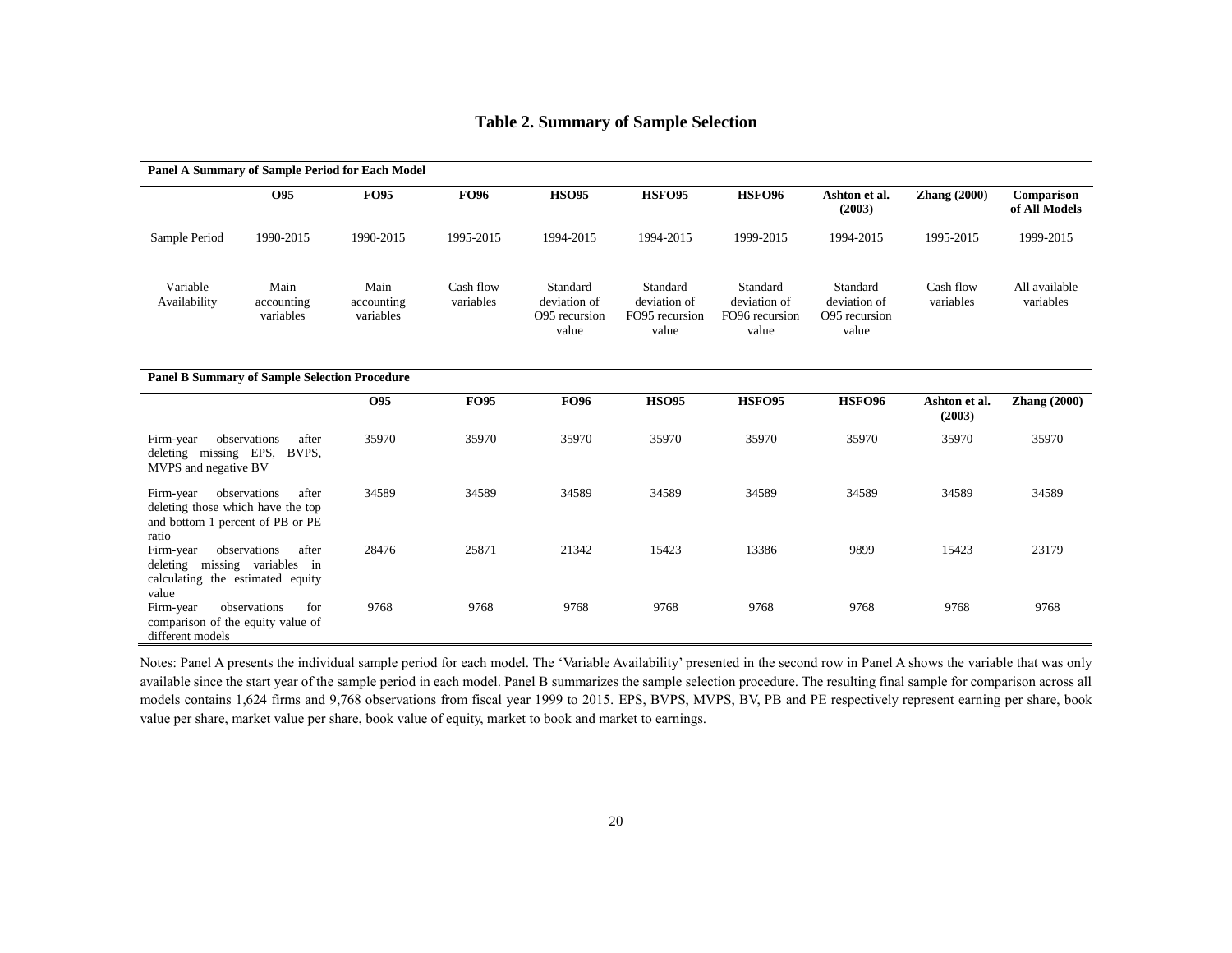## Table 2. Summary of Sample Selection

**Panel A Summary of Sample Period for Each Model**

| | O95 | FO95 | FO96 | HSO95 | HSFO95 | HSFO96 | Ashton et al. (2003) | Zhang (2000) | Comparison of All Models |
|---|---|---|---|---|---|---|---|---|---|
| Sample Period | 1990-2015 | 1990-2015 | 1995-2015 | 1994-2015 | 1994-2015 | 1999-2015 | 1994-2015 | 1995-2015 | 1999-2015 |
| Variable Availability | Main accounting variables | Main accounting variables | Cash flow variables | Standard deviation of O95 recursion value | Standard deviation of FO95 recursion value | Standard deviation of FO96 recursion value | Standard deviation of O95 recursion value | Cash flow variables | All available variables |

**Panel B Summary of Sample Selection Procedure**

| | O95 | FO95 | FO96 | HSO95 | HSFO95 | HSFO96 | Ashton et al. (2003) | Zhang (2000) |
|---|---|---|---|---|---|---|---|---|
| Firm-year observations after deleting missing EPS, BVPS, MVPS and negative BV | 35970 | 35970 | 35970 | 35970 | 35970 | 35970 | 35970 | 35970 |
| Firm-year observations after deleting those which have the top and bottom 1 percent of PB or PE ratio | 34589 | 34589 | 34589 | 34589 | 34589 | 34589 | 34589 | 34589 |
| Firm-year observations after deleting missing variables in calculating the estimated equity value | 28476 | 25871 | 21342 | 15423 | 13386 | 9899 | 15423 | 23179 |
| Firm-year observations for comparison of the equity value of different models | 9768 | 9768 | 9768 | 9768 | 9768 | 9768 | 9768 | 9768 |

Notes: Panel A presents the individual sample period for each model. The 'Variable Availability' presented in the second row in Panel A shows the variable that was only available since the start year of the sample period in each model. Panel B summarizes the sample selection procedure. The resulting final sample for comparison across all models contains 1,624 firms and 9,768 observations from fiscal year 1999 to 2015. EPS, BVPS, MVPS, BV, PB and PE respectively represent earning per share, book value per share, market value per share, book value of equity, market to book and market to earnings.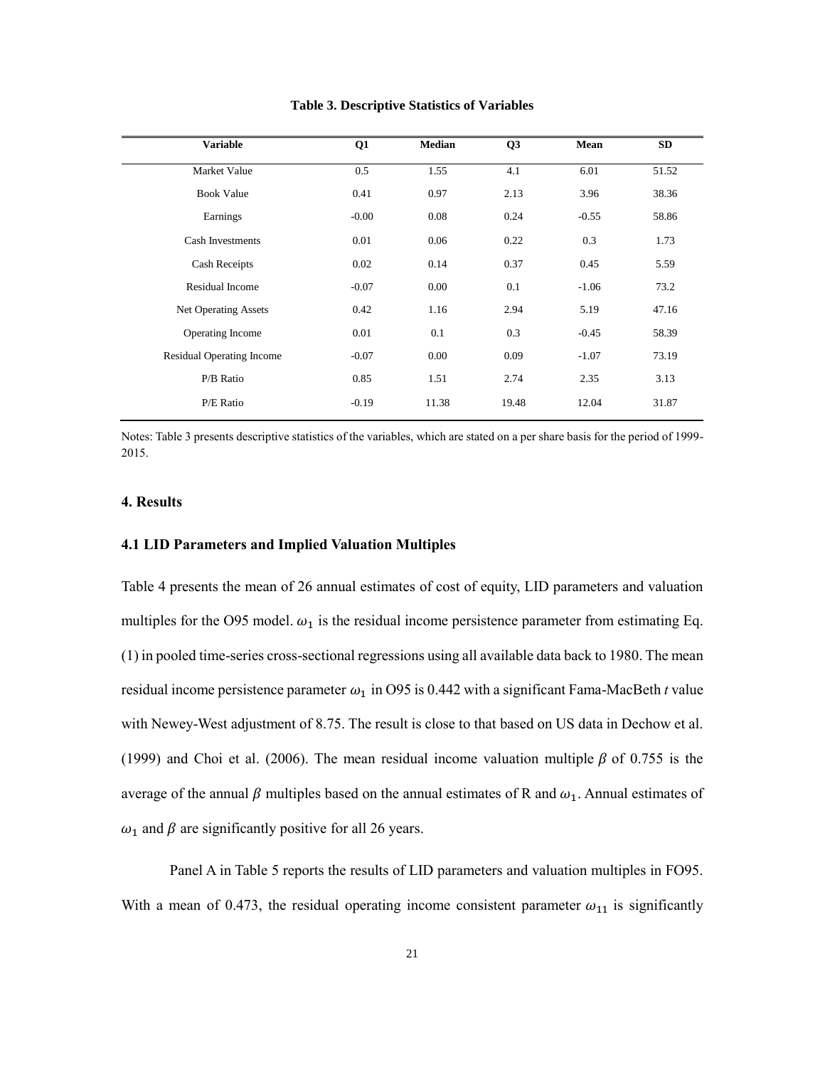**Table 3. Descriptive Statistics of Variables**

| Variable | Q1 | Median | Q3 | Mean | SD |
|---|---|---|---|---|---|
| Market Value | 0.5 | 1.55 | 4.1 | 6.01 | 51.52 |
| Book Value | 0.41 | 0.97 | 2.13 | 3.96 | 38.36 |
| Earnings | -0.00 | 0.08 | 0.24 | -0.55 | 58.86 |
| Cash Investments | 0.01 | 0.06 | 0.22 | 0.3 | 1.73 |
| Cash Receipts | 0.02 | 0.14 | 0.37 | 0.45 | 5.59 |
| Residual Income | -0.07 | 0.00 | 0.1 | -1.06 | 73.2 |
| Net Operating Assets | 0.42 | 1.16 | 2.94 | 5.19 | 47.16 |
| Operating Income | 0.01 | 0.1 | 0.3 | -0.45 | 58.39 |
| Residual Operating Income | -0.07 | 0.00 | 0.09 | -1.07 | 73.19 |
| P/B Ratio | 0.85 | 1.51 | 2.74 | 2.35 | 3.13 |
| P/E Ratio | -0.19 | 11.38 | 19.48 | 12.04 | 31.87 |

Notes: Table 3 presents descriptive statistics of the variables, which are stated on a per share basis for the period of 1999-2015.

## 4. Results

### 4.1 LID Parameters and Implied Valuation Multiples

Table 4 presents the mean of 26 annual estimates of cost of equity, LID parameters and valuation multiples for the O95 model. $\omega_1$ is the residual income persistence parameter from estimating Eq. (1) in pooled time-series cross-sectional regressions using all available data back to 1980. The mean residual income persistence parameter $\omega_1$ in O95 is 0.442 with a significant Fama-MacBeth *t* value with Newey-West adjustment of 8.75. The result is close to that based on US data in Dechow et al. (1999) and Choi et al. (2006). The mean residual income valuation multiple $\beta$ of 0.755 is the average of the annual $\beta$ multiples based on the annual estimates of R and $\omega_1$. Annual estimates of $\omega_1$ and $\beta$ are significantly positive for all 26 years.

Panel A in Table 5 reports the results of LID parameters and valuation multiples in FO95. With a mean of 0.473, the residual operating income consistent parameter $\omega_{11}$ is significantly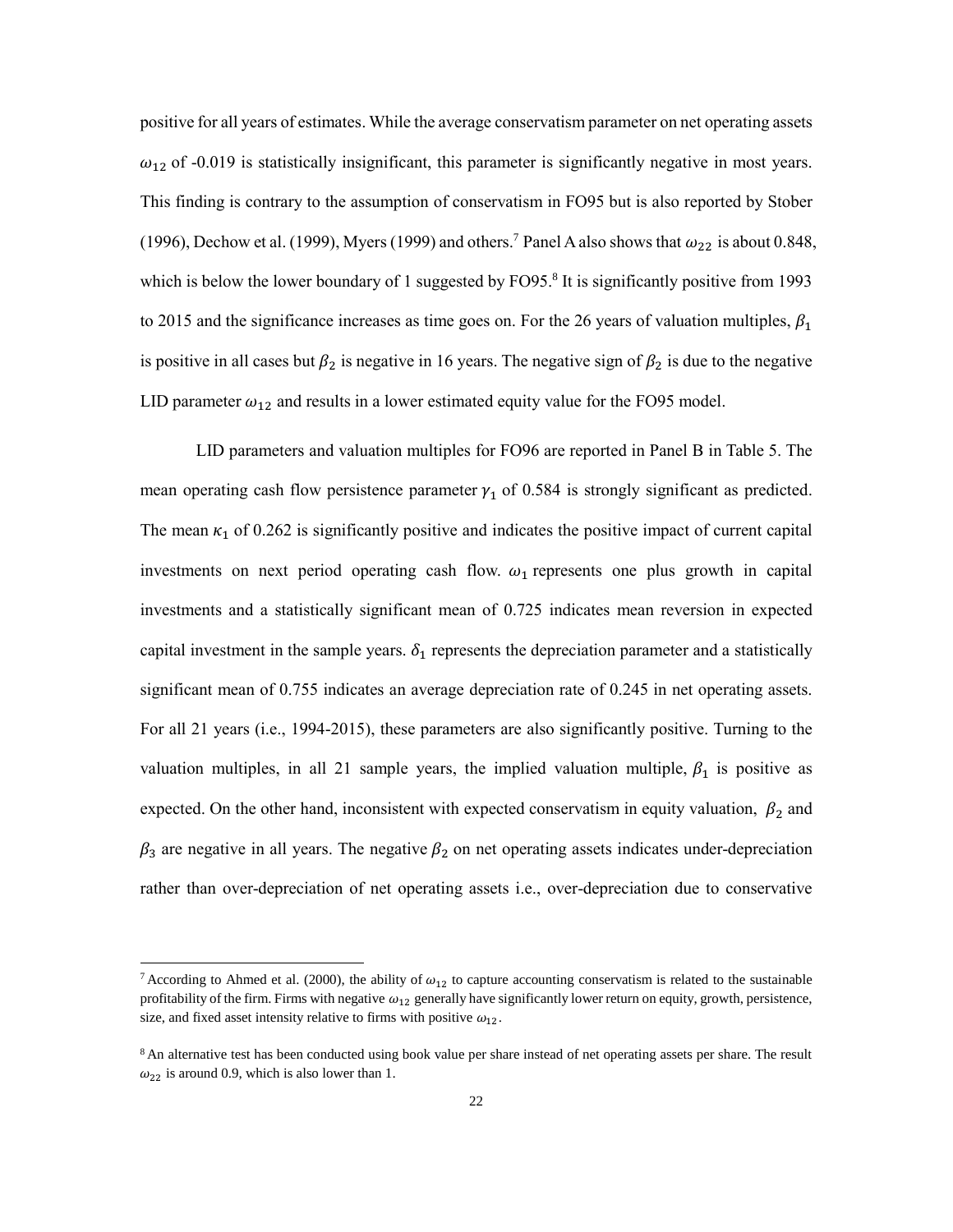positive for all years of estimates. While the average conservatism parameter on net operating assets $\omega_{12}$ of -0.019 is statistically insignificant, this parameter is significantly negative in most years. This finding is contrary to the assumption of conservatism in FO95 but is also reported by Stober (1996), Dechow et al. (1999), Myers (1999) and others.[7] Panel A also shows that $\omega_{22}$ is about 0.848, which is below the lower boundary of 1 suggested by FO95.[8] It is significantly positive from 1993 to 2015 and the significance increases as time goes on. For the 26 years of valuation multiples, $\beta_1$ is positive in all cases but $\beta_2$ is negative in 16 years. The negative sign of $\beta_2$ is due to the negative LID parameter $\omega_{12}$ and results in a lower estimated equity value for the FO95 model.

LID parameters and valuation multiples for FO96 are reported in Panel B in Table 5. The mean operating cash flow persistence parameter $\gamma_1$ of 0.584 is strongly significant as predicted. The mean $\kappa_1$ of 0.262 is significantly positive and indicates the positive impact of current capital investments on next period operating cash flow. $\omega_1$ represents one plus growth in capital investments and a statistically significant mean of 0.725 indicates mean reversion in expected capital investment in the sample years. $\delta_1$ represents the depreciation parameter and a statistically significant mean of 0.755 indicates an average depreciation rate of 0.245 in net operating assets. For all 21 years (i.e., 1994-2015), these parameters are also significantly positive. Turning to the valuation multiples, in all 21 sample years, the implied valuation multiple, $\beta_1$ is positive as expected. On the other hand, inconsistent with expected conservatism in equity valuation, $\beta_2$ and $\beta_3$ are negative in all years. The negative $\beta_2$ on net operating assets indicates under-depreciation rather than over-depreciation of net operating assets i.e., over-depreciation due to conservative

---

[7] According to Ahmed et al. (2000), the ability of $\omega_{12}$ to capture accounting conservatism is related to the sustainable profitability of the firm. Firms with negative $\omega_{12}$ generally have significantly lower return on equity, growth, persistence, size, and fixed asset intensity relative to firms with positive $\omega_{12}$.

[8] An alternative test has been conducted using book value per share instead of net operating assets per share. The result $\omega_{22}$ is around 0.9, which is also lower than 1.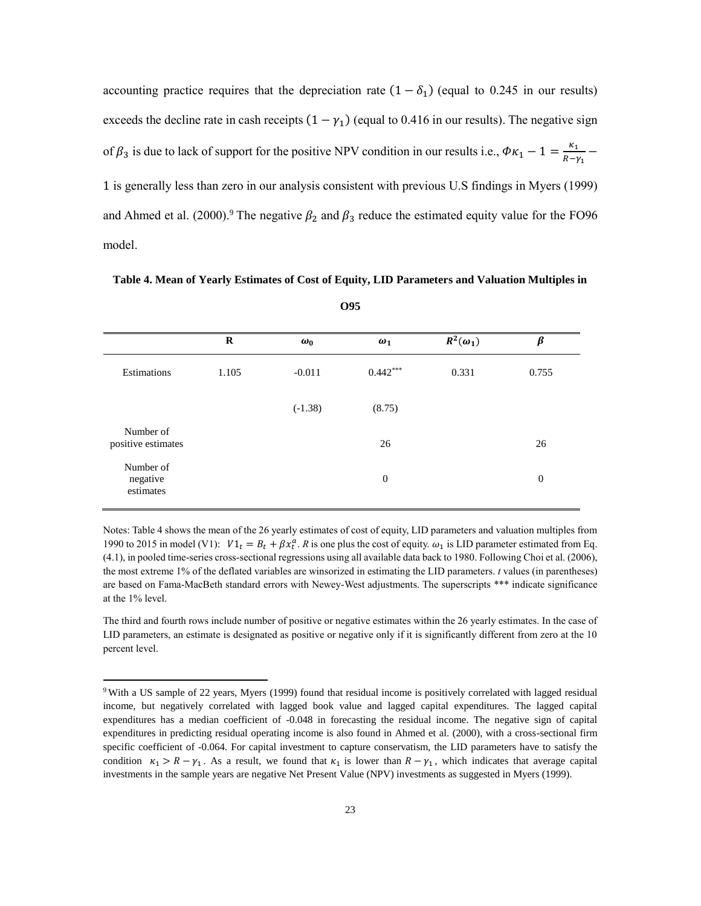accounting practice requires that the depreciation rate $(1-\delta_1)$ (equal to 0.245 in our results) exceeds the decline rate in cash receipts $(1-\gamma_1)$ (equal to 0.416 in our results). The negative sign of $\beta_3$ is due to lack of support for the positive NPV condition in our results i.e., $\Phi\kappa_1 - 1 = \frac{\kappa_1}{R-\gamma_1} - 1$ is generally less than zero in our analysis consistent with previous U.S findings in Myers (1999) and Ahmed et al. (2000).[9] The negative $\beta_2$ and $\beta_3$ reduce the estimated equity value for the FO96 model.

**Table 4. Mean of Yearly Estimates of Cost of Equity, LID Parameters and Valuation Multiples in O95**

| | **R** | $\omega_0$ | $\omega_1$ | $R^2(\omega_1)$ | $\beta$ |
|---|---|---|---|---|---|
| Estimations | 1.105 | -0.011 | 0.442*** | 0.331 | 0.755 |
| | | (-1.38) | (8.75) | | |
| Number of positive estimates | | | 26 | | 26 |
| Number of negative estimates | | | 0 | | 0 |

Notes: Table 4 shows the mean of the 26 yearly estimates of cost of equity, LID parameters and valuation multiples from 1990 to 2015 in model (V1): $V1_t = B_t + \beta x_t^a$. $R$ is one plus the cost of equity. $\omega_1$ is LID parameter estimated from Eq. (4.1), in pooled time-series cross-sectional regressions using all available data back to 1980. Following Choi et al. (2006), the most extreme 1% of the deflated variables are winsorized in estimating the LID parameters. *t* values (in parentheses) are based on Fama-MacBeth standard errors with Newey-West adjustments. The superscripts *** indicate significance at the 1% level.

The third and fourth rows include number of positive or negative estimates within the 26 yearly estimates. In the case of LID parameters, an estimate is designated as positive or negative only if it is significantly different from zero at the 10 percent level.

[9] With a US sample of 22 years, Myers (1999) found that residual income is positively correlated with lagged residual income, but negatively correlated with lagged book value and lagged capital expenditures. The lagged capital expenditures has a median coefficient of -0.048 in forecasting the residual income. The negative sign of capital expenditures in predicting residual operating income is also found in Ahmed et al. (2000), with a cross-sectional firm specific coefficient of -0.064. For capital investment to capture conservatism, the LID parameters have to satisfy the condition $\kappa_1 > R - \gamma_1$. As a result, we found that $\kappa_1$ is lower than $R - \gamma_1$, which indicates that average capital investments in the sample years are negative Net Present Value (NPV) investments as suggested in Myers (1999).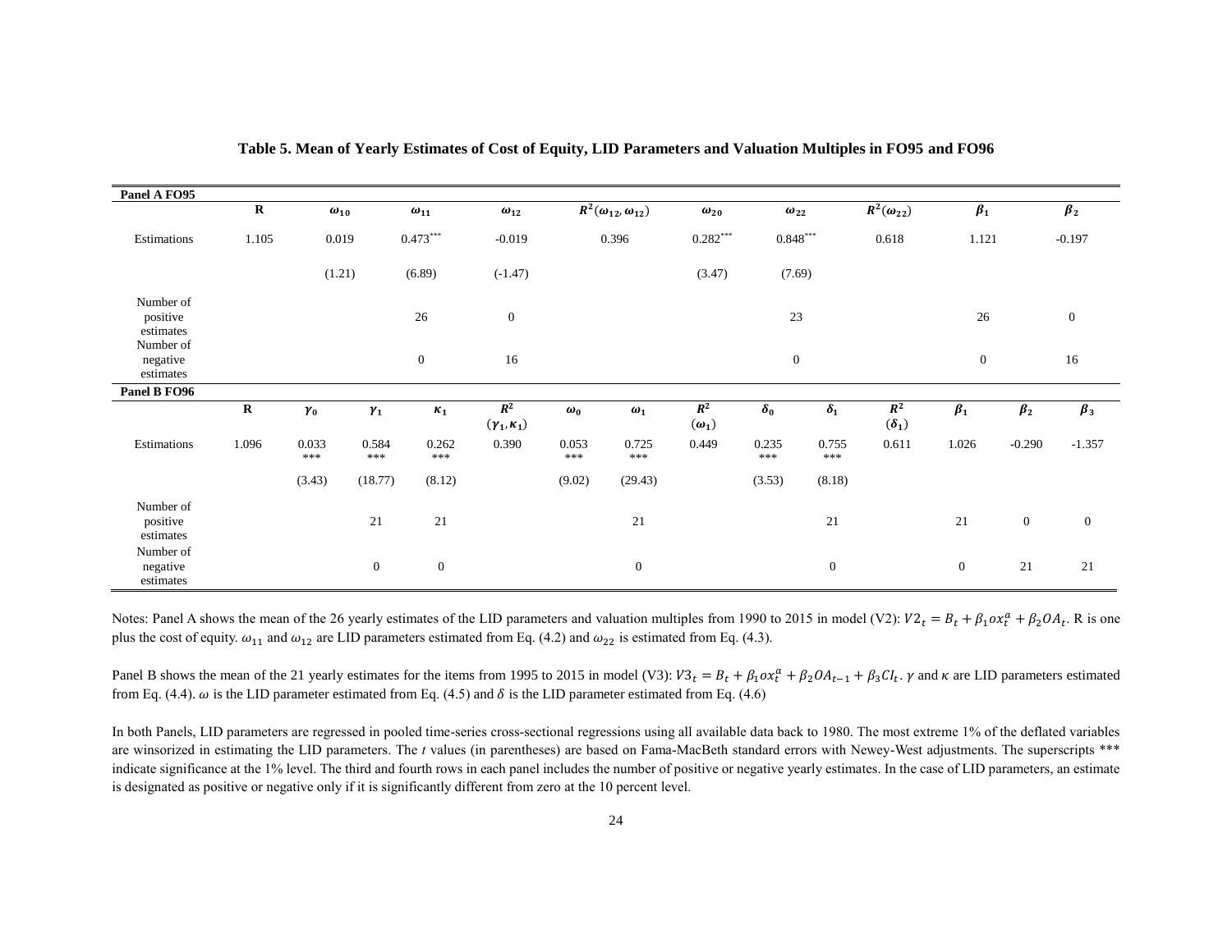**Table 5. Mean of Yearly Estimates of Cost of Equity, LID Parameters and Valuation Multiples in FO95 and FO96**

| Panel A FO95 | | | | | | | | | | |
|---|---|---|---|---|---|---|---|---|---|---|
| | **R** | $\omega_{10}$ | $\omega_{11}$ | $\omega_{12}$ | $R^2(\omega_{12}, \omega_{12})$ | $\omega_{20}$ | $\omega_{22}$ | $R^2(\omega_{22})$ | $\beta_1$ | $\beta_2$ |
| Estimations | 1.105 | 0.019 | 0.473*** | -0.019 | 0.396 | 0.282*** | 0.848*** | 0.618 | 1.121 | -0.197 |
| | | (1.21) | (6.89) | (-1.47) | | (3.47) | (7.69) | | | |
| Number of positive estimates | | | 26 | 0 | | | 23 | | 26 | 0 |
| Number of negative estimates | | | 0 | 16 | | | 0 | | 0 | 16 |

| Panel B FO96 | | | | | | | | | | | | | | |
|---|---|---|---|---|---|---|---|---|---|---|---|---|---|---|
| | **R** | $\gamma_0$ | $\gamma_1$ | $\kappa_1$ | $R^2$ $(\gamma_1, \kappa_1)$ | $\omega_0$ | $\omega_1$ | $R^2$ $(\omega_1)$ | $\delta_0$ | $\delta_1$ | $R^2$ $(\delta_1)$ | $\beta_1$ | $\beta_2$ | $\beta_3$ |
| Estimations | 1.096 | 0.033 *** | 0.584 *** | 0.262 *** | 0.390 | 0.053 *** | 0.725 *** | 0.449 | 0.235 *** | 0.755 *** | 0.611 | 1.026 | -0.290 | -1.357 |
| | | (3.43) | (18.77) | (8.12) | | (9.02) | (29.43) | | (3.53) | (8.18) | | | | |
| Number of positive estimates | | | 21 | 21 | | | 21 | | | 21 | | 21 | 0 | 0 |
| Number of negative estimates | | | 0 | 0 | | | 0 | | | 0 | | 0 | 21 | 21 |

Notes: Panel A shows the mean of the 26 yearly estimates of the LID parameters and valuation multiples from 1990 to 2015 in model (V2): $V2_t = B_t + \beta_1 ox_t^a + \beta_2 OA_t$. R is one plus the cost of equity. $\omega_{11}$ and $\omega_{12}$ are LID parameters estimated from Eq. (4.2) and $\omega_{22}$ is estimated from Eq. (4.3).

Panel B shows the mean of the 21 yearly estimates for the items from 1995 to 2015 in model (V3): $V3_t = B_t + \beta_1 ox_t^a + \beta_2 OA_{t-1} + \beta_3 CI_t$. $\gamma$ and $\kappa$ are LID parameters estimated from Eq. (4.4). $\omega$ is the LID parameter estimated from Eq. (4.5) and $\delta$ is the LID parameter estimated from Eq. (4.6)

In both Panels, LID parameters are regressed in pooled time-series cross-sectional regressions using all available data back to 1980. The most extreme 1% of the deflated variables are winsorized in estimating the LID parameters. The *t* values (in parentheses) are based on Fama-MacBeth standard errors with Newey-West adjustments. The superscripts *** indicate significance at the 1% level. The third and fourth rows in each panel includes the number of positive or negative yearly estimates. In the case of LID parameters, an estimate is designated as positive or negative only if it is significantly different from zero at the 10 percent level.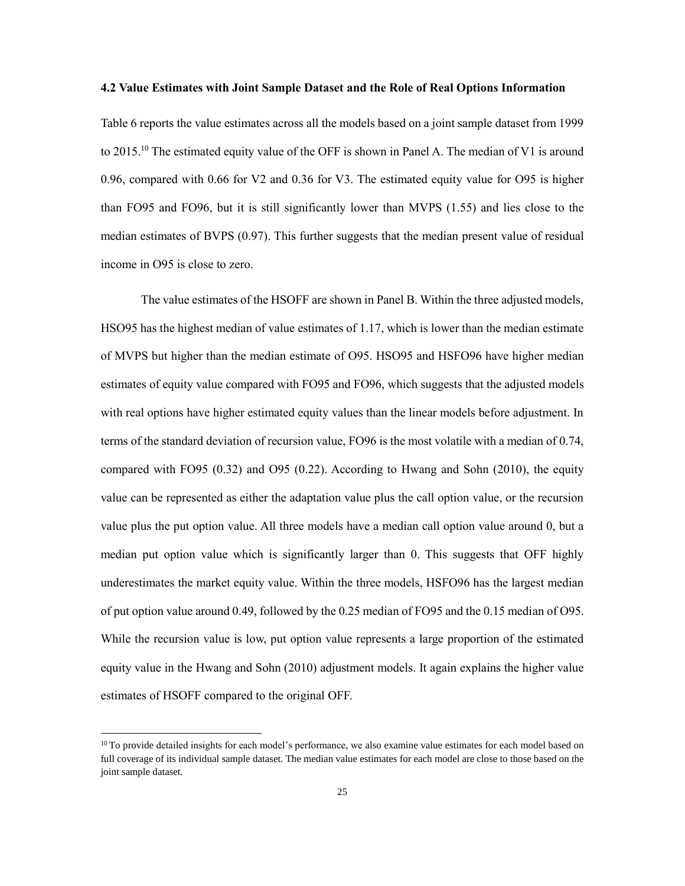### 4.2 Value Estimates with Joint Sample Dataset and the Role of Real Options Information

Table 6 reports the value estimates across all the models based on a joint sample dataset from 1999 to 2015.[10] The estimated equity value of the OFF is shown in Panel A. The median of V1 is around 0.96, compared with 0.66 for V2 and 0.36 for V3. The estimated equity value for O95 is higher than FO95 and FO96, but it is still significantly lower than MVPS (1.55) and lies close to the median estimates of BVPS (0.97). This further suggests that the median present value of residual income in O95 is close to zero.

The value estimates of the HSOFF are shown in Panel B. Within the three adjusted models, HSO95 has the highest median of value estimates of 1.17, which is lower than the median estimate of MVPS but higher than the median estimate of O95. HSO95 and HSFO96 have higher median estimates of equity value compared with FO95 and FO96, which suggests that the adjusted models with real options have higher estimated equity values than the linear models before adjustment. In terms of the standard deviation of recursion value, FO96 is the most volatile with a median of 0.74, compared with FO95 (0.32) and O95 (0.22). According to Hwang and Sohn (2010), the equity value can be represented as either the adaptation value plus the call option value, or the recursion value plus the put option value. All three models have a median call option value around 0, but a median put option value which is significantly larger than 0. This suggests that OFF highly underestimates the market equity value. Within the three models, HSFO96 has the largest median of put option value around 0.49, followed by the 0.25 median of FO95 and the 0.15 median of O95. While the recursion value is low, put option value represents a large proportion of the estimated equity value in the Hwang and Sohn (2010) adjustment models. It again explains the higher value estimates of HSOFF compared to the original OFF.

[10] To provide detailed insights for each model's performance, we also examine value estimates for each model based on full coverage of its individual sample dataset. The median value estimates for each model are close to those based on the joint sample dataset.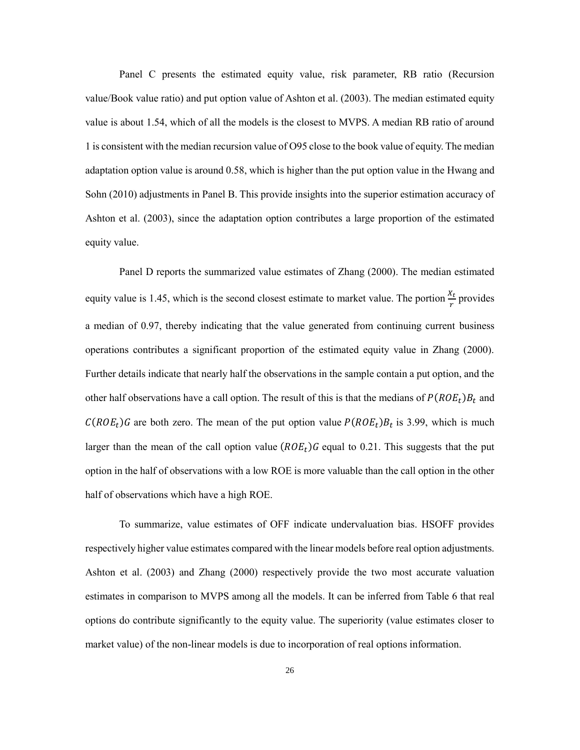Panel C presents the estimated equity value, risk parameter, RB ratio (Recursion value/Book value ratio) and put option value of Ashton et al. (2003). The median estimated equity value is about 1.54, which of all the models is the closest to MVPS. A median RB ratio of around 1 is consistent with the median recursion value of O95 close to the book value of equity. The median adaptation option value is around 0.58, which is higher than the put option value in the Hwang and Sohn (2010) adjustments in Panel B. This provide insights into the superior estimation accuracy of Ashton et al. (2003), since the adaptation option contributes a large proportion of the estimated equity value.

Panel D reports the summarized value estimates of Zhang (2000). The median estimated equity value is 1.45, which is the second closest estimate to market value. The portion $\frac{X_t}{r}$ provides a median of 0.97, thereby indicating that the value generated from continuing current business operations contributes a significant proportion of the estimated equity value in Zhang (2000). Further details indicate that nearly half the observations in the sample contain a put option, and the other half observations have a call option. The result of this is that the medians of $P(ROE_t)B_t$ and $C(ROE_t)G$ are both zero. The mean of the put option value $P(ROE_t)B_t$ is 3.99, which is much larger than the mean of the call option value $(ROE_t)G$ equal to 0.21. This suggests that the put option in the half of observations with a low ROE is more valuable than the call option in the other half of observations which have a high ROE.

To summarize, value estimates of OFF indicate undervaluation bias. HSOFF provides respectively higher value estimates compared with the linear models before real option adjustments. Ashton et al. (2003) and Zhang (2000) respectively provide the two most accurate valuation estimates in comparison to MVPS among all the models. It can be inferred from Table 6 that real options do contribute significantly to the equity value. The superiority (value estimates closer to market value) of the non-linear models is due to incorporation of real options information.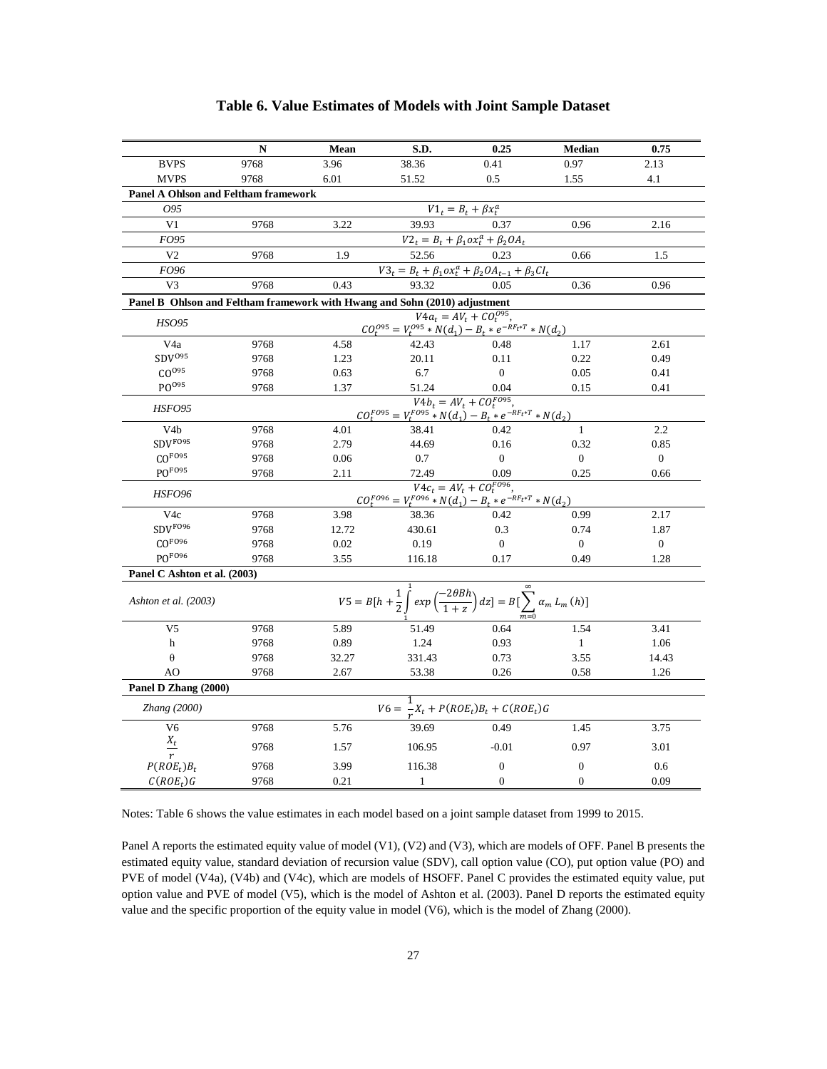**Table 6. Value Estimates of Models with Joint Sample Dataset**

| | N | Mean | S.D. | 0.25 | Median | 0.75 |
|---|---|---|---|---|---|---|
| BVPS | 9768 | 3.96 | 38.36 | 0.41 | 0.97 | 2.13 |
| MVPS | 9768 | 6.01 | 51.52 | 0.5 | 1.55 | 4.1 |
| **Panel A Ohlson and Feltham framework** | | | | | | |
| *O95* | $V1_t = B_t + \beta x_t^a$ | | | | | |
| V1 | 9768 | 3.22 | 39.93 | 0.37 | 0.96 | 2.16 |
| *FO95* | $V2_t = B_t + \beta_1 ox_t^a + \beta_2 OA_t$ | | | | | |
| V2 | 9768 | 1.9 | 52.56 | 0.23 | 0.66 | 1.5 |
| *FO96* | $V3_t = B_t + \beta_1 ox_t^a + \beta_2 OA_{t-1} + \beta_3 CI_t$ | | | | | |
| V3 | 9768 | 0.43 | 93.32 | 0.05 | 0.36 | 0.96 |
| **Panel B Ohlson and Feltham framework with Hwang and Sohn (2010) adjustment** | | | | | | |
| *HSO95* | $V4a_t = AV_t + CO_t^{O95}$, $CO_t^{O95} = V_t^{O95} * N(d_1) - B_t * e^{-RF_t*T} * N(d_2)$ | | | | | |
| V4a | 9768 | 4.58 | 42.43 | 0.48 | 1.17 | 2.61 |
| $SDV^{O95}$ | 9768 | 1.23 | 20.11 | 0.11 | 0.22 | 0.49 |
| $CO^{O95}$ | 9768 | 0.63 | 6.7 | 0 | 0.05 | 0.41 |
| $PO^{O95}$ | 9768 | 1.37 | 51.24 | 0.04 | 0.15 | 0.41 |
| *HSFO95* | $V4b_t = AV_t + CO_t^{FO95}$, $CO_t^{FO95} = V_t^{FO95} * N(d_1) - B_t * e^{-RF_t*T} * N(d_2)$ | | | | | |
| V4b | 9768 | 4.01 | 38.41 | 0.42 | 1 | 2.2 |
| $SDV^{FO95}$ | 9768 | 2.79 | 44.69 | 0.16 | 0.32 | 0.85 |
| $CO^{FO95}$ | 9768 | 0.06 | 0.7 | 0 | 0 | 0 |
| $PO^{FO95}$ | 9768 | 2.11 | 72.49 | 0.09 | 0.25 | 0.66 |
| *HSFO96* | $V4c_t = AV_t + CO_t^{FO96}$, $CO_t^{FO96} = V_t^{FO96} * N(d_1) - B_t * e^{-RF_t*T} * N(d_2)$ | | | | | |
| V4c | 9768 | 3.98 | 38.36 | 0.42 | 0.99 | 2.17 |
| $SDV^{FO96}$ | 9768 | 12.72 | 430.61 | 0.3 | 0.74 | 1.87 |
| $CO^{FO96}$ | 9768 | 0.02 | 0.19 | 0 | 0 | 0 |
| $PO^{FO96}$ | 9768 | 3.55 | 116.18 | 0.17 | 0.49 | 1.28 |
| **Panel C Ashton et al. (2003)** | | | | | | |
| *Ashton et al. (2003)* | $V5 = B[h + \frac{1}{2}\int_1^1 exp\left(\frac{-2\theta Bh}{1+z}\right)dz] = B[\sum_{m=0}^{\infty} \alpha_m L_m(h)]$ | | | | | |
| V5 | 9768 | 5.89 | 51.49 | 0.64 | 1.54 | 3.41 |
| h | 9768 | 0.89 | 1.24 | 0.93 | 1 | 1.06 |
| θ | 9768 | 32.27 | 331.43 | 0.73 | 3.55 | 14.43 |
| AO | 9768 | 2.67 | 53.38 | 0.26 | 0.58 | 1.26 |
| **Panel D Zhang (2000)** | | | | | | |
| *Zhang (2000)* | $V6 = \frac{1}{r}X_t + P(ROE_t)B_t + C(ROE_t)G$ | | | | | |
| V6 | 9768 | 5.76 | 39.69 | 0.49 | 1.45 | 3.75 |
| $\frac{X_t}{r}$ | 9768 | 1.57 | 106.95 | -0.01 | 0.97 | 3.01 |
| $P(ROE_t)B_t$ | 9768 | 3.99 | 116.38 | 0 | 0 | 0.6 |
| $C(ROE_t)G$ | 9768 | 0.21 | 1 | 0 | 0 | 0.09 |

Notes: Table 6 shows the value estimates in each model based on a joint sample dataset from 1999 to 2015.

Panel A reports the estimated equity value of model (V1), (V2) and (V3), which are models of OFF. Panel B presents the estimated equity value, standard deviation of recursion value (SDV), call option value (CO), put option value (PO) and PVE of model (V4a), (V4b) and (V4c), which are models of HSOFF. Panel C provides the estimated equity value, put option value and PVE of model (V5), which is the model of Ashton et al. (2003). Panel D reports the estimated equity value and the specific proportion of the equity value in model (V6), which is the model of Zhang (2000).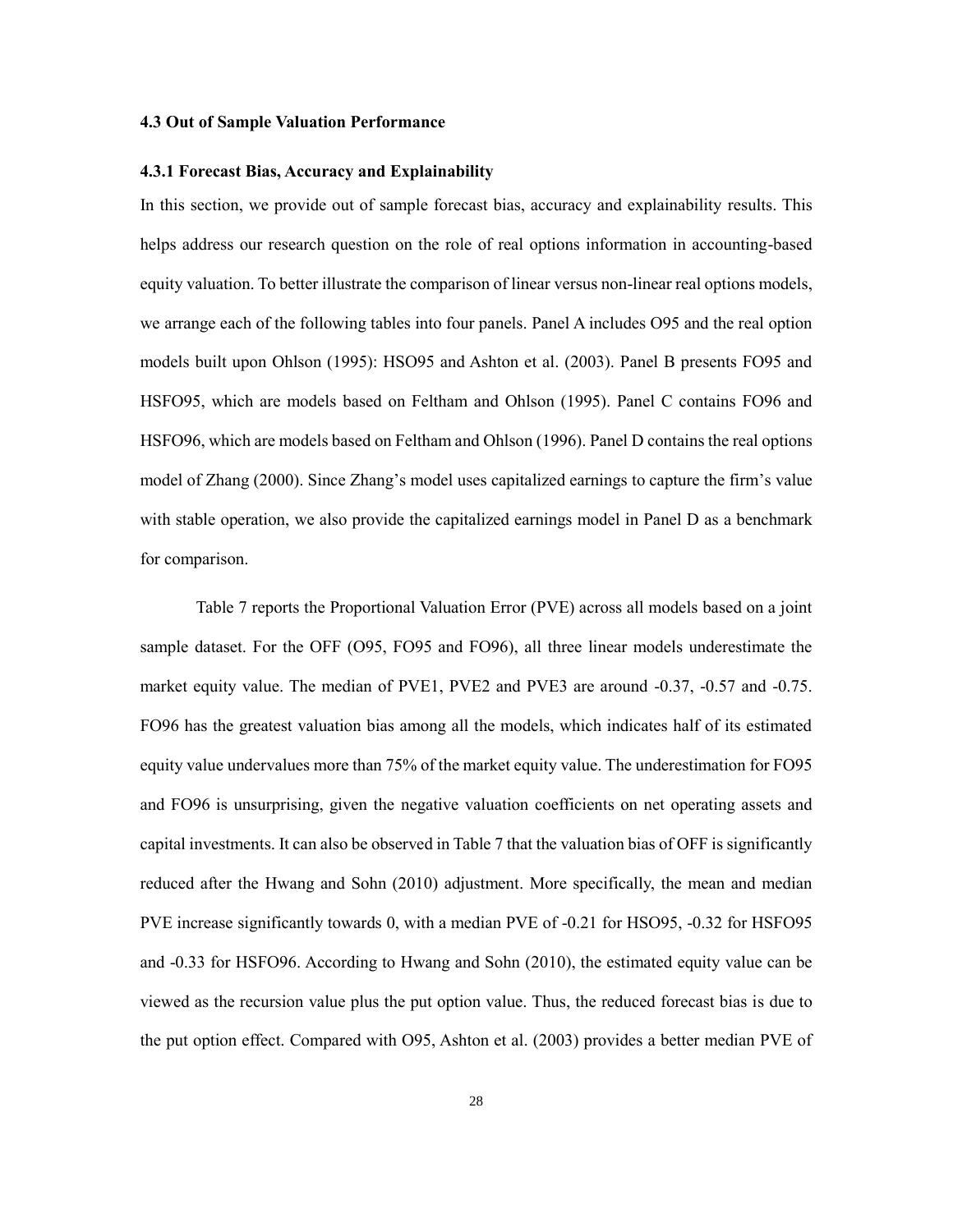### 4.3 Out of Sample Valuation Performance

#### 4.3.1 Forecast Bias, Accuracy and Explainability

In this section, we provide out of sample forecast bias, accuracy and explainability results. This helps address our research question on the role of real options information in accounting-based equity valuation. To better illustrate the comparison of linear versus non-linear real options models, we arrange each of the following tables into four panels. Panel A includes O95 and the real option models built upon Ohlson (1995): HSO95 and Ashton et al. (2003). Panel B presents FO95 and HSFO95, which are models based on Feltham and Ohlson (1995). Panel C contains FO96 and HSFO96, which are models based on Feltham and Ohlson (1996). Panel D contains the real options model of Zhang (2000). Since Zhang's model uses capitalized earnings to capture the firm's value with stable operation, we also provide the capitalized earnings model in Panel D as a benchmark for comparison.

Table 7 reports the Proportional Valuation Error (PVE) across all models based on a joint sample dataset. For the OFF (O95, FO95 and FO96), all three linear models underestimate the market equity value. The median of PVE1, PVE2 and PVE3 are around -0.37, -0.57 and -0.75. FO96 has the greatest valuation bias among all the models, which indicates half of its estimated equity value undervalues more than 75% of the market equity value. The underestimation for FO95 and FO96 is unsurprising, given the negative valuation coefficients on net operating assets and capital investments. It can also be observed in Table 7 that the valuation bias of OFF is significantly reduced after the Hwang and Sohn (2010) adjustment. More specifically, the mean and median PVE increase significantly towards 0, with a median PVE of -0.21 for HSO95, -0.32 for HSFO95 and -0.33 for HSFO96. According to Hwang and Sohn (2010), the estimated equity value can be viewed as the recursion value plus the put option value. Thus, the reduced forecast bias is due to the put option effect. Compared with O95, Ashton et al. (2003) provides a better median PVE of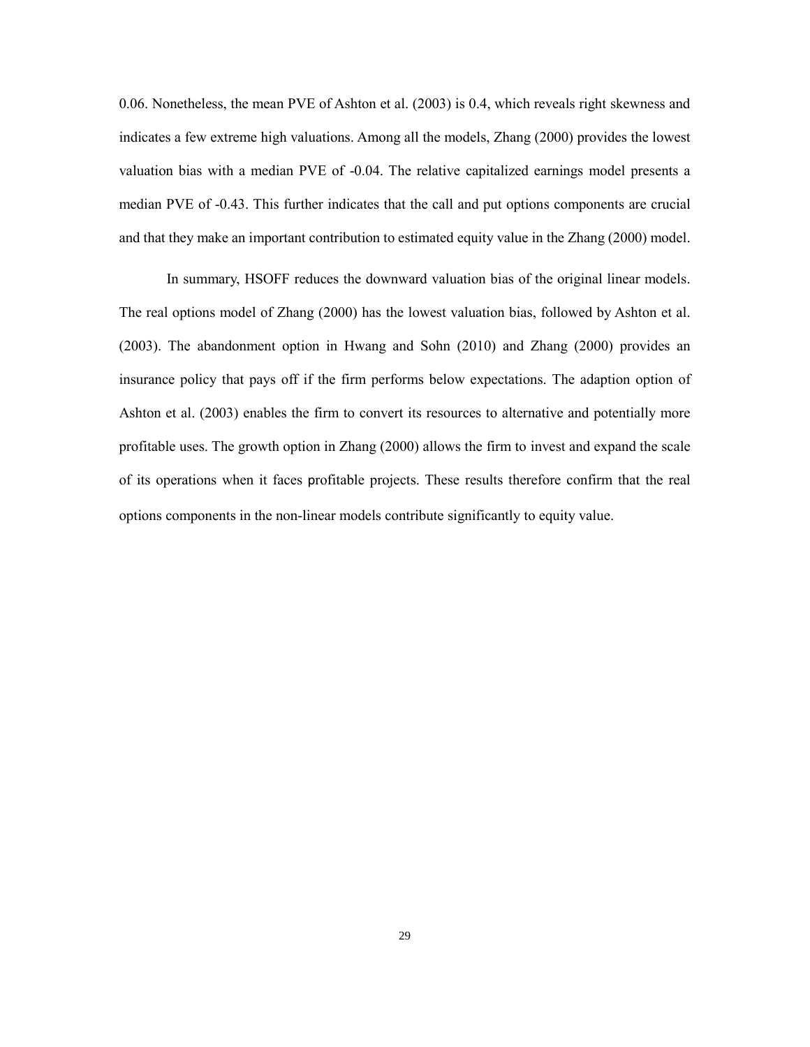0.06. Nonetheless, the mean PVE of Ashton et al. (2003) is 0.4, which reveals right skewness and indicates a few extreme high valuations. Among all the models, Zhang (2000) provides the lowest valuation bias with a median PVE of -0.04. The relative capitalized earnings model presents a median PVE of -0.43. This further indicates that the call and put options components are crucial and that they make an important contribution to estimated equity value in the Zhang (2000) model.

In summary, HSOFF reduces the downward valuation bias of the original linear models. The real options model of Zhang (2000) has the lowest valuation bias, followed by Ashton et al. (2003). The abandonment option in Hwang and Sohn (2010) and Zhang (2000) provides an insurance policy that pays off if the firm performs below expectations. The adaption option of Ashton et al. (2003) enables the firm to convert its resources to alternative and potentially more profitable uses. The growth option in Zhang (2000) allows the firm to invest and expand the scale of its operations when it faces profitable projects. These results therefore confirm that the real options components in the non-linear models contribute significantly to equity value.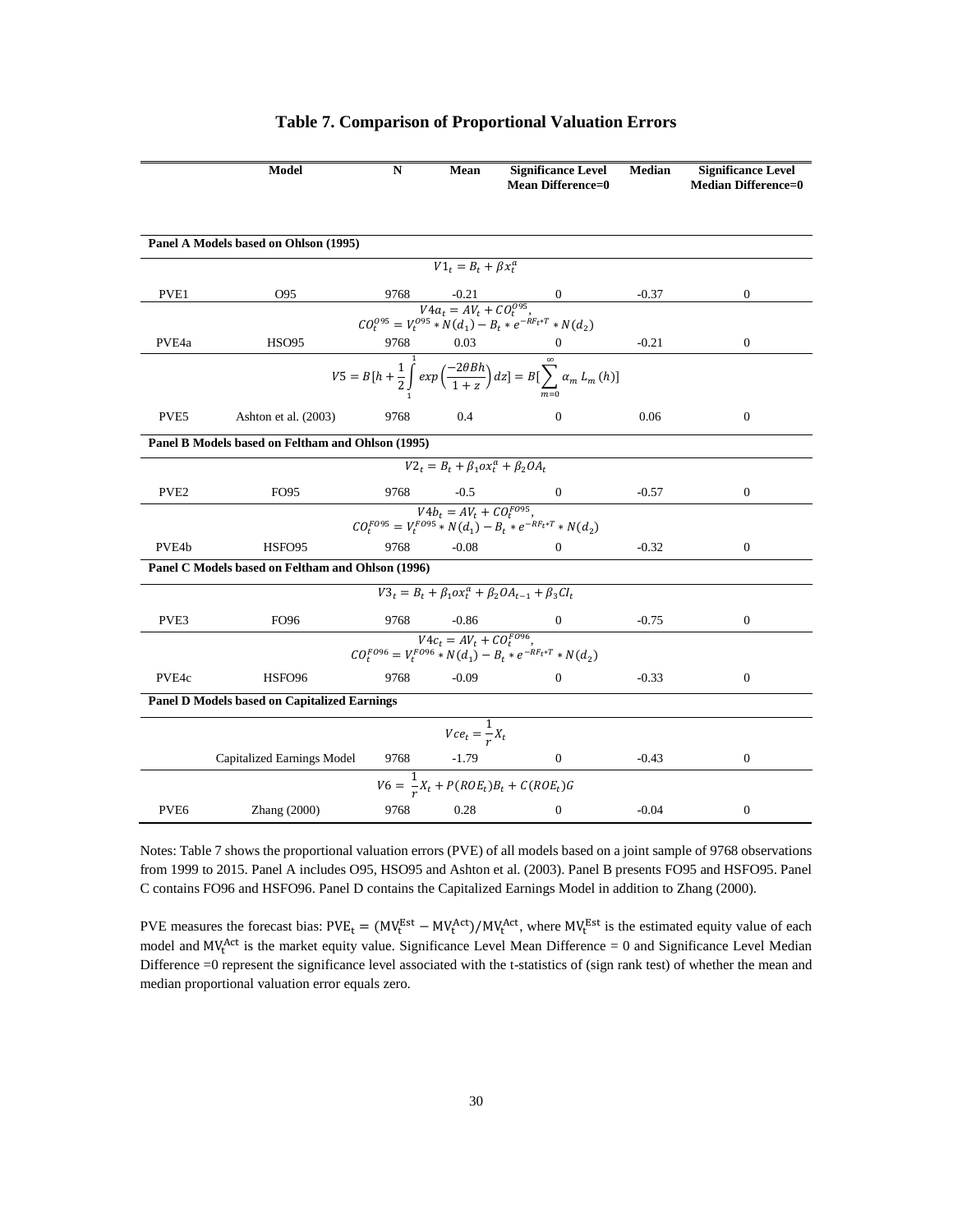## Table 7. Comparison of Proportional Valuation Errors

|  | Model | N | Mean | Significance Level Mean Difference=0 | Median | Significance Level Median Difference=0 |
|---|---|---|---|---|---|---|
| **Panel A Models based on Ohlson (1995)** | | | | | | |
| | | | $V1_t = B_t + \beta x_t^a$ | | | |
| PVE1 | O95 | 9768 | -0.21 | 0 | -0.37 | 0 |
| | | | $V4a_t = AV_t + CO_t^{O95}$, $CO_t^{O95} = V_t^{O95} * N(d_1) - B_t * e^{-RF_t * T} * N(d_2)$ | | | |
| PVE4a | HSO95 | 9768 | 0.03 | 0 | -0.21 | 0 |
| | | | $V5 = B[h + \frac{1}{2}\int_1^1 exp\left(\frac{-2\theta Bh}{1+z}\right)dz] = B[\sum_{m=0}^{\infty} \alpha_m L_m(h)]$ | | | |
| PVE5 | Ashton et al. (2003) | 9768 | 0.4 | 0 | 0.06 | 0 |
| **Panel B Models based on Feltham and Ohlson (1995)** | | | | | | |
| | | | $V2_t = B_t + \beta_1 ox_t^a + \beta_2 OA_t$ | | | |
| PVE2 | FO95 | 9768 | -0.5 | 0 | -0.57 | 0 |
| | | | $V4b_t = AV_t + CO_t^{FO95}$, $CO_t^{FO95} = V_t^{FO95} * N(d_1) - B_t * e^{-RF_t * T} * N(d_2)$ | | | |
| PVE4b | HSFO95 | 9768 | -0.08 | 0 | -0.32 | 0 |
| **Panel C Models based on Feltham and Ohlson (1996)** | | | | | | |
| | | | $V3_t = B_t + \beta_1 ox_t^a + \beta_2 OA_{t-1} + \beta_3 CI_t$ | | | |
| PVE3 | FO96 | 9768 | -0.86 | 0 | -0.75 | 0 |
| | | | $V4c_t = AV_t + CO_t^{FO96}$, $CO_t^{FO96} = V_t^{FO96} * N(d_1) - B_t * e^{-RF_t * T} * N(d_2)$ | | | |
| PVE4c | HSFO96 | 9768 | -0.09 | 0 | -0.33 | 0 |
| **Panel D Models based on Capitalized Earnings** | | | | | | |
| | | | $Vce_t = \frac{1}{r} X_t$ | | | |
| | Capitalized Earnings Model | 9768 | -1.79 | 0 | -0.43 | 0 |
| | | | $V6 = \frac{1}{r} X_t + P(ROE_t)B_t + C(ROE_t)G$ | | | |
| PVE6 | Zhang (2000) | 9768 | 0.28 | 0 | -0.04 | 0 |

Notes: Table 7 shows the proportional valuation errors (PVE) of all models based on a joint sample of 9768 observations from 1999 to 2015. Panel A includes O95, HSO95 and Ashton et al. (2003). Panel B presents FO95 and HSFO95. Panel C contains FO96 and HSFO96. Panel D contains the Capitalized Earnings Model in addition to Zhang (2000).

PVE measures the forecast bias: $PVE_t = (MV_t^{Est} - MV_t^{Act})/MV_t^{Act}$, where $MV_t^{Est}$ is the estimated equity value of each model and $MV_t^{Act}$ is the market equity value. Significance Level Mean Difference = 0 and Significance Level Median Difference =0 represent the significance level associated with the t-statistics of (sign rank test) of whether the mean and median proportional valuation error equals zero.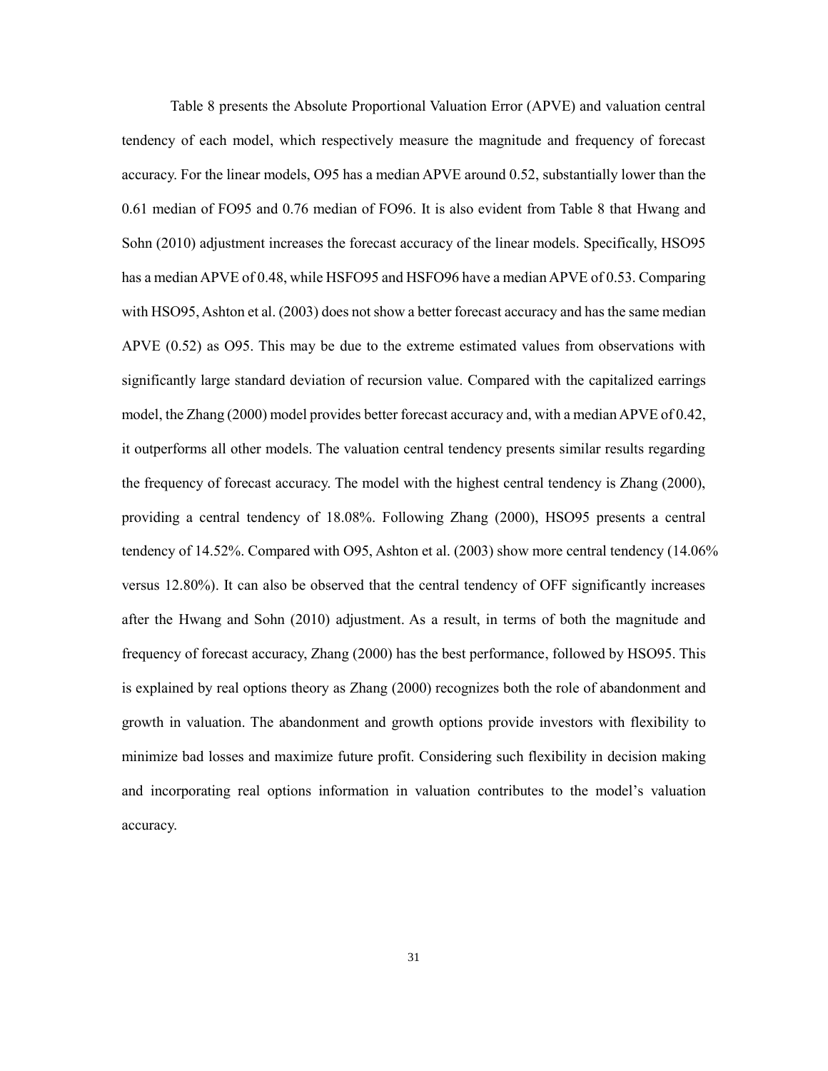Table 8 presents the Absolute Proportional Valuation Error (APVE) and valuation central tendency of each model, which respectively measure the magnitude and frequency of forecast accuracy. For the linear models, O95 has a median APVE around 0.52, substantially lower than the 0.61 median of FO95 and 0.76 median of FO96. It is also evident from Table 8 that Hwang and Sohn (2010) adjustment increases the forecast accuracy of the linear models. Specifically, HSO95 has a median APVE of 0.48, while HSFO95 and HSFO96 have a median APVE of 0.53. Comparing with HSO95, Ashton et al. (2003) does not show a better forecast accuracy and has the same median APVE (0.52) as O95. This may be due to the extreme estimated values from observations with significantly large standard deviation of recursion value. Compared with the capitalized earrings model, the Zhang (2000) model provides better forecast accuracy and, with a median APVE of 0.42, it outperforms all other models. The valuation central tendency presents similar results regarding the frequency of forecast accuracy. The model with the highest central tendency is Zhang (2000), providing a central tendency of 18.08%. Following Zhang (2000), HSO95 presents a central tendency of 14.52%. Compared with O95, Ashton et al. (2003) show more central tendency (14.06% versus 12.80%). It can also be observed that the central tendency of OFF significantly increases after the Hwang and Sohn (2010) adjustment. As a result, in terms of both the magnitude and frequency of forecast accuracy, Zhang (2000) has the best performance, followed by HSO95. This is explained by real options theory as Zhang (2000) recognizes both the role of abandonment and growth in valuation. The abandonment and growth options provide investors with flexibility to minimize bad losses and maximize future profit. Considering such flexibility in decision making and incorporating real options information in valuation contributes to the model's valuation accuracy.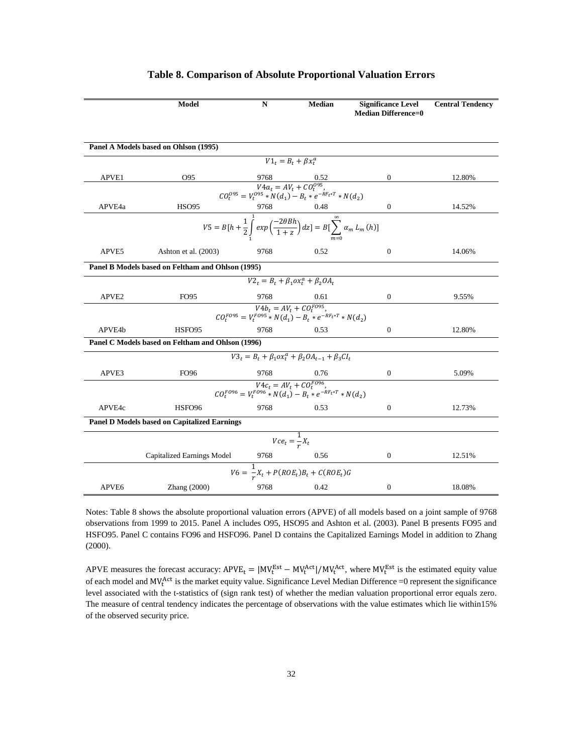# Table 8. Comparison of Absolute Proportional Valuation Errors

| | Model | N | Median | Significance Level Median Difference=0 | Central Tendency |
|---|---|---|---|---|---|
| **Panel A Models based on Ohlson (1995)** | | | | | |
| | $V1_t = B_t + \beta x_t^a$ | | | | |
| APVE1 | O95 | 9768 | 0.52 | 0 | 12.80% |
| | $V4a_t = AV_t + CO_t^{O95}$, $CO_t^{O95} = V_t^{O95} * N(d_1) - B_t * e^{-RF_t * T} * N(d_2)$ | | | | |
| APVE4a | HSO95 | 9768 | 0.48 | 0 | 14.52% |
| | $V5 = B[h + \frac{1}{2}\int_1^1 exp\left(\frac{-2\theta Bh}{1+z}\right) dz] = B[\sum_{m=0}^{\infty} \alpha_m L_m(h)]$ | | | | |
| APVE5 | Ashton et al. (2003) | 9768 | 0.52 | 0 | 14.06% |
| **Panel B Models based on Feltham and Ohlson (1995)** | | | | | |
| | $V2_t = B_t + \beta_1 ox_t^a + \beta_2 OA_t$ | | | | |
| APVE2 | FO95 | 9768 | 0.61 | 0 | 9.55% |
| | $V4b_t = AV_t + CO_t^{FO95}$, $CO_t^{FO95} = V_t^{FO95} * N(d_1) - B_t * e^{-RF_t * T} * N(d_2)$ | | | | |
| APVE4b | HSFO95 | 9768 | 0.53 | 0 | 12.80% |
| **Panel C Models based on Feltham and Ohlson (1996)** | | | | | |
| | $V3_t = B_t + \beta_1 ox_t^a + \beta_2 OA_{t-1} + \beta_3 CI_t$ | | | | |
| APVE3 | FO96 | 9768 | 0.76 | 0 | 5.09% |
| | $V4c_t = AV_t + CO_t^{FO96}$, $CO_t^{FO96} = V_t^{FO96} * N(d_1) - B_t * e^{-RF_t * T} * N(d_2)$ | | | | |
| APVE4c | HSFO96 | 9768 | 0.53 | 0 | 12.73% |
| **Panel D Models based on Capitalized Earnings** | | | | | |
| | $Vce_t = \frac{1}{r} X_t$ | | | | |
| | Capitalized Earnings Model | 9768 | 0.56 | 0 | 12.51% |
| | $V6 = \frac{1}{r} X_t + P(ROE_t)B_t + C(ROE_t)G$ | | | | |
| APVE6 | Zhang (2000) | 9768 | 0.42 | 0 | 18.08% |

Notes: Table 8 shows the absolute proportional valuation errors (APVE) of all models based on a joint sample of 9768 observations from 1999 to 2015. Panel A includes O95, HSO95 and Ashton et al. (2003). Panel B presents FO95 and HSFO95. Panel C contains FO96 and HSFO96. Panel D contains the Capitalized Earnings Model in addition to Zhang (2000).

APVE measures the forecast accuracy: $APVE_t = |MV_t^{Est} - MV_t^{Act}|/MV_t^{Act}$, where $MV_t^{Est}$ is the estimated equity value of each model and $MV_t^{Act}$ is the market equity value. Significance Level Median Difference =0 represent the significance level associated with the t-statistics of (sign rank test) of whether the median valuation proportional error equals zero. The measure of central tendency indicates the percentage of observations with the value estimates which lie within15% of the observed security price.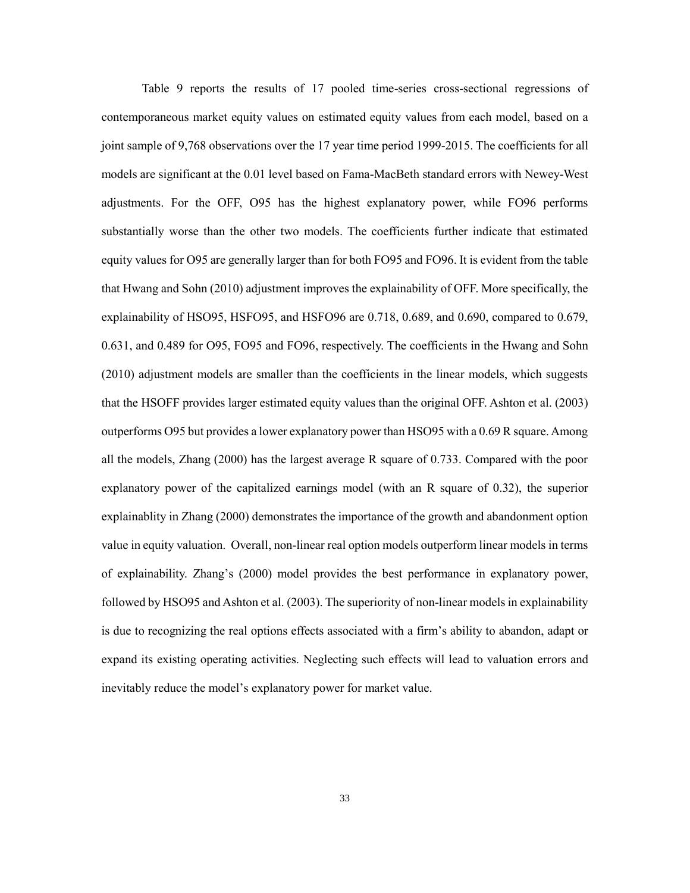Table 9 reports the results of 17 pooled time-series cross-sectional regressions of contemporaneous market equity values on estimated equity values from each model, based on a joint sample of 9,768 observations over the 17 year time period 1999-2015. The coefficients for all models are significant at the 0.01 level based on Fama-MacBeth standard errors with Newey-West adjustments. For the OFF, O95 has the highest explanatory power, while FO96 performs substantially worse than the other two models. The coefficients further indicate that estimated equity values for O95 are generally larger than for both FO95 and FO96. It is evident from the table that Hwang and Sohn (2010) adjustment improves the explainability of OFF. More specifically, the explainability of HSO95, HSFO95, and HSFO96 are 0.718, 0.689, and 0.690, compared to 0.679, 0.631, and 0.489 for O95, FO95 and FO96, respectively. The coefficients in the Hwang and Sohn (2010) adjustment models are smaller than the coefficients in the linear models, which suggests that the HSOFF provides larger estimated equity values than the original OFF. Ashton et al. (2003) outperforms O95 but provides a lower explanatory power than HSO95 with a 0.69 R square. Among all the models, Zhang (2000) has the largest average R square of 0.733. Compared with the poor explanatory power of the capitalized earnings model (with an R square of 0.32), the superior explainablity in Zhang (2000) demonstrates the importance of the growth and abandonment option value in equity valuation. Overall, non-linear real option models outperform linear models in terms of explainability. Zhang's (2000) model provides the best performance in explanatory power, followed by HSO95 and Ashton et al. (2003). The superiority of non-linear models in explainability is due to recognizing the real options effects associated with a firm's ability to abandon, adapt or expand its existing operating activities. Neglecting such effects will lead to valuation errors and inevitably reduce the model's explanatory power for market value.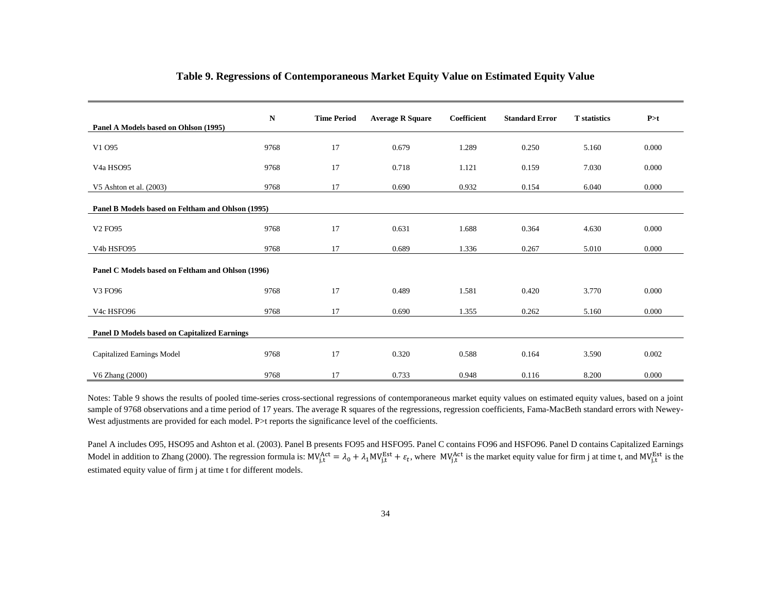## Table 9. Regressions of Contemporaneous Market Equity Value on Estimated Equity Value

| Panel A Models based on Ohlson (1995) | N | Time Period | Average R Square | Coefficient | Standard Error | T statistics | P>t |
|---|---|---|---|---|---|---|---|
| V1 O95 | 9768 | 17 | 0.679 | 1.289 | 0.250 | 5.160 | 0.000 |
| V4a HSO95 | 9768 | 17 | 0.718 | 1.121 | 0.159 | 7.030 | 0.000 |
| V5 Ashton et al. (2003) | 9768 | 17 | 0.690 | 0.932 | 0.154 | 6.040 | 0.000 |
| **Panel B Models based on Feltham and Ohlson (1995)** | | | | | | | |
| V2 FO95 | 9768 | 17 | 0.631 | 1.688 | 0.364 | 4.630 | 0.000 |
| V4b HSFO95 | 9768 | 17 | 0.689 | 1.336 | 0.267 | 5.010 | 0.000 |
| **Panel C Models based on Feltham and Ohlson (1996)** | | | | | | | |
| V3 FO96 | 9768 | 17 | 0.489 | 1.581 | 0.420 | 3.770 | 0.000 |
| V4c HSFO96 | 9768 | 17 | 0.690 | 1.355 | 0.262 | 5.160 | 0.000 |
| **Panel D Models based on Capitalized Earnings** | | | | | | | |
| Capitalized Earnings Model | 9768 | 17 | 0.320 | 0.588 | 0.164 | 3.590 | 0.002 |
| V6 Zhang (2000) | 9768 | 17 | 0.733 | 0.948 | 0.116 | 8.200 | 0.000 |

Notes: Table 9 shows the results of pooled time-series cross-sectional regressions of contemporaneous market equity values on estimated equity values, based on a joint sample of 9768 observations and a time period of 17 years. The average R squares of the regressions, regression coefficients, Fama-MacBeth standard errors with Newey-West adjustments are provided for each model. P>t reports the significance level of the coefficients.

Panel A includes O95, HSO95 and Ashton et al. (2003). Panel B presents FO95 and HSFO95. Panel C contains FO96 and HSFO96. Panel D contains Capitalized Earnings Model in addition to Zhang (2000). The regression formula is: $MV_{j,t}^{Act} = \lambda_0 + \lambda_1 MV_{j,t}^{Est} + \varepsilon_t$, where $MV_{j,t}^{Act}$ is the market equity value for firm j at time t, and $MV_{j,t}^{Est}$ is the estimated equity value of firm j at time t for different models.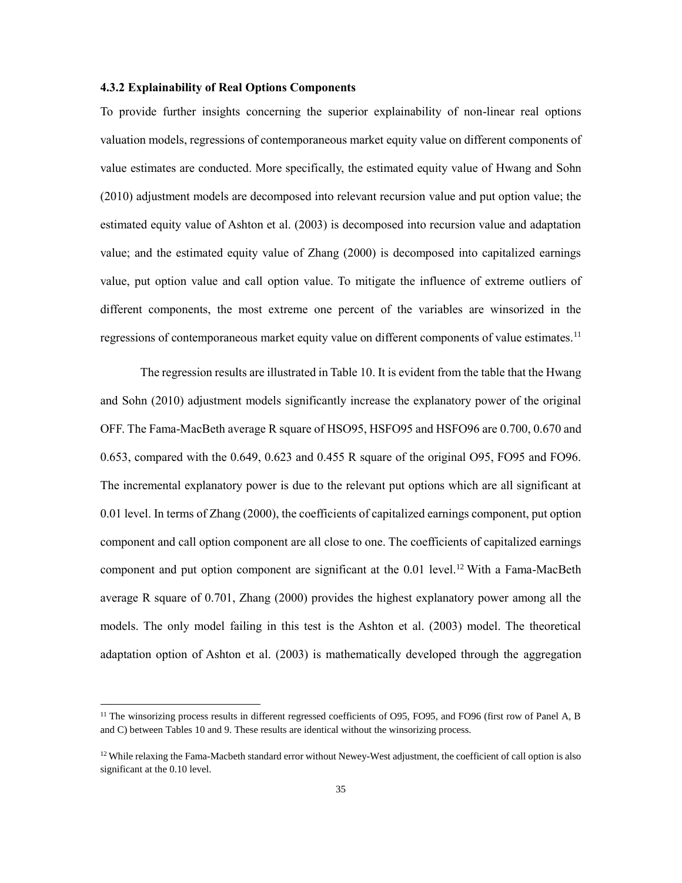#### 4.3.2 Explainability of Real Options Components

To provide further insights concerning the superior explainability of non-linear real options valuation models, regressions of contemporaneous market equity value on different components of value estimates are conducted. More specifically, the estimated equity value of Hwang and Sohn (2010) adjustment models are decomposed into relevant recursion value and put option value; the estimated equity value of Ashton et al. (2003) is decomposed into recursion value and adaptation value; and the estimated equity value of Zhang (2000) is decomposed into capitalized earnings value, put option value and call option value. To mitigate the influence of extreme outliers of different components, the most extreme one percent of the variables are winsorized in the regressions of contemporaneous market equity value on different components of value estimates.[11]

The regression results are illustrated in Table 10. It is evident from the table that the Hwang and Sohn (2010) adjustment models significantly increase the explanatory power of the original OFF. The Fama-MacBeth average R square of HSO95, HSFO95 and HSFO96 are 0.700, 0.670 and 0.653, compared with the 0.649, 0.623 and 0.455 R square of the original O95, FO95 and FO96. The incremental explanatory power is due to the relevant put options which are all significant at 0.01 level. In terms of Zhang (2000), the coefficients of capitalized earnings component, put option component and call option component are all close to one. The coefficients of capitalized earnings component and put option component are significant at the 0.01 level.[12] With a Fama-MacBeth average R square of 0.701, Zhang (2000) provides the highest explanatory power among all the models. The only model failing in this test is the Ashton et al. (2003) model. The theoretical adaptation option of Ashton et al. (2003) is mathematically developed through the aggregation

---

[11] The winsorizing process results in different regressed coefficients of O95, FO95, and FO96 (first row of Panel A, B and C) between Tables 10 and 9. These results are identical without the winsorizing process.

[12] While relaxing the Fama-Macbeth standard error without Newey-West adjustment, the coefficient of call option is also significant at the 0.10 level.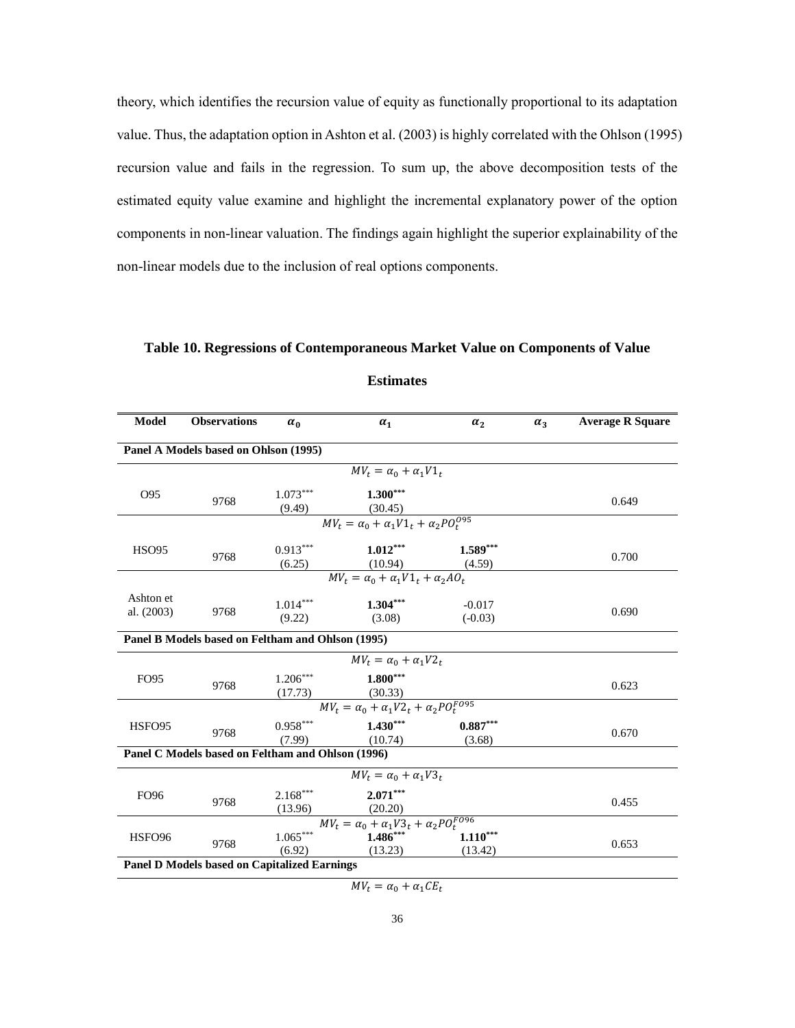theory, which identifies the recursion value of equity as functionally proportional to its adaptation value. Thus, the adaptation option in Ashton et al. (2003) is highly correlated with the Ohlson (1995) recursion value and fails in the regression. To sum up, the above decomposition tests of the estimated equity value examine and highlight the incremental explanatory power of the option components in non-linear valuation. The findings again highlight the superior explainability of the non-linear models due to the inclusion of real options components.

**Table 10. Regressions of Contemporaneous Market Value on Components of Value Estimates**

| Model | Observations | $\alpha_0$ | $\alpha_1$ | $\alpha_2$ | $\alpha_3$ | Average R Square |
|---|---|---|---|---|---|---|
| **Panel A Models based on Ohlson (1995)** | | | | | | |
| | | | $MV_t = \alpha_0 + \alpha_1 V1_t$ | | | |
| O95 | 9768 | $1.073^{***}$ (9.49) | $\mathbf{1.300^{***}}$ (30.45) | | | 0.649 |
| | | | $MV_t = \alpha_0 + \alpha_1 V1_t + \alpha_2 PO_t^{O95}$ | | | |
| HSO95 | 9768 | $0.913^{***}$ (6.25) | $\mathbf{1.012^{***}}$ (10.94) | $\mathbf{1.589^{***}}$ (4.59) | | 0.700 |
| | | | $MV_t = \alpha_0 + \alpha_1 V1_t + \alpha_2 AO_t$ | | | |
| Ashton et al. (2003) | 9768 | $1.014^{***}$ (9.22) | $\mathbf{1.304^{***}}$ (3.08) | -0.017 (-0.03) | | 0.690 |
| **Panel B Models based on Feltham and Ohlson (1995)** | | | | | | |
| | | | $MV_t = \alpha_0 + \alpha_1 V2_t$ | | | |
| FO95 | 9768 | $1.206^{***}$ (17.73) | $\mathbf{1.800^{***}}$ (30.33) | | | 0.623 |
| | | | $MV_t = \alpha_0 + \alpha_1 V2_t + \alpha_2 PO_t^{FO95}$ | | | |
| HSFO95 | 9768 | $0.958^{***}$ (7.99) | $\mathbf{1.430^{***}}$ (10.74) | $\mathbf{0.887^{***}}$ (3.68) | | 0.670 |
| **Panel C Models based on Feltham and Ohlson (1996)** | | | | | | |
| | | | $MV_t = \alpha_0 + \alpha_1 V3_t$ | | | |
| FO96 | 9768 | $2.168^{***}$ (13.96) | $\mathbf{2.071^{***}}$ (20.20) | | | 0.455 |
| | | | $MV_t = \alpha_0 + \alpha_1 V3_t + \alpha_2 PO_t^{FO96}$ | | | |
| HSFO96 | 9768 | $1.065^{***}$ (6.92) | $\mathbf{1.486^{***}}$ (13.23) | $\mathbf{1.110^{***}}$ (13.42) | | 0.653 |
| **Panel D Models based on Capitalized Earnings** | | | | | | |
| | | | $MV_t = \alpha_0 + \alpha_1 CE_t$ | | | |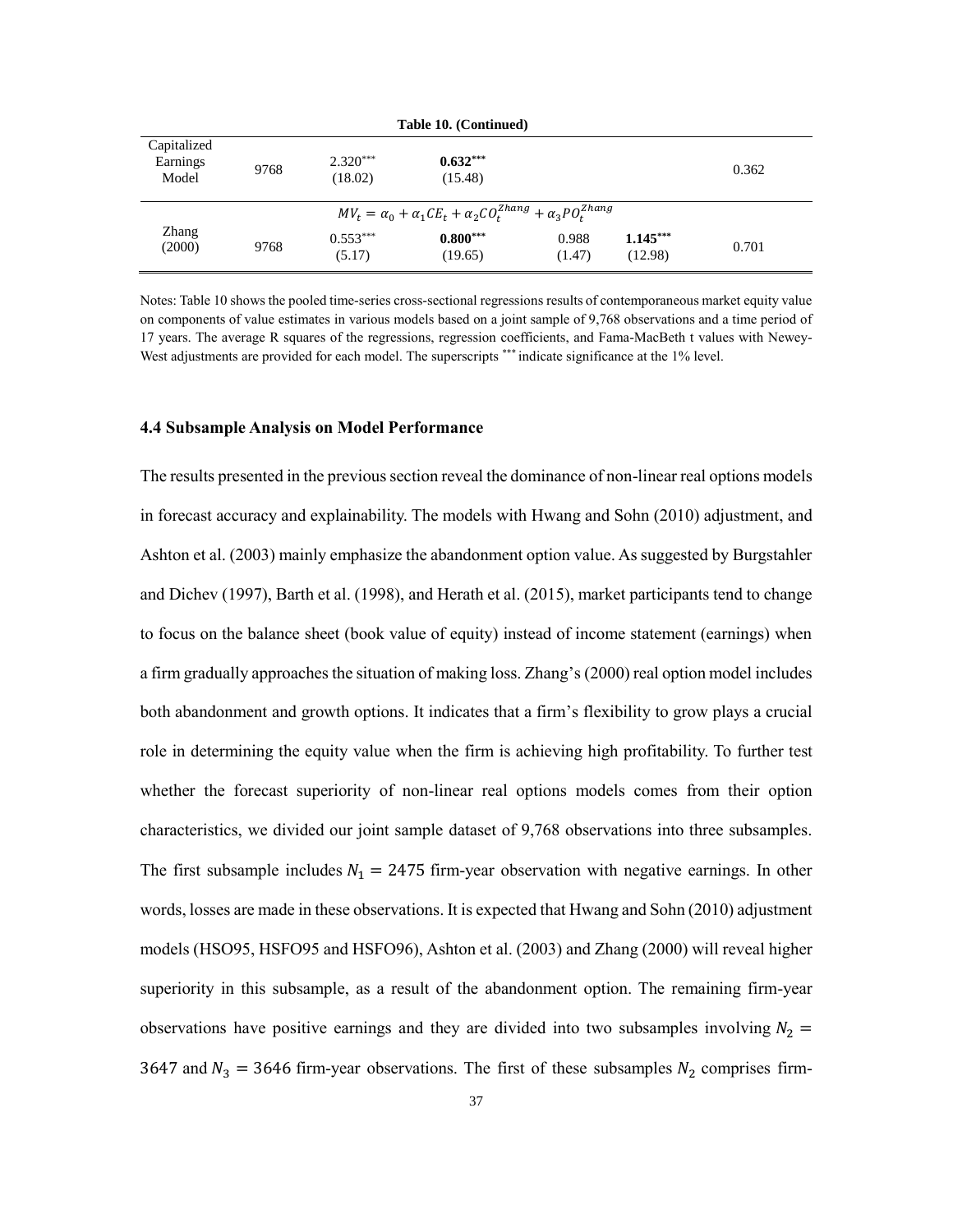**Table 10. (Continued)**

| | | | | | | |
|---|---|---|---|---|---|---|
| Capitalized Earnings Model | 9768 | 2.320*** (18.02) | **0.632*** (15.48)** | | | 0.362 |
| | $MV_t = \alpha_0 + \alpha_1 CE_t + \alpha_2 CO_t^{Zhang} + \alpha_3 PO_t^{Zhang}$ | | | | | |
| Zhang (2000) | 9768 | 0.553*** (5.17) | **0.800*** (19.65)** | 0.988 (1.47) | **1.145*** (12.98)** | 0.701 |

Notes: Table 10 shows the pooled time-series cross-sectional regressions results of contemporaneous market equity value on components of value estimates in various models based on a joint sample of 9,768 observations and a time period of 17 years. The average R squares of the regressions, regression coefficients, and Fama-MacBeth t values with Newey-West adjustments are provided for each model. The superscripts *** indicate significance at the 1% level.

### 4.4 Subsample Analysis on Model Performance

The results presented in the previous section reveal the dominance of non-linear real options models in forecast accuracy and explainability. The models with Hwang and Sohn (2010) adjustment, and Ashton et al. (2003) mainly emphasize the abandonment option value. As suggested by Burgstahler and Dichev (1997), Barth et al. (1998), and Herath et al. (2015), market participants tend to change to focus on the balance sheet (book value of equity) instead of income statement (earnings) when a firm gradually approaches the situation of making loss. Zhang's (2000) real option model includes both abandonment and growth options. It indicates that a firm's flexibility to grow plays a crucial role in determining the equity value when the firm is achieving high profitability. To further test whether the forecast superiority of non-linear real options models comes from their option characteristics, we divided our joint sample dataset of 9,768 observations into three subsamples. The first subsample includes $N_1 = 2475$ firm-year observation with negative earnings. In other words, losses are made in these observations. It is expected that Hwang and Sohn (2010) adjustment models (HSO95, HSFO95 and HSFO96), Ashton et al. (2003) and Zhang (2000) will reveal higher superiority in this subsample, as a result of the abandonment option. The remaining firm-year observations have positive earnings and they are divided into two subsamples involving $N_2 = 3647$ and $N_3 = 3646$ firm-year observations. The first of these subsamples $N_2$ comprises firm-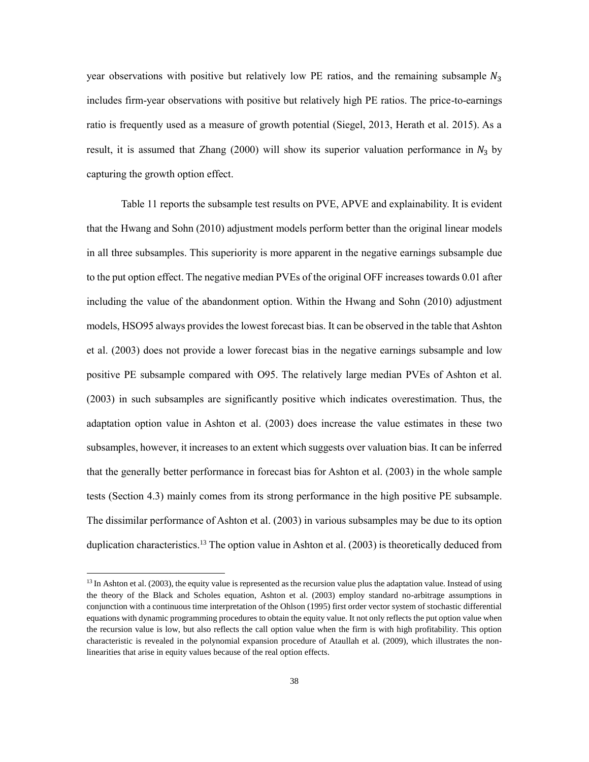year observations with positive but relatively low PE ratios, and the remaining subsample $N_3$ includes firm-year observations with positive but relatively high PE ratios. The price-to-earnings ratio is frequently used as a measure of growth potential (Siegel, 2013, Herath et al. 2015). As a result, it is assumed that Zhang (2000) will show its superior valuation performance in $N_3$ by capturing the growth option effect.

Table 11 reports the subsample test results on PVE, APVE and explainability. It is evident that the Hwang and Sohn (2010) adjustment models perform better than the original linear models in all three subsamples. This superiority is more apparent in the negative earnings subsample due to the put option effect. The negative median PVEs of the original OFF increases towards 0.01 after including the value of the abandonment option. Within the Hwang and Sohn (2010) adjustment models, HSO95 always provides the lowest forecast bias. It can be observed in the table that Ashton et al. (2003) does not provide a lower forecast bias in the negative earnings subsample and low positive PE subsample compared with O95. The relatively large median PVEs of Ashton et al. (2003) in such subsamples are significantly positive which indicates overestimation. Thus, the adaptation option value in Ashton et al. (2003) does increase the value estimates in these two subsamples, however, it increases to an extent which suggests over valuation bias. It can be inferred that the generally better performance in forecast bias for Ashton et al. (2003) in the whole sample tests (Section 4.3) mainly comes from its strong performance in the high positive PE subsample. The dissimilar performance of Ashton et al. (2003) in various subsamples may be due to its option duplication characteristics.[13] The option value in Ashton et al. (2003) is theoretically deduced from

[13] In Ashton et al. (2003), the equity value is represented as the recursion value plus the adaptation value. Instead of using the theory of the Black and Scholes equation, Ashton et al. (2003) employ standard no-arbitrage assumptions in conjunction with a continuous time interpretation of the Ohlson (1995) first order vector system of stochastic differential equations with dynamic programming procedures to obtain the equity value. It not only reflects the put option value when the recursion value is low, but also reflects the call option value when the firm is with high profitability. This option characteristic is revealed in the polynomial expansion procedure of Ataullah et al. (2009), which illustrates the non-linearities that arise in equity values because of the real option effects.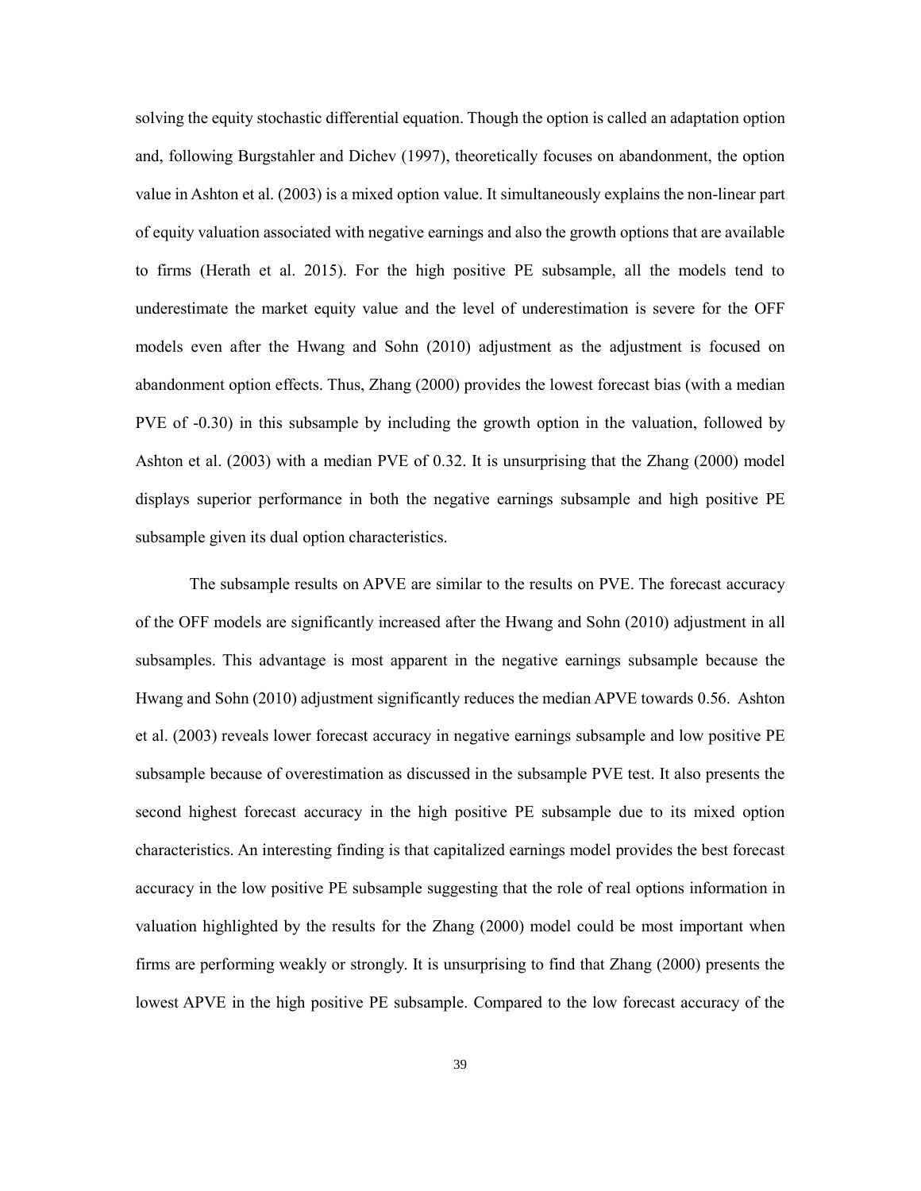solving the equity stochastic differential equation. Though the option is called an adaptation option and, following Burgstahler and Dichev (1997), theoretically focuses on abandonment, the option value in Ashton et al. (2003) is a mixed option value. It simultaneously explains the non-linear part of equity valuation associated with negative earnings and also the growth options that are available to firms (Herath et al. 2015). For the high positive PE subsample, all the models tend to underestimate the market equity value and the level of underestimation is severe for the OFF models even after the Hwang and Sohn (2010) adjustment as the adjustment is focused on abandonment option effects. Thus, Zhang (2000) provides the lowest forecast bias (with a median PVE of -0.30) in this subsample by including the growth option in the valuation, followed by Ashton et al. (2003) with a median PVE of 0.32. It is unsurprising that the Zhang (2000) model displays superior performance in both the negative earnings subsample and high positive PE subsample given its dual option characteristics.

The subsample results on APVE are similar to the results on PVE. The forecast accuracy of the OFF models are significantly increased after the Hwang and Sohn (2010) adjustment in all subsamples. This advantage is most apparent in the negative earnings subsample because the Hwang and Sohn (2010) adjustment significantly reduces the median APVE towards 0.56. Ashton et al. (2003) reveals lower forecast accuracy in negative earnings subsample and low positive PE subsample because of overestimation as discussed in the subsample PVE test. It also presents the second highest forecast accuracy in the high positive PE subsample due to its mixed option characteristics. An interesting finding is that capitalized earnings model provides the best forecast accuracy in the low positive PE subsample suggesting that the role of real options information in valuation highlighted by the results for the Zhang (2000) model could be most important when firms are performing weakly or strongly. It is unsurprising to find that Zhang (2000) presents the lowest APVE in the high positive PE subsample. Compared to the low forecast accuracy of the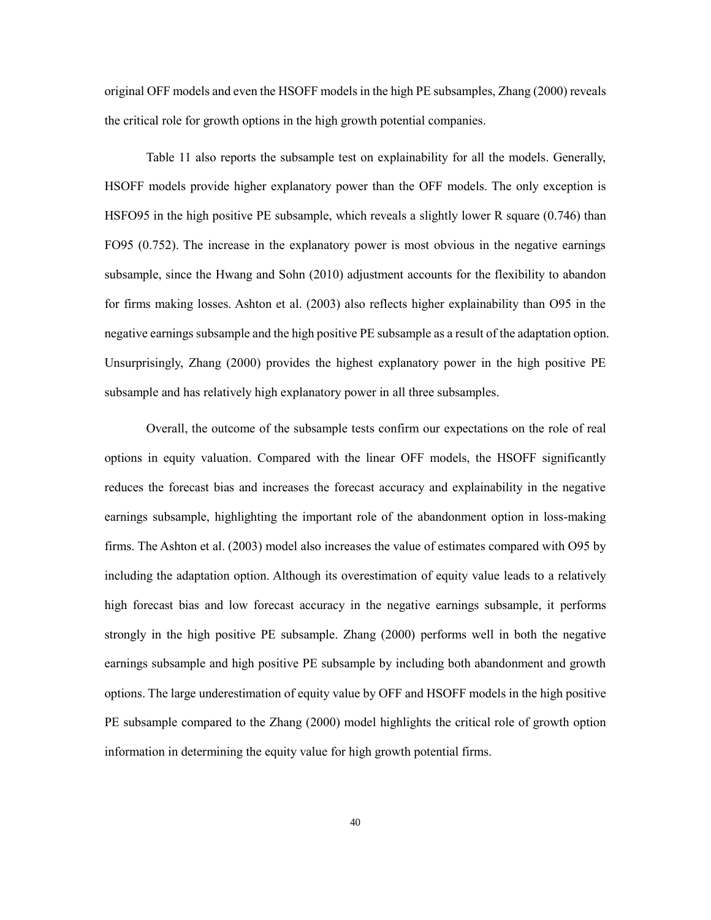original OFF models and even the HSOFF models in the high PE subsamples, Zhang (2000) reveals the critical role for growth options in the high growth potential companies.

Table 11 also reports the subsample test on explainability for all the models. Generally, HSOFF models provide higher explanatory power than the OFF models. The only exception is HSFO95 in the high positive PE subsample, which reveals a slightly lower R square (0.746) than FO95 (0.752). The increase in the explanatory power is most obvious in the negative earnings subsample, since the Hwang and Sohn (2010) adjustment accounts for the flexibility to abandon for firms making losses. Ashton et al. (2003) also reflects higher explainability than O95 in the negative earnings subsample and the high positive PE subsample as a result of the adaptation option. Unsurprisingly, Zhang (2000) provides the highest explanatory power in the high positive PE subsample and has relatively high explanatory power in all three subsamples.

Overall, the outcome of the subsample tests confirm our expectations on the role of real options in equity valuation. Compared with the linear OFF models, the HSOFF significantly reduces the forecast bias and increases the forecast accuracy and explainability in the negative earnings subsample, highlighting the important role of the abandonment option in loss-making firms. The Ashton et al. (2003) model also increases the value of estimates compared with O95 by including the adaptation option. Although its overestimation of equity value leads to a relatively high forecast bias and low forecast accuracy in the negative earnings subsample, it performs strongly in the high positive PE subsample. Zhang (2000) performs well in both the negative earnings subsample and high positive PE subsample by including both abandonment and growth options. The large underestimation of equity value by OFF and HSOFF models in the high positive PE subsample compared to the Zhang (2000) model highlights the critical role of growth option information in determining the equity value for high growth potential firms.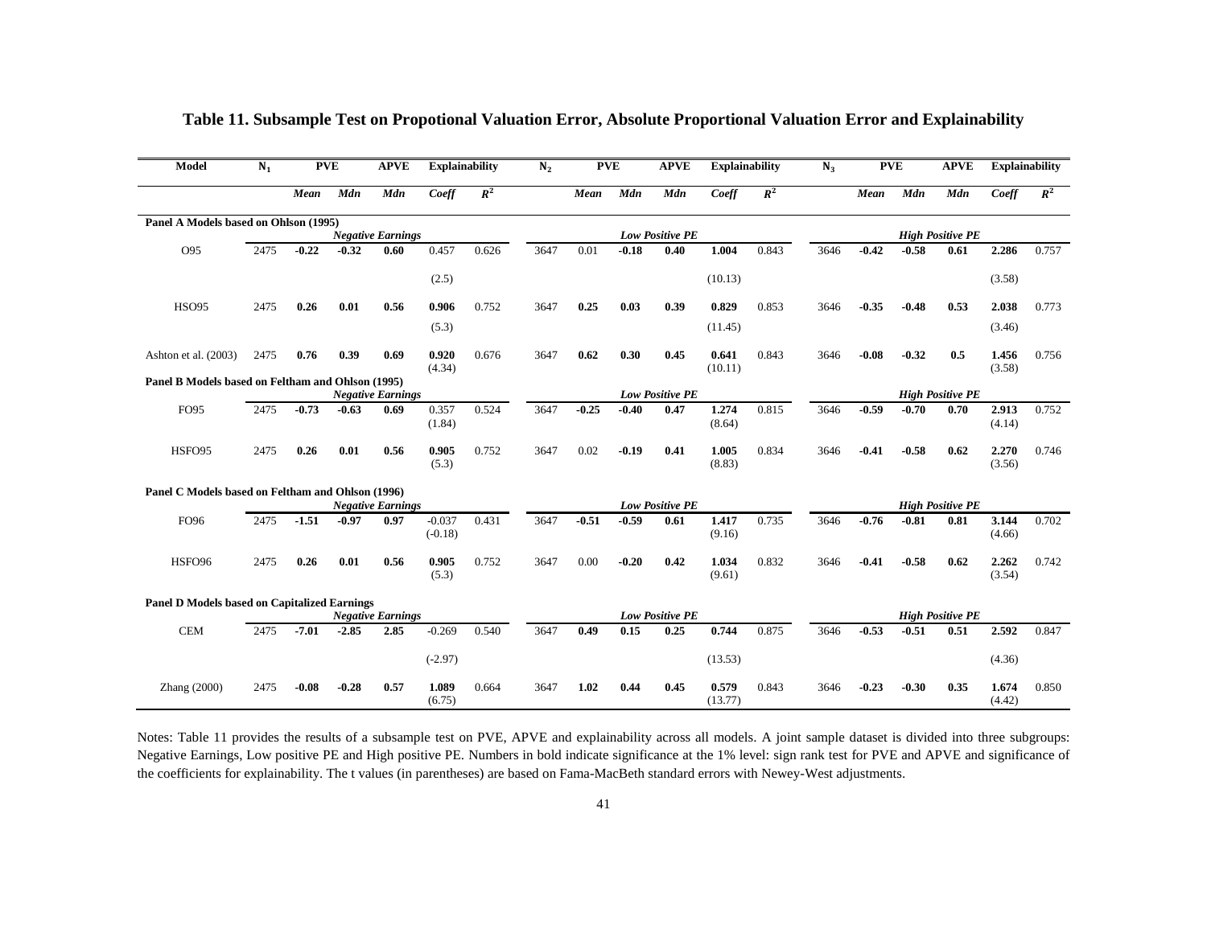# Table 11. Subsample Test on Propotional Valuation Error, Absolute Proportional Valuation Error and Explainability

| Model | $N_1$ | PVE | | APVE | Explainability | | $N_2$ | PVE | | APVE | Explainability | | $N_3$ | PVE | | APVE | Explainability | |
|---|---|---|---|---|---|---|---|---|---|---|---|---|---|---|---|---|---|---|
| | | *Mean* | *Mdn* | *Mdn* | *Coeff* | $R^2$ | | *Mean* | *Mdn* | *Mdn* | *Coeff* | $R^2$ | | *Mean* | *Mdn* | *Mdn* | *Coeff* | $R^2$ |
| **Panel A Models based on Ohlson (1995)** | | | | | | | | | | | | | | | | | | |
| | | *Negative Earnings* | | | | | | *Low Positive PE* | | | | | | *High Positive PE* | | | | |
| O95 | 2475 | **-0.22** | **-0.32** | **0.60** | 0.457 | 0.626 | 3647 | 0.01 | **-0.18** | **0.40** | **1.004** | 0.843 | 3646 | **-0.42** | **-0.58** | **0.61** | **2.286** | 0.757 |
| | | | | | (2.5) | | | | | | (10.13) | | | | | | (3.58) | |
| HSO95 | 2475 | **0.26** | **0.01** | **0.56** | **0.906** | 0.752 | 3647 | **0.25** | **0.03** | **0.39** | **0.829** | 0.853 | 3646 | **-0.35** | **-0.48** | **0.53** | **2.038** | 0.773 |
| | | | | | (5.3) | | | | | | (11.45) | | | | | | (3.46) | |
| Ashton et al. (2003) | 2475 | **0.76** | **0.39** | **0.69** | **0.920** (4.34) | 0.676 | 3647 | **0.62** | **0.30** | **0.45** | **0.641** (10.11) | 0.843 | 3646 | **-0.08** | **-0.32** | **0.5** | **1.456** (3.58) | 0.756 |
| **Panel B Models based on Feltham and Ohlson (1995)** | | | | | | | | | | | | | | | | | | |
| | | *Negative Earnings* | | | | | | *Low Positive PE* | | | | | | *High Positive PE* | | | | |
| FO95 | 2475 | **-0.73** | **-0.63** | **0.69** | 0.357 (1.84) | 0.524 | 3647 | **-0.25** | **-0.40** | **0.47** | **1.274** (8.64) | 0.815 | 3646 | **-0.59** | **-0.70** | **0.70** | **2.913** (4.14) | 0.752 |
| HSFO95 | 2475 | **0.26** | **0.01** | **0.56** | **0.905** (5.3) | 0.752 | 3647 | 0.02 | **-0.19** | **0.41** | **1.005** (8.83) | 0.834 | 3646 | **-0.41** | **-0.58** | **0.62** | **2.270** (3.56) | 0.746 |
| **Panel C Models based on Feltham and Ohlson (1996)** | | | | | | | | | | | | | | | | | | |
| | | *Negative Earnings* | | | | | | *Low Positive PE* | | | | | | *High Positive PE* | | | | |
| FO96 | 2475 | **-1.51** | **-0.97** | **0.97** | -0.037 (-0.18) | 0.431 | 3647 | **-0.51** | **-0.59** | **0.61** | **1.417** (9.16) | 0.735 | 3646 | **-0.76** | **-0.81** | **0.81** | **3.144** (4.66) | 0.702 |
| HSFO96 | 2475 | **0.26** | **0.01** | **0.56** | **0.905** (5.3) | 0.752 | 3647 | 0.00 | **-0.20** | **0.42** | **1.034** (9.61) | 0.832 | 3646 | **-0.41** | **-0.58** | **0.62** | **2.262** (3.54) | 0.742 |
| **Panel D Models based on Capitalized Earnings** | | | | | | | | | | | | | | | | | | |
| | | *Negative Earnings* | | | | | | *Low Positive PE* | | | | | | *High Positive PE* | | | | |
| CEM | 2475 | **-7.01** | **-2.85** | **2.85** | -0.269 | 0.540 | 3647 | **0.49** | **0.15** | **0.25** | **0.744** | 0.875 | 3646 | **-0.53** | **-0.51** | **0.51** | **2.592** | 0.847 |
| | | | | | (-2.97) | | | | | | (13.53) | | | | | | (4.36) | |
| Zhang (2000) | 2475 | **-0.08** | **-0.28** | **0.57** | **1.089** (6.75) | 0.664 | 3647 | **1.02** | **0.44** | **0.45** | **0.579** (13.77) | 0.843 | 3646 | **-0.23** | **-0.30** | **0.35** | **1.674** (4.42) | 0.850 |

Notes: Table 11 provides the results of a subsample test on PVE, APVE and explainability across all models. A joint sample dataset is divided into three subgroups: Negative Earnings, Low positive PE and High positive PE. Numbers in bold indicate significance at the 1% level: sign rank test for PVE and APVE and significance of the coefficients for explainability. The t values (in parentheses) are based on Fama-MacBeth standard errors with Newey-West adjustments.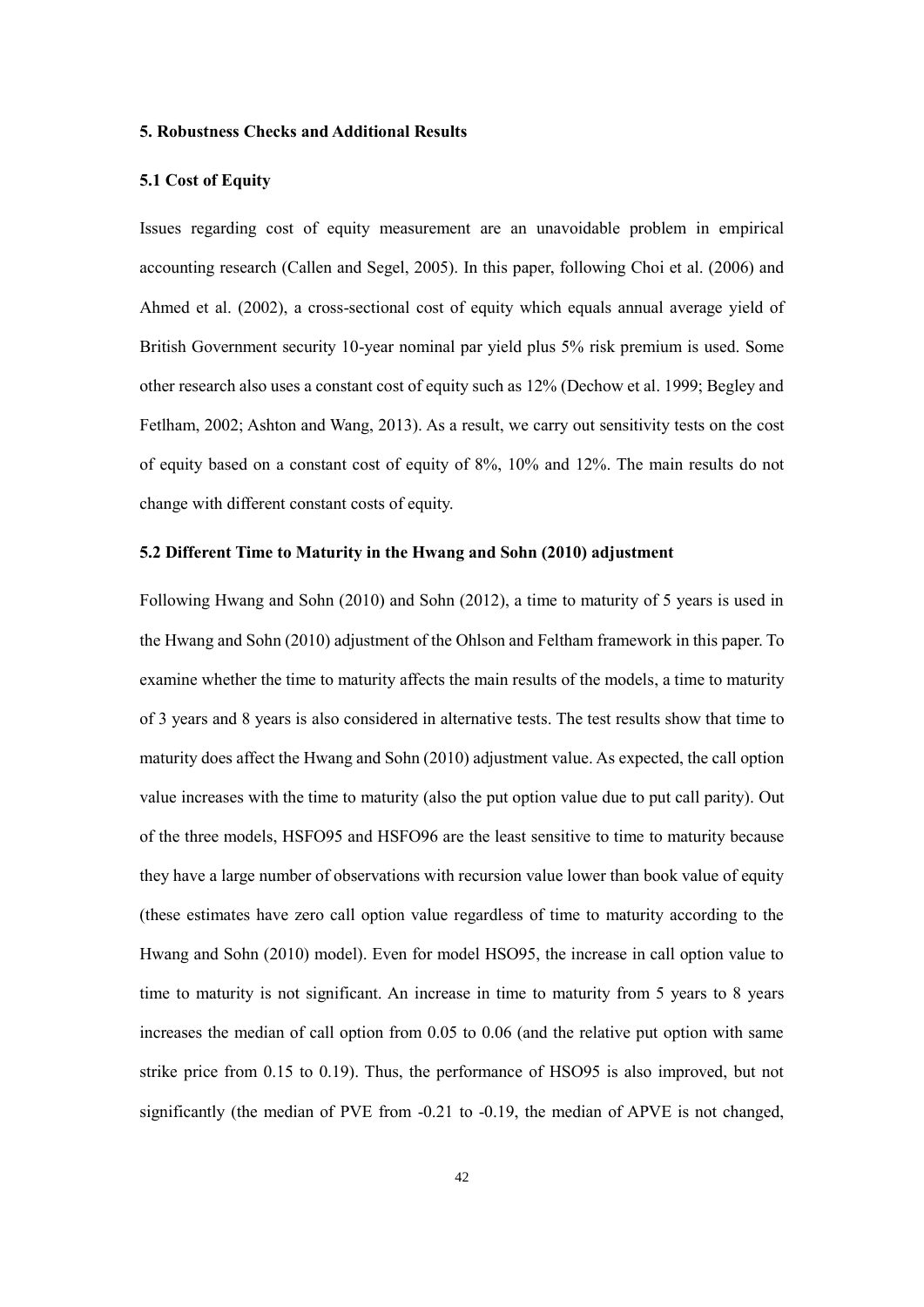## 5. Robustness Checks and Additional Results

### 5.1 Cost of Equity

Issues regarding cost of equity measurement are an unavoidable problem in empirical accounting research (Callen and Segel, 2005). In this paper, following Choi et al. (2006) and Ahmed et al. (2002), a cross-sectional cost of equity which equals annual average yield of British Government security 10-year nominal par yield plus 5% risk premium is used. Some other research also uses a constant cost of equity such as 12% (Dechow et al. 1999; Begley and Fetlham, 2002; Ashton and Wang, 2013). As a result, we carry out sensitivity tests on the cost of equity based on a constant cost of equity of 8%, 10% and 12%. The main results do not change with different constant costs of equity.

### 5.2 Different Time to Maturity in the Hwang and Sohn (2010) adjustment

Following Hwang and Sohn (2010) and Sohn (2012), a time to maturity of 5 years is used in the Hwang and Sohn (2010) adjustment of the Ohlson and Feltham framework in this paper. To examine whether the time to maturity affects the main results of the models, a time to maturity of 3 years and 8 years is also considered in alternative tests. The test results show that time to maturity does affect the Hwang and Sohn (2010) adjustment value. As expected, the call option value increases with the time to maturity (also the put option value due to put call parity). Out of the three models, HSFO95 and HSFO96 are the least sensitive to time to maturity because they have a large number of observations with recursion value lower than book value of equity (these estimates have zero call option value regardless of time to maturity according to the Hwang and Sohn (2010) model). Even for model HSO95, the increase in call option value to time to maturity is not significant. An increase in time to maturity from 5 years to 8 years increases the median of call option from 0.05 to 0.06 (and the relative put option with same strike price from 0.15 to 0.19). Thus, the performance of HSO95 is also improved, but not significantly (the median of PVE from -0.21 to -0.19, the median of APVE is not changed,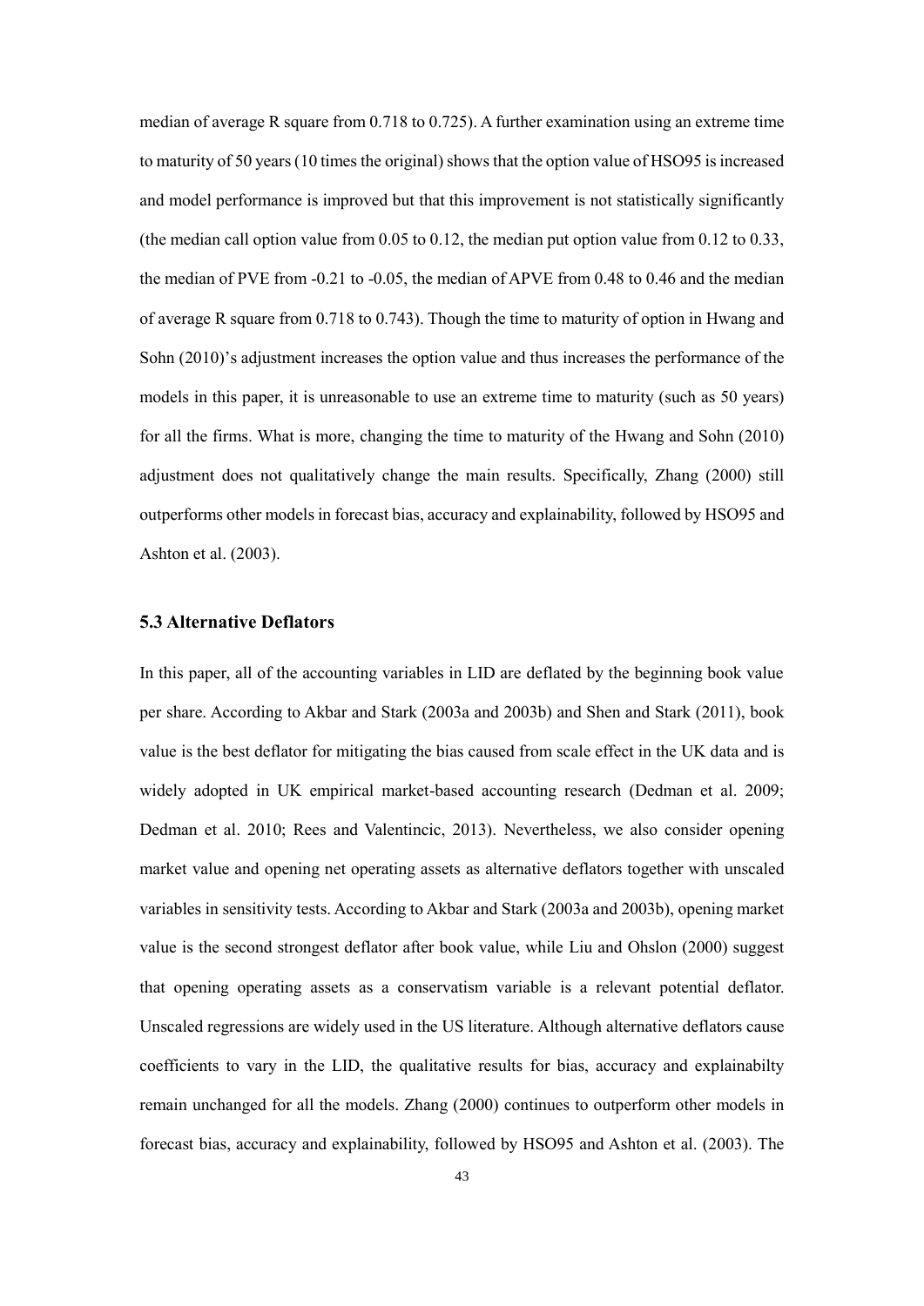median of average R square from 0.718 to 0.725). A further examination using an extreme time to maturity of 50 years (10 times the original) shows that the option value of HSO95 is increased and model performance is improved but that this improvement is not statistically significantly (the median call option value from 0.05 to 0.12, the median put option value from 0.12 to 0.33, the median of PVE from -0.21 to -0.05, the median of APVE from 0.48 to 0.46 and the median of average R square from 0.718 to 0.743). Though the time to maturity of option in Hwang and Sohn (2010)'s adjustment increases the option value and thus increases the performance of the models in this paper, it is unreasonable to use an extreme time to maturity (such as 50 years) for all the firms. What is more, changing the time to maturity of the Hwang and Sohn (2010) adjustment does not qualitatively change the main results. Specifically, Zhang (2000) still outperforms other models in forecast bias, accuracy and explainability, followed by HSO95 and Ashton et al. (2003).

### 5.3 Alternative Deflators

In this paper, all of the accounting variables in LID are deflated by the beginning book value per share. According to Akbar and Stark (2003a and 2003b) and Shen and Stark (2011), book value is the best deflator for mitigating the bias caused from scale effect in the UK data and is widely adopted in UK empirical market-based accounting research (Dedman et al. 2009; Dedman et al. 2010; Rees and Valentincic, 2013). Nevertheless, we also consider opening market value and opening net operating assets as alternative deflators together with unscaled variables in sensitivity tests. According to Akbar and Stark (2003a and 2003b), opening market value is the second strongest deflator after book value, while Liu and Ohslon (2000) suggest that opening operating assets as a conservatism variable is a relevant potential deflator. Unscaled regressions are widely used in the US literature. Although alternative deflators cause coefficients to vary in the LID, the qualitative results for bias, accuracy and explainabilty remain unchanged for all the models. Zhang (2000) continues to outperform other models in forecast bias, accuracy and explainability, followed by HSO95 and Ashton et al. (2003). The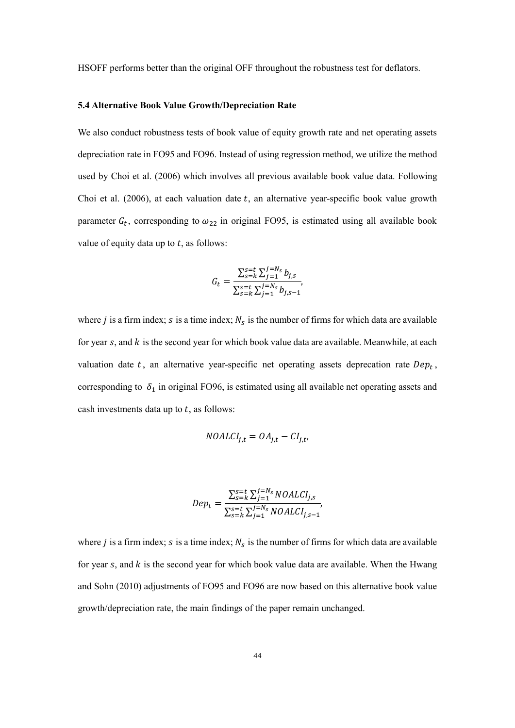HSOFF performs better than the original OFF throughout the robustness test for deflators.

### 5.4 Alternative Book Value Growth/Depreciation Rate

We also conduct robustness tests of book value of equity growth rate and net operating assets depreciation rate in FO95 and FO96. Instead of using regression method, we utilize the method used by Choi et al. (2006) which involves all previous available book value data. Following Choi et al. (2006), at each valuation date $t$, an alternative year-specific book value growth parameter $G_t$, corresponding to $\omega_{22}$ in original FO95, is estimated using all available book value of equity data up to $t$, as follows:

$$G_t = \frac{\sum_{s=k}^{s=t} \sum_{j=1}^{j=N_s} b_{j,s}}{\sum_{s=k}^{s=t} \sum_{j=1}^{j=N_s} b_{j,s-1}},$$

where $j$ is a firm index; $s$ is a time index; $N_s$ is the number of firms for which data are available for year $s$, and $k$ is the second year for which book value data are available. Meanwhile, at each valuation date $t$, an alternative year-specific net operating assets deprecation rate $Dep_t$, corresponding to $\delta_1$ in original FO96, is estimated using all available net operating assets and cash investments data up to $t$, as follows:

$$NOALCI_{j,t} = OA_{j,t} - CI_{j,t},$$

$$Dep_t = \frac{\sum_{s=k}^{s=t} \sum_{j=1}^{j=N_s} NOALCI_{j,s}}{\sum_{s=k}^{s=t} \sum_{j=1}^{j=N_s} NOALCI_{j,s-1}},$$

where $j$ is a firm index; $s$ is a time index; $N_s$ is the number of firms for which data are available for year $s$, and $k$ is the second year for which book value data are available. When the Hwang and Sohn (2010) adjustments of FO95 and FO96 are now based on this alternative book value growth/depreciation rate, the main findings of the paper remain unchanged.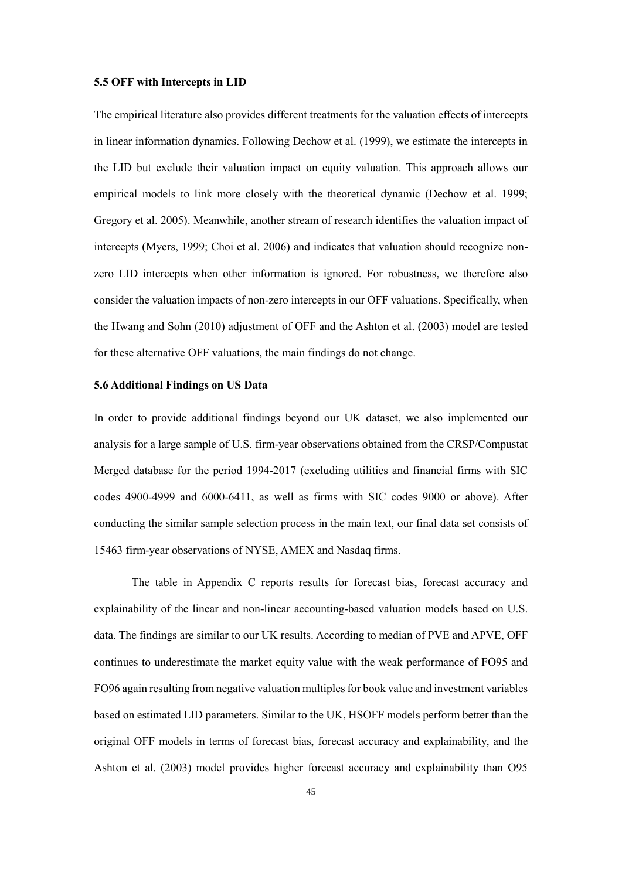### 5.5 OFF with Intercepts in LID

The empirical literature also provides different treatments for the valuation effects of intercepts in linear information dynamics. Following Dechow et al. (1999), we estimate the intercepts in the LID but exclude their valuation impact on equity valuation. This approach allows our empirical models to link more closely with the theoretical dynamic (Dechow et al. 1999; Gregory et al. 2005). Meanwhile, another stream of research identifies the valuation impact of intercepts (Myers, 1999; Choi et al. 2006) and indicates that valuation should recognize non-zero LID intercepts when other information is ignored. For robustness, we therefore also consider the valuation impacts of non-zero intercepts in our OFF valuations. Specifically, when the Hwang and Sohn (2010) adjustment of OFF and the Ashton et al. (2003) model are tested for these alternative OFF valuations, the main findings do not change.

### 5.6 Additional Findings on US Data

In order to provide additional findings beyond our UK dataset, we also implemented our analysis for a large sample of U.S. firm-year observations obtained from the CRSP/Compustat Merged database for the period 1994-2017 (excluding utilities and financial firms with SIC codes 4900-4999 and 6000-6411, as well as firms with SIC codes 9000 or above). After conducting the similar sample selection process in the main text, our final data set consists of 15463 firm-year observations of NYSE, AMEX and Nasdaq firms.

The table in Appendix C reports results for forecast bias, forecast accuracy and explainability of the linear and non-linear accounting-based valuation models based on U.S. data. The findings are similar to our UK results. According to median of PVE and APVE, OFF continues to underestimate the market equity value with the weak performance of FO95 and FO96 again resulting from negative valuation multiples for book value and investment variables based on estimated LID parameters. Similar to the UK, HSOFF models perform better than the original OFF models in terms of forecast bias, forecast accuracy and explainability, and the Ashton et al. (2003) model provides higher forecast accuracy and explainability than O95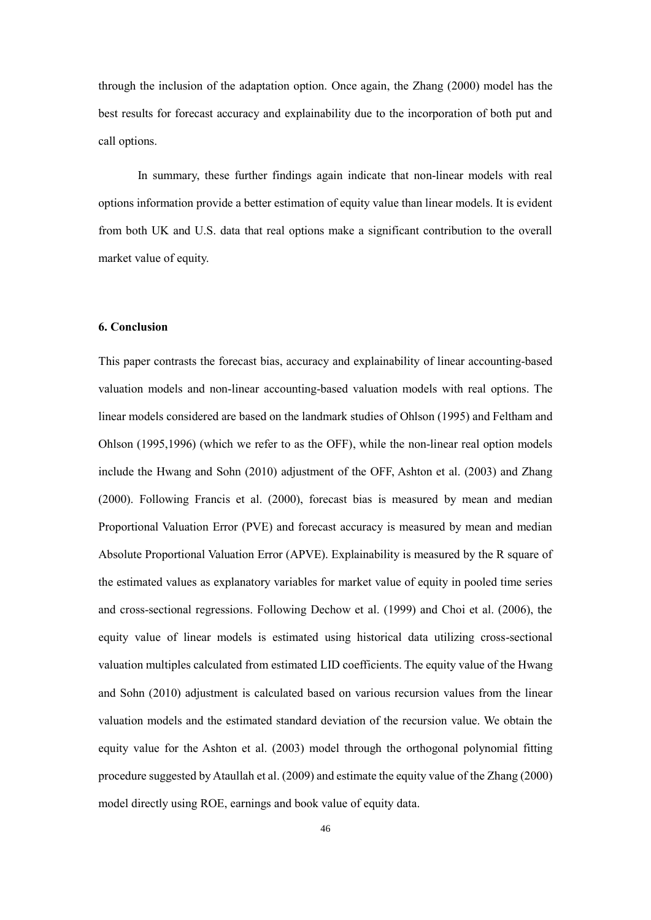through the inclusion of the adaptation option. Once again, the Zhang (2000) model has the best results for forecast accuracy and explainability due to the incorporation of both put and call options.

In summary, these further findings again indicate that non-linear models with real options information provide a better estimation of equity value than linear models. It is evident from both UK and U.S. data that real options make a significant contribution to the overall market value of equity.

## 6. Conclusion

This paper contrasts the forecast bias, accuracy and explainability of linear accounting-based valuation models and non-linear accounting-based valuation models with real options. The linear models considered are based on the landmark studies of Ohlson (1995) and Feltham and Ohlson (1995,1996) (which we refer to as the OFF), while the non-linear real option models include the Hwang and Sohn (2010) adjustment of the OFF, Ashton et al. (2003) and Zhang (2000). Following Francis et al. (2000), forecast bias is measured by mean and median Proportional Valuation Error (PVE) and forecast accuracy is measured by mean and median Absolute Proportional Valuation Error (APVE). Explainability is measured by the R square of the estimated values as explanatory variables for market value of equity in pooled time series and cross-sectional regressions. Following Dechow et al. (1999) and Choi et al. (2006), the equity value of linear models is estimated using historical data utilizing cross-sectional valuation multiples calculated from estimated LID coefficients. The equity value of the Hwang and Sohn (2010) adjustment is calculated based on various recursion values from the linear valuation models and the estimated standard deviation of the recursion value. We obtain the equity value for the Ashton et al. (2003) model through the orthogonal polynomial fitting procedure suggested by Ataullah et al. (2009) and estimate the equity value of the Zhang (2000) model directly using ROE, earnings and book value of equity data.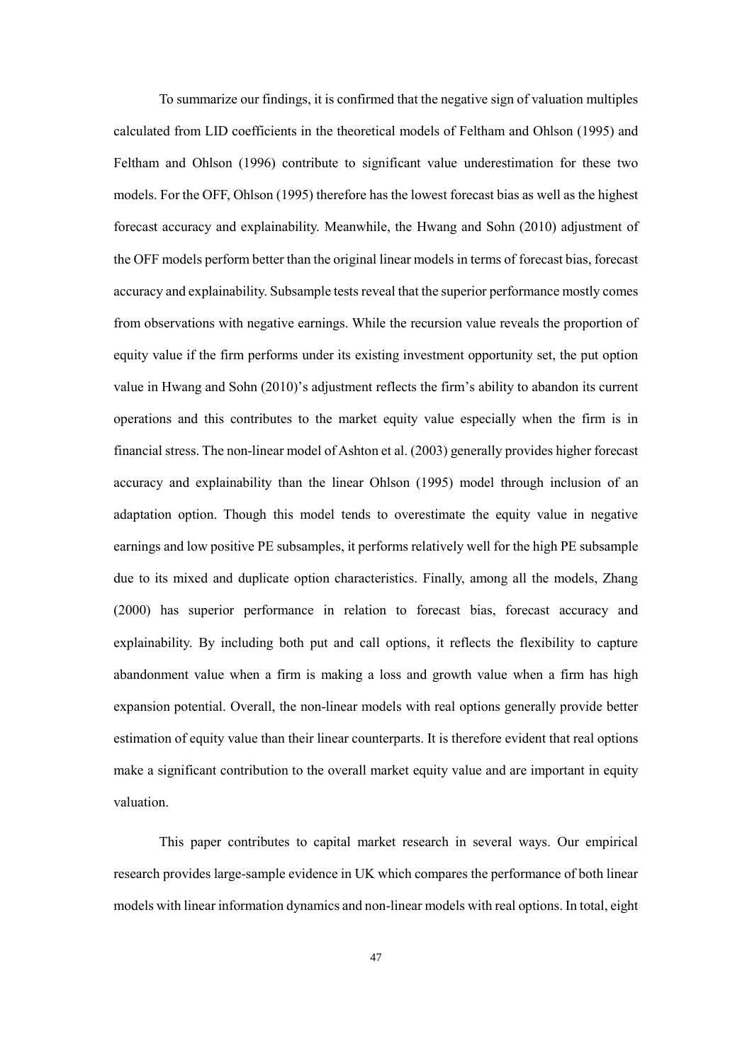To summarize our findings, it is confirmed that the negative sign of valuation multiples calculated from LID coefficients in the theoretical models of Feltham and Ohlson (1995) and Feltham and Ohlson (1996) contribute to significant value underestimation for these two models. For the OFF, Ohlson (1995) therefore has the lowest forecast bias as well as the highest forecast accuracy and explainability. Meanwhile, the Hwang and Sohn (2010) adjustment of the OFF models perform better than the original linear models in terms of forecast bias, forecast accuracy and explainability. Subsample tests reveal that the superior performance mostly comes from observations with negative earnings. While the recursion value reveals the proportion of equity value if the firm performs under its existing investment opportunity set, the put option value in Hwang and Sohn (2010)'s adjustment reflects the firm's ability to abandon its current operations and this contributes to the market equity value especially when the firm is in financial stress. The non-linear model of Ashton et al. (2003) generally provides higher forecast accuracy and explainability than the linear Ohlson (1995) model through inclusion of an adaptation option. Though this model tends to overestimate the equity value in negative earnings and low positive PE subsamples, it performs relatively well for the high PE subsample due to its mixed and duplicate option characteristics. Finally, among all the models, Zhang (2000) has superior performance in relation to forecast bias, forecast accuracy and explainability. By including both put and call options, it reflects the flexibility to capture abandonment value when a firm is making a loss and growth value when a firm has high expansion potential. Overall, the non-linear models with real options generally provide better estimation of equity value than their linear counterparts. It is therefore evident that real options make a significant contribution to the overall market equity value and are important in equity valuation.

This paper contributes to capital market research in several ways. Our empirical research provides large-sample evidence in UK which compares the performance of both linear models with linear information dynamics and non-linear models with real options. In total, eight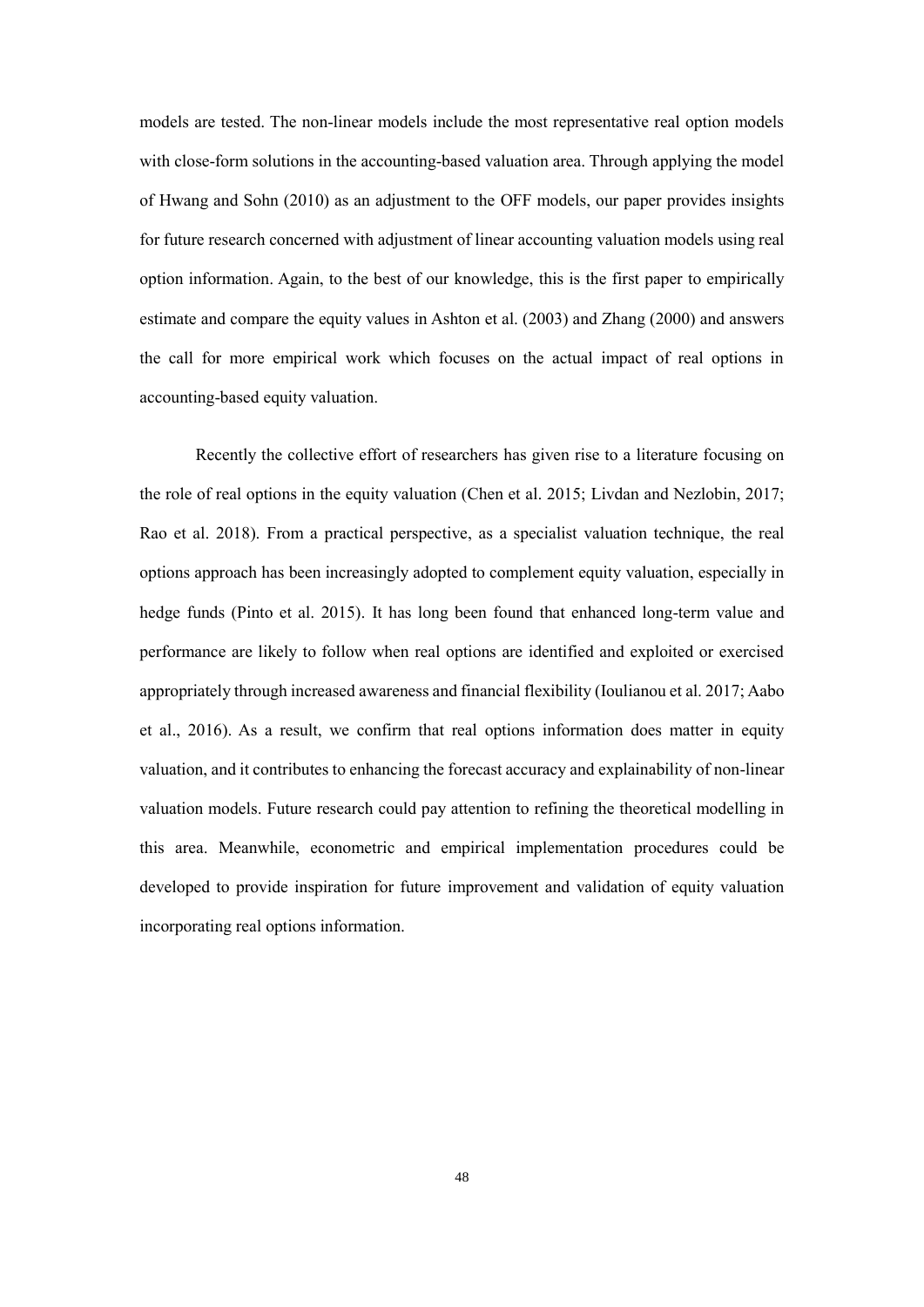models are tested. The non-linear models include the most representative real option models with close-form solutions in the accounting-based valuation area. Through applying the model of Hwang and Sohn (2010) as an adjustment to the OFF models, our paper provides insights for future research concerned with adjustment of linear accounting valuation models using real option information. Again, to the best of our knowledge, this is the first paper to empirically estimate and compare the equity values in Ashton et al. (2003) and Zhang (2000) and answers the call for more empirical work which focuses on the actual impact of real options in accounting-based equity valuation.

Recently the collective effort of researchers has given rise to a literature focusing on the role of real options in the equity valuation (Chen et al. 2015; Livdan and Nezlobin, 2017; Rao et al. 2018). From a practical perspective, as a specialist valuation technique, the real options approach has been increasingly adopted to complement equity valuation, especially in hedge funds (Pinto et al. 2015). It has long been found that enhanced long-term value and performance are likely to follow when real options are identified and exploited or exercised appropriately through increased awareness and financial flexibility (Ioulianou et al. 2017; Aabo et al., 2016). As a result, we confirm that real options information does matter in equity valuation, and it contributes to enhancing the forecast accuracy and explainability of non-linear valuation models. Future research could pay attention to refining the theoretical modelling in this area. Meanwhile, econometric and empirical implementation procedures could be developed to provide inspiration for future improvement and validation of equity valuation incorporating real options information.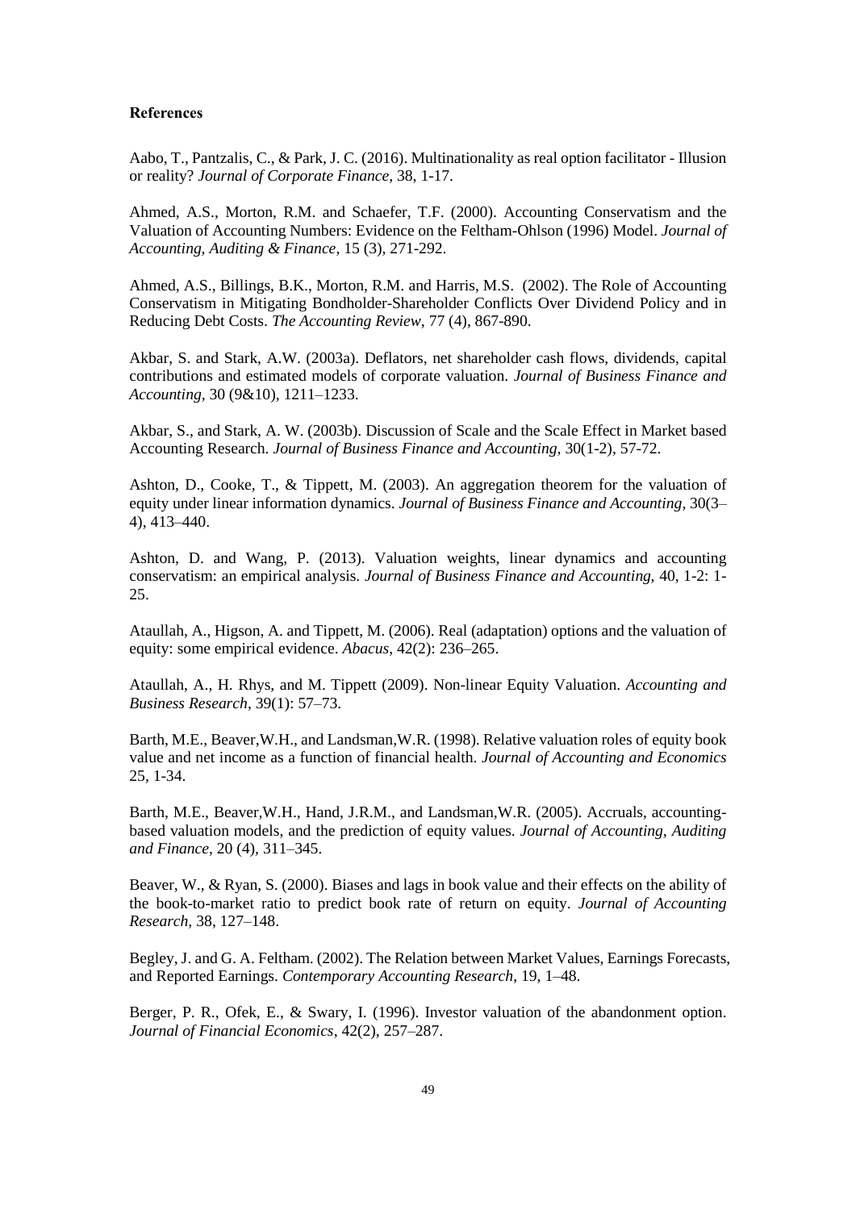**References**

Aabo, T., Pantzalis, C., & Park, J. C. (2016). Multinationality as real option facilitator - Illusion or reality? *Journal of Corporate Finance*, 38, 1-17.

Ahmed, A.S., Morton, R.M. and Schaefer, T.F. (2000). Accounting Conservatism and the Valuation of Accounting Numbers: Evidence on the Feltham-Ohlson (1996) Model. *Journal of Accounting, Auditing & Finance*, 15 (3), 271-292.

Ahmed, A.S., Billings, B.K., Morton, R.M. and Harris, M.S. (2002). The Role of Accounting Conservatism in Mitigating Bondholder-Shareholder Conflicts Over Dividend Policy and in Reducing Debt Costs. *The Accounting Review*, 77 (4), 867-890.

Akbar, S. and Stark, A.W. (2003a). Deflators, net shareholder cash flows, dividends, capital contributions and estimated models of corporate valuation. *Journal of Business Finance and Accounting*, 30 (9&10), 1211–1233.

Akbar, S., and Stark, A. W. (2003b). Discussion of Scale and the Scale Effect in Market based Accounting Research. *Journal of Business Finance and Accounting*, 30(1-2), 57-72.

Ashton, D., Cooke, T., & Tippett, M. (2003). An aggregation theorem for the valuation of equity under linear information dynamics. *Journal of Business Finance and Accounting*, 30(3–4), 413–440.

Ashton, D. and Wang, P. (2013). Valuation weights, linear dynamics and accounting conservatism: an empirical analysis. *Journal of Business Finance and Accounting,* 40, 1-2: 1-25.

Ataullah, A., Higson, A. and Tippett, M. (2006). Real (adaptation) options and the valuation of equity: some empirical evidence. *Abacus*, 42(2): 236–265.

Ataullah, A., H. Rhys, and M. Tippett (2009). Non-linear Equity Valuation. *Accounting and Business Research*, 39(1): 57–73.

Barth, M.E., Beaver,W.H., and Landsman,W.R. (1998). Relative valuation roles of equity book value and net income as a function of financial health. *Journal of Accounting and Economics* 25, 1-34.

Barth, M.E., Beaver,W.H., Hand, J.R.M., and Landsman,W.R. (2005). Accruals, accounting-based valuation models, and the prediction of equity values. *Journal of Accounting, Auditing and Finance*, 20 (4), 311–345.

Beaver, W., & Ryan, S. (2000). Biases and lags in book value and their effects on the ability of the book-to-market ratio to predict book rate of return on equity. *Journal of Accounting Research*, 38, 127–148.

Begley, J. and G. A. Feltham. (2002). The Relation between Market Values, Earnings Forecasts, and Reported Earnings. *Contemporary Accounting Research*, 19, 1–48.

Berger, P. R., Ofek, E., & Swary, I. (1996). Investor valuation of the abandonment option. *Journal of Financial Economics*, 42(2), 257–287.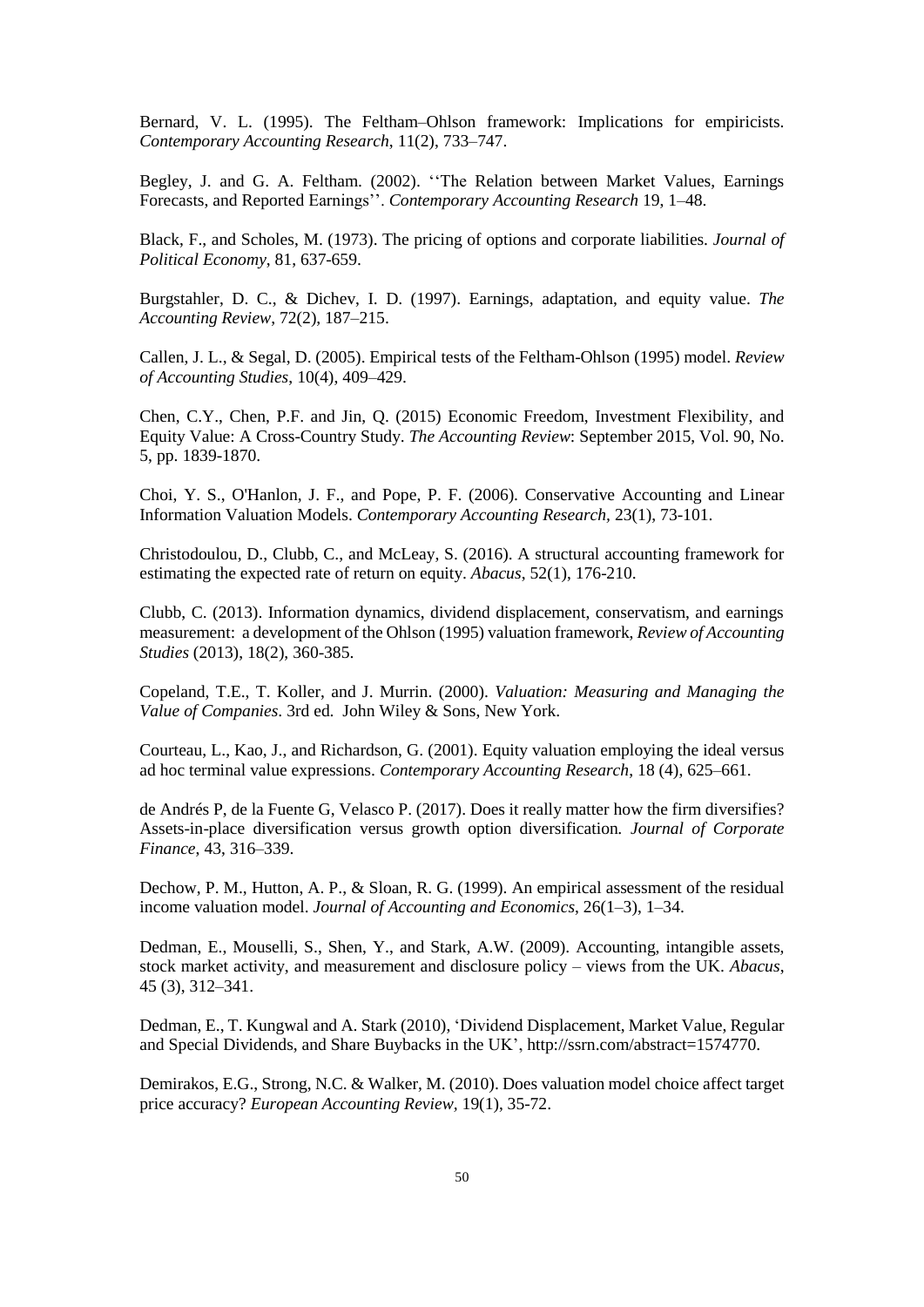Bernard, V. L. (1995). The Feltham–Ohlson framework: Implications for empiricists. *Contemporary Accounting Research*, 11(2), 733–747.

Begley, J. and G. A. Feltham. (2002). ''The Relation between Market Values, Earnings Forecasts, and Reported Earnings''. *Contemporary Accounting Research* 19, 1–48.

Black, F., and Scholes, M. (1973). The pricing of options and corporate liabilities. *Journal of Political Economy*, 81, 637-659.

Burgstahler, D. C., & Dichev, I. D. (1997). Earnings, adaptation, and equity value. *The Accounting Review*, 72(2), 187–215.

Callen, J. L., & Segal, D. (2005). Empirical tests of the Feltham-Ohlson (1995) model. *Review of Accounting Studies*, 10(4), 409–429.

Chen, C.Y., Chen, P.F. and Jin, Q. (2015) Economic Freedom, Investment Flexibility, and Equity Value: A Cross-Country Study. *The Accounting Review*: September 2015, Vol. 90, No. 5, pp. 1839-1870.

Choi, Y. S., O'Hanlon, J. F., and Pope, P. F. (2006). Conservative Accounting and Linear Information Valuation Models. *Contemporary Accounting Research*, 23(1), 73-101.

Christodoulou, D., Clubb, C., and McLeay, S. (2016). A structural accounting framework for estimating the expected rate of return on equity. *Abacus*, 52(1), 176-210.

Clubb, C. (2013). Information dynamics, dividend displacement, conservatism, and earnings measurement: a development of the Ohlson (1995) valuation framework, *Review of Accounting Studies* (2013), 18(2), 360-385.

Copeland, T.E., T. Koller, and J. Murrin. (2000). *Valuation: Measuring and Managing the Value of Companies*. 3rd ed. John Wiley & Sons, New York.

Courteau, L., Kao, J., and Richardson, G. (2001). Equity valuation employing the ideal versus ad hoc terminal value expressions. *Contemporary Accounting Research*, 18 (4), 625–661.

de Andrés P, de la Fuente G, Velasco P. (2017). Does it really matter how the firm diversifies? Assets-in-place diversification versus growth option diversification. *Journal of Corporate Finance*, 43, 316–339.

Dechow, P. M., Hutton, A. P., & Sloan, R. G. (1999). An empirical assessment of the residual income valuation model. *Journal of Accounting and Economics*, 26(1–3), 1–34.

Dedman, E., Mouselli, S., Shen, Y., and Stark, A.W. (2009). Accounting, intangible assets, stock market activity, and measurement and disclosure policy – views from the UK. *Abacus*, 45 (3), 312–341.

Dedman, E., T. Kungwal and A. Stark (2010), 'Dividend Displacement, Market Value, Regular and Special Dividends, and Share Buybacks in the UK', http://ssrn.com/abstract=1574770.

Demirakos, E.G., Strong, N.C. & Walker, M. (2010). Does valuation model choice affect target price accuracy? *European Accounting Review*, 19(1), 35-72.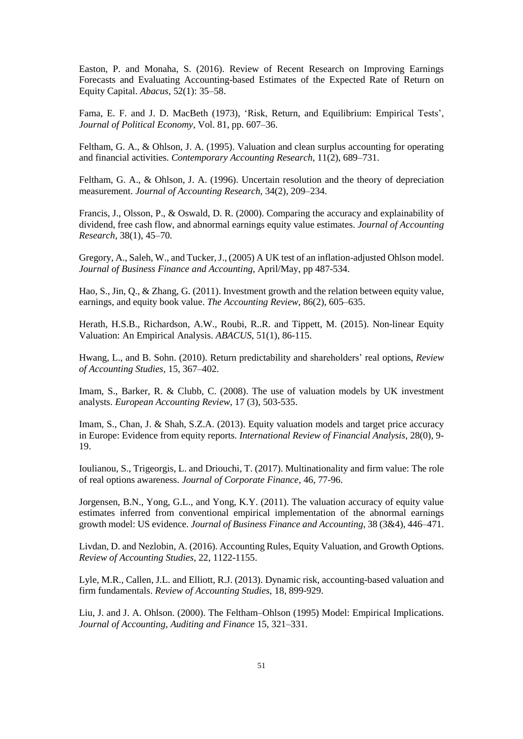Easton, P. and Monaha, S. (2016). Review of Recent Research on Improving Earnings Forecasts and Evaluating Accounting-based Estimates of the Expected Rate of Return on Equity Capital. *Abacus*, 52(1): 35–58.

Fama, E. F. and J. D. MacBeth (1973), 'Risk, Return, and Equilibrium: Empirical Tests', *Journal of Political Economy*, Vol. 81, pp. 607–36.

Feltham, G. A., & Ohlson, J. A. (1995). Valuation and clean surplus accounting for operating and financial activities. *Contemporary Accounting Research*, 11(2), 689–731.

Feltham, G. A., & Ohlson, J. A. (1996). Uncertain resolution and the theory of depreciation measurement. *Journal of Accounting Research*, 34(2), 209–234.

Francis, J., Olsson, P., & Oswald, D. R. (2000). Comparing the accuracy and explainability of dividend, free cash flow, and abnormal earnings equity value estimates. *Journal of Accounting Research*, 38(1), 45–70.

Gregory, A., Saleh, W., and Tucker, J., (2005) A UK test of an inflation-adjusted Ohlson model. *Journal of Business Finance and Accounting*, April/May, pp 487-534.

Hao, S., Jin, Q., & Zhang, G. (2011). Investment growth and the relation between equity value, earnings, and equity book value. *The Accounting Review*, 86(2), 605–635.

Herath, H.S.B., Richardson, A.W., Roubi, R..R. and Tippett, M. (2015). Non-linear Equity Valuation: An Empirical Analysis. *ABACUS*, 51(1), 86-115.

Hwang, L., and B. Sohn. (2010). Return predictability and shareholders' real options, *Review of Accounting Studies*, 15, 367–402.

Imam, S., Barker, R. & Clubb, C. (2008). The use of valuation models by UK investment analysts. *European Accounting Review*, 17 (3), 503-535.

Imam, S., Chan, J. & Shah, S.Z.A. (2013). Equity valuation models and target price accuracy in Europe: Evidence from equity reports. *International Review of Financial Analysis*, 28(0), 9-19.

Ioulianou, S., Trigeorgis, L. and Driouchi, T. (2017). Multinationality and firm value: The role of real options awareness. *Journal of Corporate Finance*, 46, 77-96.

Jorgensen, B.N., Yong, G.L., and Yong, K.Y. (2011). The valuation accuracy of equity value estimates inferred from conventional empirical implementation of the abnormal earnings growth model: US evidence. *Journal of Business Finance and Accounting*, 38 (3&4), 446–471.

Livdan, D. and Nezlobin, A. (2016). Accounting Rules, Equity Valuation, and Growth Options. *Review of Accounting Studies*, 22, 1122-1155.

Lyle, M.R., Callen, J.L. and Elliott, R.J. (2013). Dynamic risk, accounting-based valuation and firm fundamentals. *Review of Accounting Studies*, 18, 899-929.

Liu, J. and J. A. Ohlson. (2000). The Feltham–Ohlson (1995) Model: Empirical Implications. *Journal of Accounting, Auditing and Finance* 15, 321–331.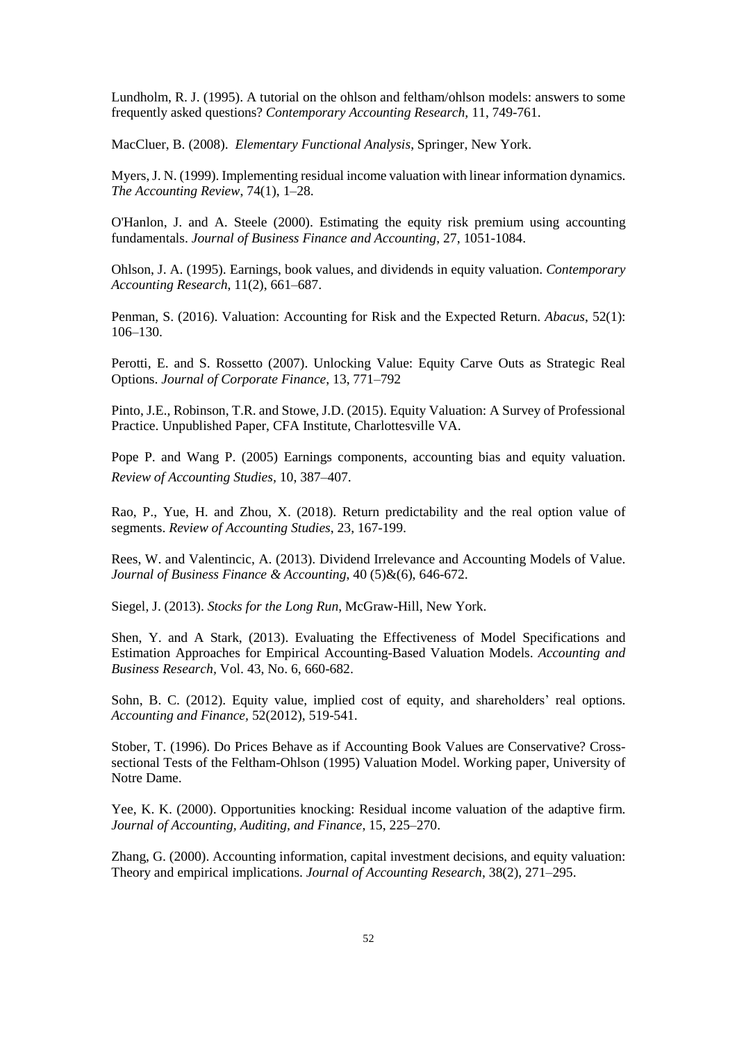Lundholm, R. J. (1995). A tutorial on the ohlson and feltham/ohlson models: answers to some frequently asked questions? *Contemporary Accounting Research,* 11, 749-761.

MacCluer, B. (2008). *Elementary Functional Analysis*, Springer, New York.

Myers, J. N. (1999). Implementing residual income valuation with linear information dynamics. *The Accounting Review*, 74(1), 1–28.

O'Hanlon, J. and A. Steele (2000). Estimating the equity risk premium using accounting fundamentals. *Journal of Business Finance and Accounting*, 27, 1051-1084.

Ohlson, J. A. (1995). Earnings, book values, and dividends in equity valuation. *Contemporary Accounting Research*, 11(2), 661–687.

Penman, S. (2016). Valuation: Accounting for Risk and the Expected Return. *Abacus*, 52(1): 106–130.

Perotti, E. and S. Rossetto (2007). Unlocking Value: Equity Carve Outs as Strategic Real Options. *Journal of Corporate Finance*, 13, 771–792

Pinto, J.E., Robinson, T.R. and Stowe, J.D. (2015). Equity Valuation: A Survey of Professional Practice. Unpublished Paper, CFA Institute, Charlottesville VA.

Pope P. and Wang P. (2005) Earnings components, accounting bias and equity valuation. *Review of Accounting Studies*, 10, 387–407.

Rao, P., Yue, H. and Zhou, X. (2018). Return predictability and the real option value of segments. *Review of Accounting Studies*, 23, 167-199.

Rees, W. and Valentincic, A. (2013). Dividend Irrelevance and Accounting Models of Value. *Journal of Business Finance & Accounting*, 40 (5)&(6), 646-672.

Siegel, J. (2013). *Stocks for the Long Run*, McGraw-Hill, New York.

Shen, Y. and A Stark, (2013). Evaluating the Effectiveness of Model Specifications and Estimation Approaches for Empirical Accounting-Based Valuation Models. *Accounting and Business Research*, Vol. 43, No. 6, 660-682.

Sohn, B. C. (2012). Equity value, implied cost of equity, and shareholders' real options. *Accounting and Finance*, 52(2012), 519-541.

Stober, T. (1996). Do Prices Behave as if Accounting Book Values are Conservative? Cross-sectional Tests of the Feltham-Ohlson (1995) Valuation Model. Working paper, University of Notre Dame.

Yee, K. K. (2000). Opportunities knocking: Residual income valuation of the adaptive firm. *Journal of Accounting, Auditing, and Finance*, 15, 225–270.

Zhang, G. (2000). Accounting information, capital investment decisions, and equity valuation: Theory and empirical implications. *Journal of Accounting Research*, 38(2), 271–295.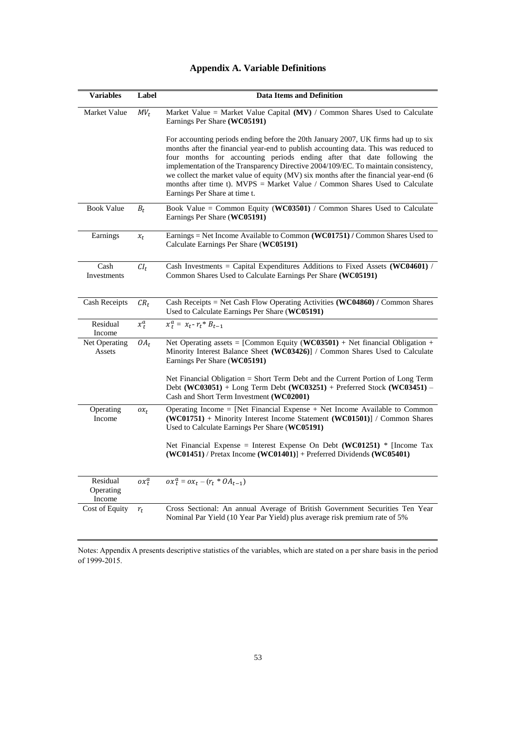## Appendix A. Variable Definitions

| Variables | Label | Data Items and Definition |
|---|---|---|
| Market Value | $MV_t$ | Market Value = Market Value Capital **(MV)** / Common Shares Used to Calculate Earnings Per Share **(WC05191)**<br><br>For accounting periods ending before the 20th January 2007, UK firms had up to six months after the financial year-end to publish accounting data. This was reduced to four months for accounting periods ending after that date following the implementation of the Transparency Directive 2004/109/EC. To maintain consistency, we collect the market value of equity (MV) six months after the financial year-end (6 months after time t). MVPS = Market Value / Common Shares Used to Calculate Earnings Per Share at time t. |
| Book Value | $B_t$ | Book Value = Common Equity (**WC03501**) / Common Shares Used to Calculate Earnings Per Share (**WC05191**) |
| Earnings | $x_t$ | Earnings = Net Income Available to Common **(WC01751) /** Common Shares Used to Calculate Earnings Per Share (**WC05191**) |
| Cash Investments | $CI_t$ | Cash Investments = Capital Expenditures Additions to Fixed Assets **(WC04601)** / Common Shares Used to Calculate Earnings Per Share **(WC05191)** |
| Cash Receipts | $CR_t$ | Cash Receipts = Net Cash Flow Operating Activities **(WC04860) /** Common Shares Used to Calculate Earnings Per Share (**WC05191**) |
| Residual Income | $x_t^a$ | $x_t^a = x_t - r_t * B_{t-1}$ |
| Net Operating Assets | $OA_t$ | Net Operating assets = [Common Equity (**WC03501**) + Net financial Obligation + Minority Interest Balance Sheet **(WC03426)**] / Common Shares Used to Calculate Earnings Per Share (**WC05191**)<br><br>Net Financial Obligation = Short Term Debt and the Current Portion of Long Term Debt **(WC03051)** + Long Term Debt **(WC03251)** + Preferred Stock **(WC03451)** – Cash and Short Term Investment **(WC02001)** |
| Operating Income | $ox_t$ | Operating Income = [Net Financial Expense + Net Income Available to Common **(WC01751)** + Minority Interest Income Statement **(WC01501)**] / Common Shares Used to Calculate Earnings Per Share (**WC05191**)<br><br>Net Financial Expense = Interest Expense On Debt **(WC01251)** * [Income Tax **(WC01451)** / Pretax Income **(WC01401)**] + Preferred Dividends **(WC05401)** |
| Residual Operating Income | $ox_t^a$ | $ox_t^a = ox_t - (r_t * OA_{t-1})$ |
| Cost of Equity | $r_t$ | Cross Sectional: An annual Average of British Government Securities Ten Year Nominal Par Yield (10 Year Par Yield) plus average risk premium rate of 5% |

Notes: Appendix A presents descriptive statistics of the variables, which are stated on a per share basis in the period of 1999-2015.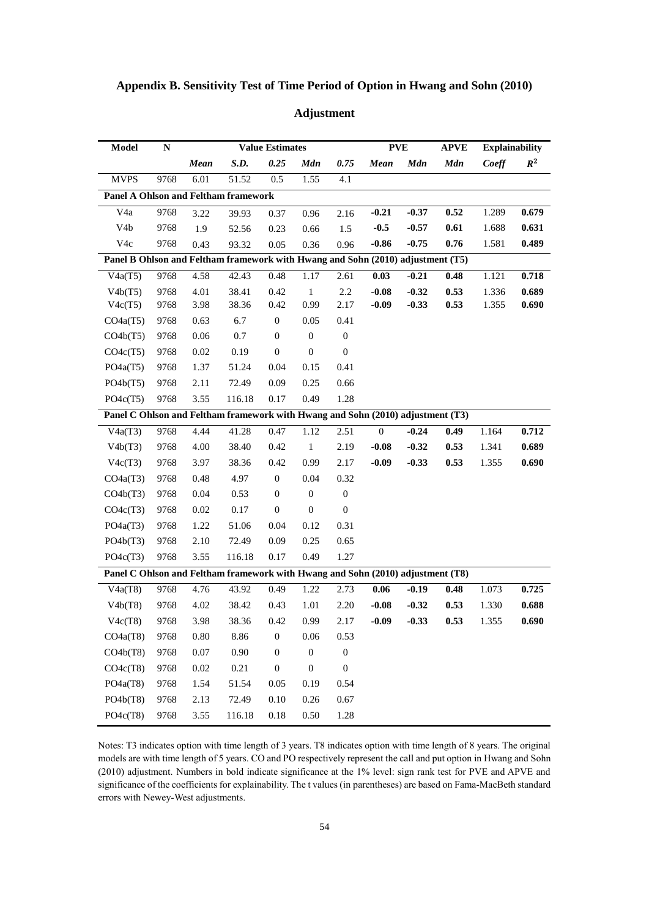## Appendix B. Sensitivity Test of Time Period of Option in Hwang and Sohn (2010) Adjustment

| Model | N | Value Estimates | | | | | PVE | | APVE | Explainability | |
|---|---|---|---|---|---|---|---|---|---|---|---|
| | | *Mean* | *S.D.* | *0.25* | *Mdn* | *0.75* | *Mean* | *Mdn* | *Mdn* | *Coeff* | $R^2$ |
| MVPS | 9768 | 6.01 | 51.52 | 0.5 | 1.55 | 4.1 | | | | | |
| **Panel A Ohlson and Feltham framework** | | | | | | | | | | | |
| V4a | 9768 | 3.22 | 39.93 | 0.37 | 0.96 | 2.16 | **-0.21** | **-0.37** | **0.52** | 1.289 | **0.679** |
| V4b | 9768 | 1.9 | 52.56 | 0.23 | 0.66 | 1.5 | **-0.5** | **-0.57** | **0.61** | 1.688 | **0.631** |
| V4c | 9768 | 0.43 | 93.32 | 0.05 | 0.36 | 0.96 | **-0.86** | **-0.75** | **0.76** | 1.581 | **0.489** |
| **Panel B Ohlson and Feltham framework with Hwang and Sohn (2010) adjustment (T5)** | | | | | | | | | | | |
| V4a(T5) | 9768 | 4.58 | 42.43 | 0.48 | 1.17 | 2.61 | **0.03** | **-0.21** | **0.48** | 1.121 | **0.718** |
| V4b(T5) | 9768 | 4.01 | 38.41 | 0.42 | 1 | 2.2 | **-0.08** | **-0.32** | **0.53** | 1.336 | **0.689** |
| V4c(T5) | 9768 | 3.98 | 38.36 | 0.42 | 0.99 | 2.17 | **-0.09** | **-0.33** | **0.53** | 1.355 | **0.690** |
| CO4a(T5) | 9768 | 0.63 | 6.7 | 0 | 0.05 | 0.41 | | | | | |
| CO4b(T5) | 9768 | 0.06 | 0.7 | 0 | 0 | 0 | | | | | |
| CO4c(T5) | 9768 | 0.02 | 0.19 | 0 | 0 | 0 | | | | | |
| PO4a(T5) | 9768 | 1.37 | 51.24 | 0.04 | 0.15 | 0.41 | | | | | |
| PO4b(T5) | 9768 | 2.11 | 72.49 | 0.09 | 0.25 | 0.66 | | | | | |
| PO4c(T5) | 9768 | 3.55 | 116.18 | 0.17 | 0.49 | 1.28 | | | | | |
| **Panel C Ohlson and Feltham framework with Hwang and Sohn (2010) adjustment (T3)** | | | | | | | | | | | |
| V4a(T3) | 9768 | 4.44 | 41.28 | 0.47 | 1.12 | 2.51 | 0 | **-0.24** | **0.49** | 1.164 | **0.712** |
| V4b(T3) | 9768 | 4.00 | 38.40 | 0.42 | 1 | 2.19 | **-0.08** | **-0.32** | **0.53** | 1.341 | **0.689** |
| V4c(T3) | 9768 | 3.97 | 38.36 | 0.42 | 0.99 | 2.17 | **-0.09** | **-0.33** | **0.53** | 1.355 | **0.690** |
| CO4a(T3) | 9768 | 0.48 | 4.97 | 0 | 0.04 | 0.32 | | | | | |
| CO4b(T3) | 9768 | 0.04 | 0.53 | 0 | 0 | 0 | | | | | |
| CO4c(T3) | 9768 | 0.02 | 0.17 | 0 | 0 | 0 | | | | | |
| PO4a(T3) | 9768 | 1.22 | 51.06 | 0.04 | 0.12 | 0.31 | | | | | |
| PO4b(T3) | 9768 | 2.10 | 72.49 | 0.09 | 0.25 | 0.65 | | | | | |
| PO4c(T3) | 9768 | 3.55 | 116.18 | 0.17 | 0.49 | 1.27 | | | | | |
| **Panel C Ohlson and Feltham framework with Hwang and Sohn (2010) adjustment (T8)** | | | | | | | | | | | |
| V4a(T8) | 9768 | 4.76 | 43.92 | 0.49 | 1.22 | 2.73 | **0.06** | **-0.19** | **0.48** | 1.073 | **0.725** |
| V4b(T8) | 9768 | 4.02 | 38.42 | 0.43 | 1.01 | 2.20 | **-0.08** | **-0.32** | **0.53** | 1.330 | **0.688** |
| V4c(T8) | 9768 | 3.98 | 38.36 | 0.42 | 0.99 | 2.17 | **-0.09** | **-0.33** | **0.53** | 1.355 | **0.690** |
| CO4a(T8) | 9768 | 0.80 | 8.86 | 0 | 0.06 | 0.53 | | | | | |
| CO4b(T8) | 9768 | 0.07 | 0.90 | 0 | 0 | 0 | | | | | |
| CO4c(T8) | 9768 | 0.02 | 0.21 | 0 | 0 | 0 | | | | | |
| PO4a(T8) | 9768 | 1.54 | 51.54 | 0.05 | 0.19 | 0.54 | | | | | |
| PO4b(T8) | 9768 | 2.13 | 72.49 | 0.10 | 0.26 | 0.67 | | | | | |
| PO4c(T8) | 9768 | 3.55 | 116.18 | 0.18 | 0.50 | 1.28 | | | | | |

Notes: T3 indicates option with time length of 3 years. T8 indicates option with time length of 8 years. The original models are with time length of 5 years. CO and PO respectively represent the call and put option in Hwang and Sohn (2010) adjustment. Numbers in bold indicate significance at the 1% level: sign rank test for PVE and APVE and significance of the coefficients for explainability. The t values (in parentheses) are based on Fama-MacBeth standard errors with Newey-West adjustments.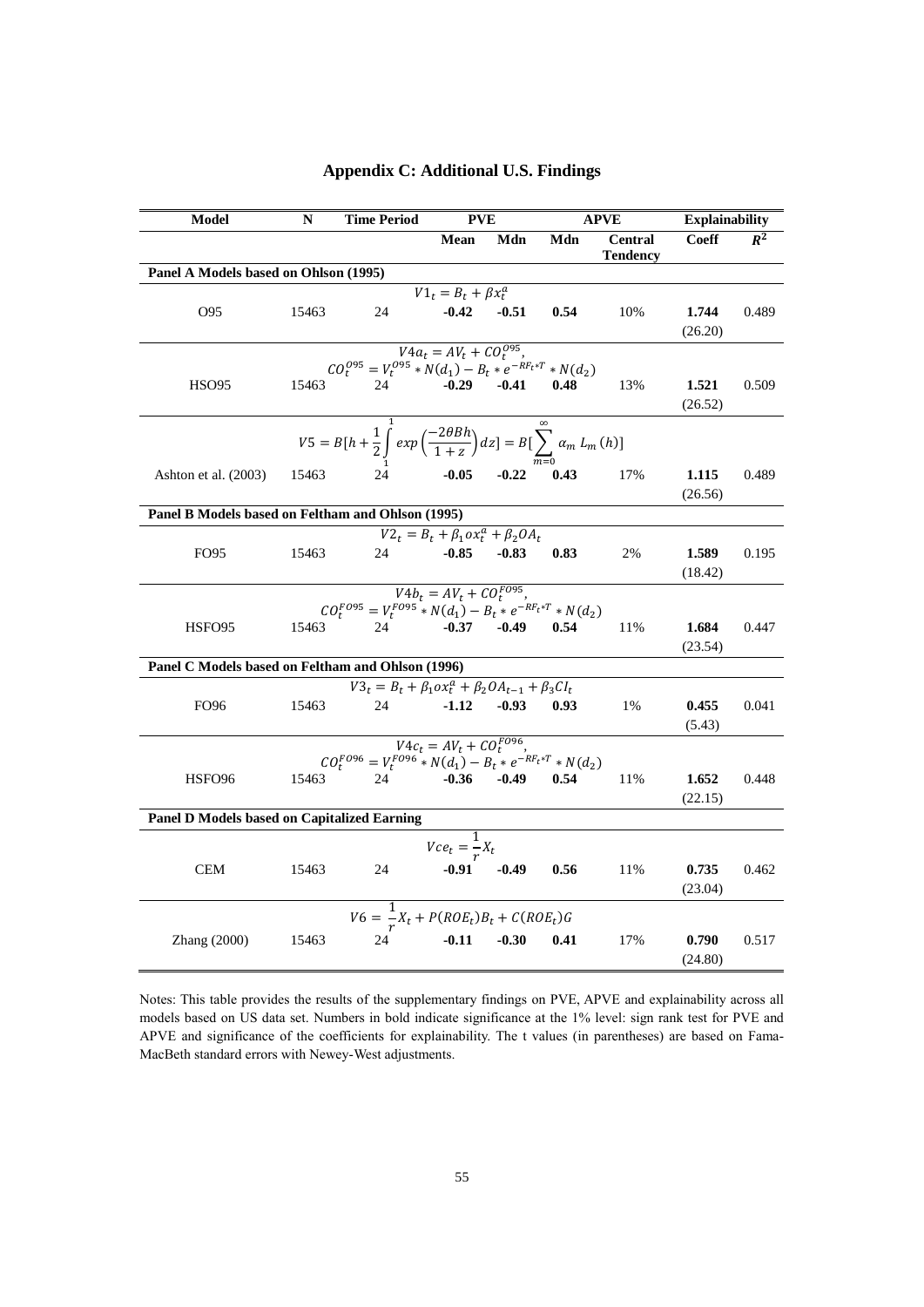# Appendix C: Additional U.S. Findings

| Model | N | Time Period | PVE | | APVE | | Explainability | |
|---|---|---|---|---|---|---|---|---|
| | | | Mean | Mdn | Mdn | Central Tendency | Coeff | $R^2$ |
| **Panel A Models based on Ohlson (1995)** | | | | | | | | |
| | | | $V1_t = B_t + \beta x_t^a$ | | | | | |
| O95 | 15463 | 24 | **-0.42** | **-0.51** | **0.54** | 10% | **1.744** | 0.489 |
| | | | | | | | (26.20) | |
| | | | $V4a_t = AV_t + CO_t^{O95}$, $CO_t^{O95} = V_t^{O95} * N(d_1) - B_t * e^{-RF_t * T} * N(d_2)$ | | | | | |
| HSO95 | 15463 | 24 | **-0.29** | **-0.41** | **0.48** | 13% | **1.521** | 0.509 |
| | | | | | | | (26.52) | |
| | | | $V5 = B[h + \frac{1}{2}\int_1^1 exp\left(\frac{-2\theta Bh}{1+z}\right)dz] = B[\sum_{m=0}^{\infty} \alpha_m L_m(h)]$ | | | | | |
| Ashton et al. (2003) | 15463 | 24 | **-0.05** | **-0.22** | **0.43** | 17% | **1.115** | 0.489 |
| | | | | | | | (26.56) | |
| **Panel B Models based on Feltham and Ohlson (1995)** | | | | | | | | |
| | | | $V2_t = B_t + \beta_1 ox_t^a + \beta_2 OA_t$ | | | | | |
| FO95 | 15463 | 24 | **-0.85** | **-0.83** | **0.83** | 2% | **1.589** | 0.195 |
| | | | | | | | (18.42) | |
| | | | $V4b_t = AV_t + CO_t^{FO95}$, $CO_t^{FO95} = V_t^{FO95} * N(d_1) - B_t * e^{-RF_t * T} * N(d_2)$ | | | | | |
| HSFO95 | 15463 | 24 | **-0.37** | **-0.49** | **0.54** | 11% | **1.684** | 0.447 |
| | | | | | | | (23.54) | |
| **Panel C Models based on Feltham and Ohlson (1996)** | | | | | | | | |
| | | | $V3_t = B_t + \beta_1 ox_t^a + \beta_2 OA_{t-1} + \beta_3 CI_t$ | | | | | |
| FO96 | 15463 | 24 | **-1.12** | **-0.93** | **0.93** | 1% | **0.455** | 0.041 |
| | | | | | | | (5.43) | |
| | | | $V4c_t = AV_t + CO_t^{FO96}$, $CO_t^{FO96} = V_t^{FO96} * N(d_1) - B_t * e^{-RF_t * T} * N(d_2)$ | | | | | |
| HSFO96 | 15463 | 24 | **-0.36** | **-0.49** | **0.54** | 11% | **1.652** | 0.448 |
| | | | | | | | (22.15) | |
| **Panel D Models based on Capitalized Earning** | | | | | | | | |
| | | | $Vce_t = \frac{1}{r} X_t$ | | | | | |
| CEM | 15463 | 24 | **-0.91** | **-0.49** | **0.56** | 11% | **0.735** | 0.462 |
| | | | | | | | (23.04) | |
| | | | $V6 = \frac{1}{r} X_t + P(ROE_t)B_t + C(ROE_t)G$ | | | | | |
| Zhang (2000) | 15463 | 24 | **-0.11** | **-0.30** | **0.41** | 17% | **0.790** | 0.517 |
| | | | | | | | (24.80) | |

Notes: This table provides the results of the supplementary findings on PVE, APVE and explainability across all models based on US data set. Numbers in bold indicate significance at the 1% level: sign rank test for PVE and APVE and significance of the coefficients for explainability. The t values (in parentheses) are based on Fama-MacBeth standard errors with Newey-West adjustments.